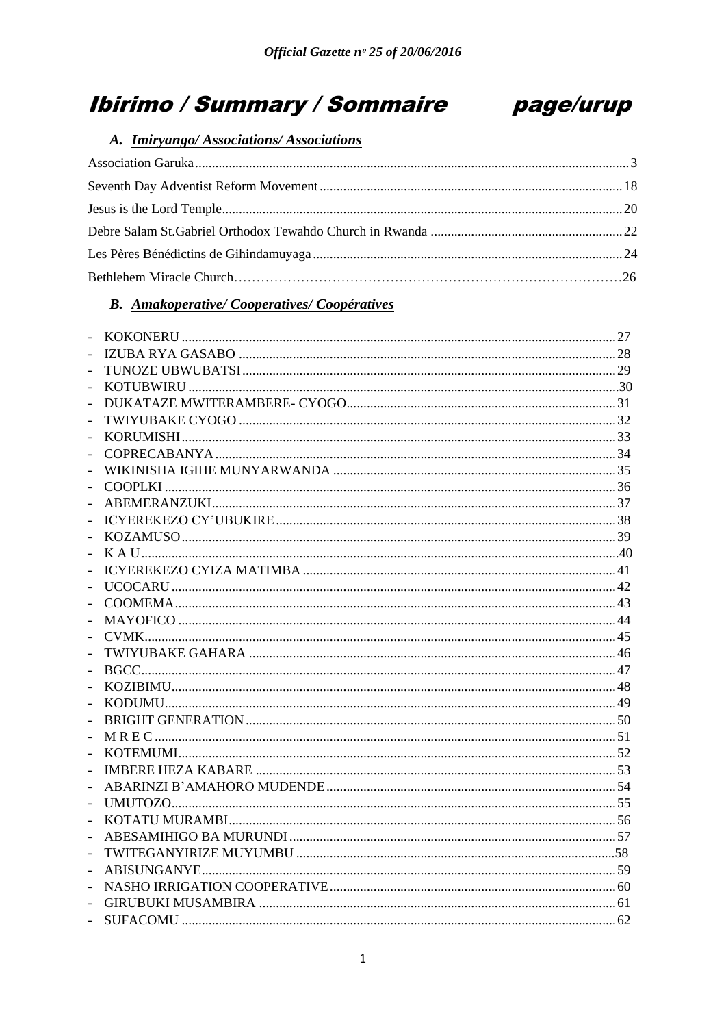# *Ibirimo / Summary / Sommaire* *page/urup*

## *A. Imiryango/ Associations/ Associations*

Association Garuka...3

Seventh Day Adventist Reform Movement...18

Jesus is the Lord Temple...20

Debre Salam St.Gabriel Orthodox Tewahdo Church in Rwanda...22

Les Pères Bénédictins de Gihindamuyaga...24

Bethlehem Miracle Church...26

## *B. Amakoperative/ Cooperatives/ Coopératives*

- KOKONERU...27
- IZUBA RYA GASABO...28
- TUNOZE UBWUBATSI...29
- KOTUBWIRU...30
- DUKATAZE MWITERAMBERE- CYOGO...31
- TWIYUBAKE CYOGO...32
- KORUMISHI...33
- COPRECABANYA...34
- WIKINISHA IGIHE MUNYARWANDA...35
- COOPLKI...36
- ABEMERANZUKI...37
- ICYEREKEZO CY'UBUKIRE...38
- KOZAMUSO...39
- K A U...40
- ICYEREKEZO CYIZA MATIMBA...41
- UCOCARU...42
- COOMEMA...43
- MAYOFICO...44
- CVMK...45
- TWIYUBAKE GAHARA...46
- BGCC...47
- KOZIBIMU...48
- KODUMU...49
- BRIGHT GENERATION...50
- M R E C...51
- KOTEMUMI...52
- IMBERE HEZA KABARE...53
- ABARINZI B'AMAHORO MUDENDE...54
- UMUTOZO...55
- KOTATU MURAMBI...56
- ABESAMIHIGO BA MURUNDI...57
- TWITEGANYIRIZE MUYUMBU...58
- ABISUNGANYE...59
- NASHO IRRIGATION COOPERATIVE...60
- GIRUBUKI MUSAMBIRA...61
- SUFACOMU...62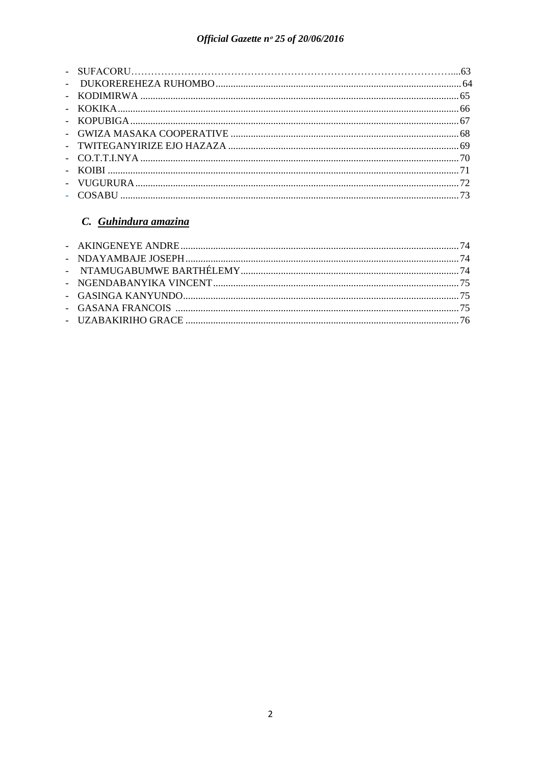- SUFACORU……………………………………………………………………………….....63
- DUKOREREHEZA RUHOMBO .................................................................................................64
- KODIMIRWA ..........................................................................................................................65
- KOKIKA...................................................................................................................................66
- KOPUBIGA..............................................................................................................................67
- GWIZA MASAKA COOPERATIVE .......................................................................................68
- TWITEGANYIRIZE EJO HAZAZA ........................................................................................69
- CO.T.T.I.NYA .........................................................................................................................70
- KOIBI .......................................................................................................................................71
- VUGURURA............................................................................................................................72
- COSABU ..................................................................................................................................73

### C. *Guhindura amazina*

- AKINGENEYE ANDRE.............................................................................................................74
- NDAYAMBAJE JOSEPH..........................................................................................................74
- NTAMUGABUMWE BARTHÉLEMY.......................................................................................74
- NGENDABANYIKA VINCENT.................................................................................................75
- GASINGA KANYUNDO...........................................................................................................75
- GASANA FRANCOIS .............................................................................................................75
- UZABAKIRIHO GRACE ..........................................................................................................76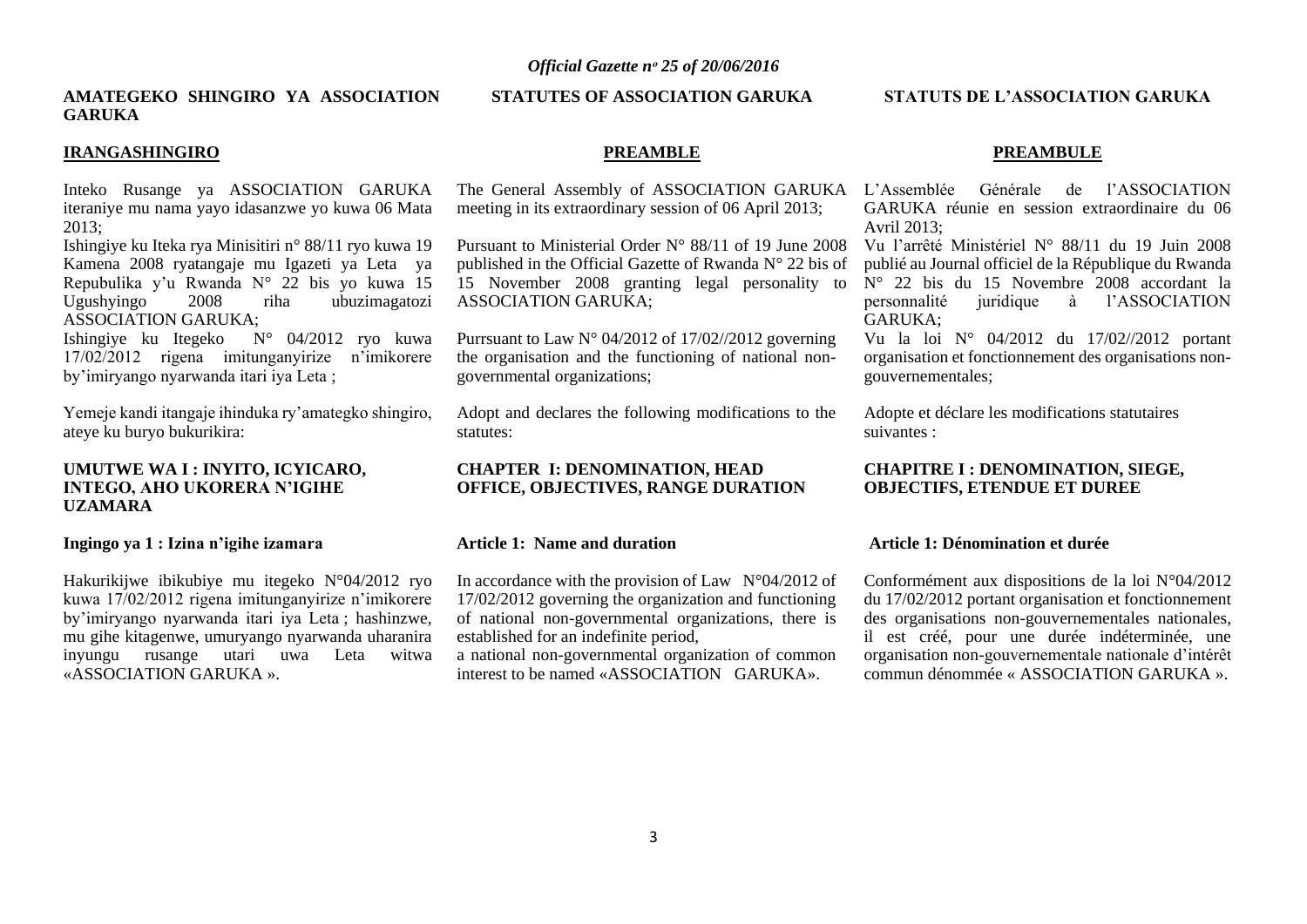**AMATEGEKO SHINGIRO YA ASSOCIATION GARUKA**

**IRANGASHINGIRO**

Inteko Rusange ya ASSOCIATION GARUKA iteraniye mu nama yayo idasanzwe yo kuwa 06 Mata 2013;

Ishingiye ku Iteka rya Minisitiri n° 88/11 ryo kuwa 19 Kamena 2008 ryatangaje mu Igazeti ya Leta ya Repubulika y'u Rwanda N° 22 bis yo kuwa 15 Ugushyingo 2008 riha ubuzimagatozi ASSOCIATION GARUKA;

Ishingiye ku Itegeko N° 04/2012 ryo kuwa 17/02/2012 rigena imitunganyirize n'imikorere by'imiryango nyarwanda itari iya Leta ;

Yemeje kandi itangaje ihinduka ry'amategko shingiro, ateye ku buryo bukurikira:

**UMUTWE WA I : INYITO, ICYICARO, INTEGO, AHO UKORERA N'IGIHE UZAMARA**

**Ingingo ya 1 : Izina n'igihe izamara**

Hakurikijwe ibikubiye mu itegeko N°04/2012 ryo kuwa 17/02/2012 rigena imitunganyirize n'imikorere by'imiryango nyarwanda itari iya Leta ; hashinzwe, mu gihe kitagenwe, umuryango nyarwanda uharanira inyungu rusange utari uwa Leta witwa «ASSOCIATION GARUKA ».

**STATUTES OF ASSOCIATION GARUKA**

**PREAMBLE**

The General Assembly of ASSOCIATION GARUKA meeting in its extraordinary session of 06 April 2013;

Pursuant to Ministerial Order N° 88/11 of 19 June 2008 published in the Official Gazette of Rwanda N° 22 bis of 15 November 2008 granting legal personality to ASSOCIATION GARUKA;

Purrsuant to Law N° 04/2012 of 17/02//2012 governing the organisation and the functioning of national non-governmental organizations;

Adopt and declares the following modifications to the statutes:

**CHAPTER I: DENOMINATION, HEAD OFFICE, OBJECTIVES, RANGE DURATION**

**Article 1: Name and duration**

In accordance with the provision of Law N°04/2012 of 17/02/2012 governing the organization and functioning of national non-governmental organizations, there is established for an indefinite period,
a national non-governmental organization of common interest to be named «ASSOCIATION GARUKA».

**STATUTS DE L'ASSOCIATION GARUKA**

**PREAMBULE**

L'Assemblée Générale de l'ASSOCIATION GARUKA réunie en session extraordinaire du 06 Avril 2013;

Vu l'arrêté Ministériel N° 88/11 du 19 Juin 2008 publié au Journal officiel de la République du Rwanda N° 22 bis du 15 Novembre 2008 accordant la personnalité juridique à l'ASSOCIATION GARUKA;

Vu la loi N° 04/2012 du 17/02//2012 portant organisation et fonctionnement des organisations non-gouvernementales;

Adopte et déclare les modifications statutaires suivantes :

**CHAPITRE I : DENOMINATION, SIEGE, OBJECTIFS, ETENDUE ET DUREE**

**Article 1: Dénomination et durée**

Conformément aux dispositions de la loi N°04/2012 du 17/02/2012 portant organisation et fonctionnement des organisations non-gouvernementales nationales, il est créé, pour une durée indéterminée, une organisation non-gouvernementale nationale d'intérêt commun dénommée « ASSOCIATION GARUKA ».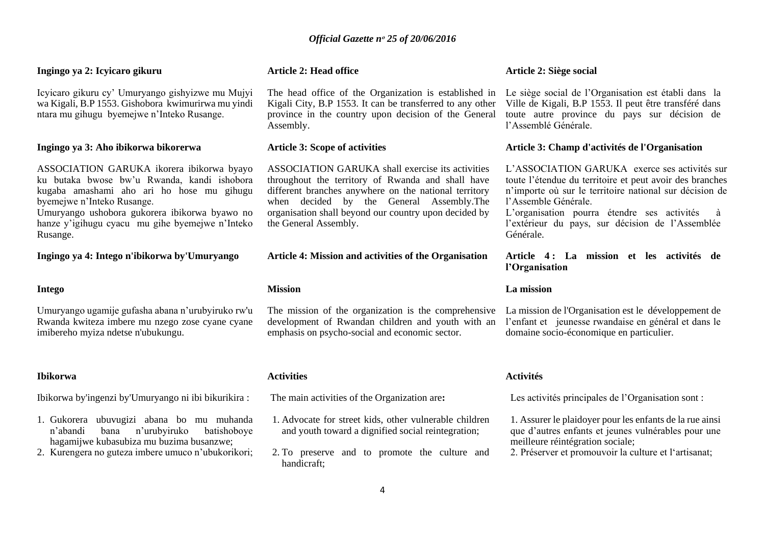**Ingingo ya 2: Icyicaro gikuru**

Icyicaro gikuru cy' Umuryango gishyizwe mu Mujyi wa Kigali, B.P 1553. Gishobora kwimurirwa mu yindi ntara mu gihugu byemejwe n'Inteko Rusange.

**Ingingo ya 3: Aho ibikorwa bikorerwa**

ASSOCIATION GARUKA ikorera ibikorwa byayo ku butaka bwose bw'u Rwanda, kandi ishobora kugaba amashami aho ari ho hose mu gihugu byemejwe n'Inteko Rusange.
Umuryango ushobora gukorera ibikorwa byawo no hanze y'igihugu cyacu mu gihe byemejwe n'Inteko Rusange.

**Ingingo ya 4: Intego n'ibikorwa by'Umuryango**

**Intego**

Umuryango ugamije gufasha abana n'urubyiruko rw'u Rwanda kwiteza imbere mu nzego zose cyane cyane imibereho myiza ndetse n'ubukungu.

**Ibikorwa**

Ibikorwa by'ingenzi by'Umuryango ni ibi bikurikira :

1. Gukorera ubuvugizi abana bo mu muhanda n'abandi bana n'urubyiruko batishoboye hagamijwe kubasubiza mu buzima busanzwe;
2. Kurengera no guteza imbere umuco n'ubukorikori;

**Article 2: Head office**

The head office of the Organization is established in Kigali City, B.P 1553. It can be transferred to any other province in the country upon decision of the General Assembly.

**Article 3: Scope of activities**

ASSOCIATION GARUKA shall exercise its activities throughout the territory of Rwanda and shall have different branches anywhere on the national territory when decided by the General Assembly.The organisation shall beyond our country upon decided by the General Assembly.

**Article 4: Mission and activities of the Organisation**

**Mission**

The mission of the organization is the comprehensive development of Rwandan children and youth with an emphasis on psycho-social and economic sector.

**Activities**

The main activities of the Organization are**:**

1. Advocate for street kids, other vulnerable children and youth toward a dignified social reintegration;
2. To preserve and to promote the culture and handicraft;

**Article 2: Siège social**

Le siège social de l'Organisation est établi dans la Ville de Kigali, B.P 1553. Il peut être transféré dans toute autre province du pays sur décision de l'Assemblé Générale.

**Article 3: Champ d'activités de l'Organisation**

L'ASSOCIATION GARUKA exerce ses activités sur toute l'étendue du territoire et peut avoir des branches n'importe où sur le territoire national sur décision de l'Assemble Générale.
L'organisation pourra étendre ses activités à l'extérieur du pays, sur décision de l'Assemblée Générale.

**Article 4 : La mission et les activités de l'Organisation**

**La mission**

La mission de l'Organisation est le développement de l'enfant et jeunesse rwandaise en général et dans le domaine socio-économique en particulier.

**Activités**

Les activités principales de l'Organisation sont :

1. Assurer le plaidoyer pour les enfants de la rue ainsi que d'autres enfants et jeunes vulnérables pour une meilleure réintégration sociale;
2. Préserver et promouvoir la culture et l'artisanat;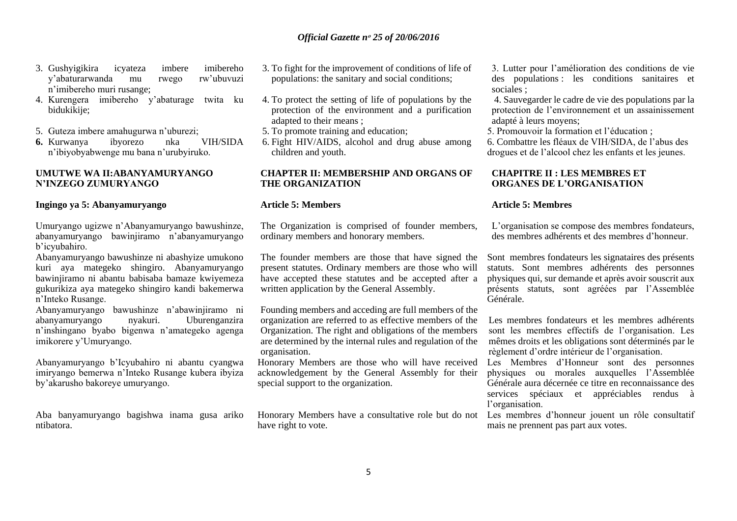3. Gushyigikira icyateza imbere imibereho y'abaturarwanda mu rwego rw'ubuvuzi n'imibereho muri rusange;
4. Kurengera imibereho y'abaturage twita ku bidukikije;
5. Guteza imbere amahugurwa n'uburezi;
6. Kurwanya ibyorezo nka VIH/SIDA n'ibiyobyabwenge mu bana n'urubyiruko.

## UMUTWE WA II:ABANYAMURYANGO N'INZEGO ZUMURYANGO

### Ingingo ya 5: Abanyamuryango

Umuryango ugizwe n'Abanyamuryango bawushinze, abanyamuryango bawinjiramo n'abanyamuryango b'icyubahiro.

Abanyamuryango bawushinze ni abashyize umukono kuri aya mategeko shingiro. Abanyamuryango bawinjiramo ni abantu babisaba bamaze kwiyemeza gukurikiza aya mategeko shingiro kandi bakemerwa n'Inteko Rusange.

Abanyamuryango bawushinze n'abawinjiramo ni abanyamuryango nyakuri. Uburenganzira n'inshingano byabo bigenwa n'amategeko agenga imikorere y'Umuryango.

Abanyamuryango b'Icyubahiro ni abantu cyangwa imiryango bemerwa n'Inteko Rusange kubera ibyiza by'akarusho bakoreye umuryango.

Aba banyamuryango bagishwa inama gusa ariko ntibatora.

3. To fight for the improvement of conditions of life of populations: the sanitary and social conditions;
4. To protect the setting of life of populations by the protection of the environment and a purification adapted to their means ;
5. To promote training and education;
6. Fight HIV/AIDS, alcohol and drug abuse among children and youth.

## CHAPTER II: MEMBERSHIP AND ORGANS OF THE ORGANIZATION

### Article 5: Members

The Organization is comprised of founder members, ordinary members and honorary members.

The founder members are those that have signed the present statutes. Ordinary members are those who will have accepted these statutes and be accepted after a written application by the General Assembly.

Founding members and acceding are full members of the organization are referred to as effective members of the Organization. The right and obligations of the members are determined by the internal rules and regulation of the organisation.

Honorary Members are those who will have received acknowledgement by the General Assembly for their special support to the organization.

Honorary Members have a consultative role but do not have right to vote.

3. Lutter pour l'amélioration des conditions de vie des populations : les conditions sanitaires et sociales ;
4. Sauvegarder le cadre de vie des populations par la protection de l'environnement et un assainissement adapté à leurs moyens;
5. Promouvoir la formation et l'éducation ;
6. Combattre les fléaux de VIH/SIDA, de l'abus des drogues et de l'alcool chez les enfants et les jeunes.

## CHAPITRE II : LES MEMBRES ET ORGANES DE L'ORGANISATION

### Article 5: Membres

L'organisation se compose des membres fondateurs, des membres adhérents et des membres d'honneur.

Sont membres fondateurs les signataires des présents statuts. Sont membres adhérents des personnes physiques qui, sur demande et après avoir souscrit aux présents statuts, sont agréées par l'Assemblée Générale.

Les membres fondateurs et les membres adhérents sont les membres effectifs de l'organisation. Les mêmes droits et les obligations sont déterminés par le règlement d'ordre intérieur de l'organisation.

Les Membres d'Honneur sont des personnes physiques ou morales auxquelles l'Assemblée Générale aura décernée ce titre en reconnaissance des services spéciaux et appréciables rendus à l'organisation.

Les membres d'honneur jouent un rôle consultatif mais ne prennent pas part aux votes.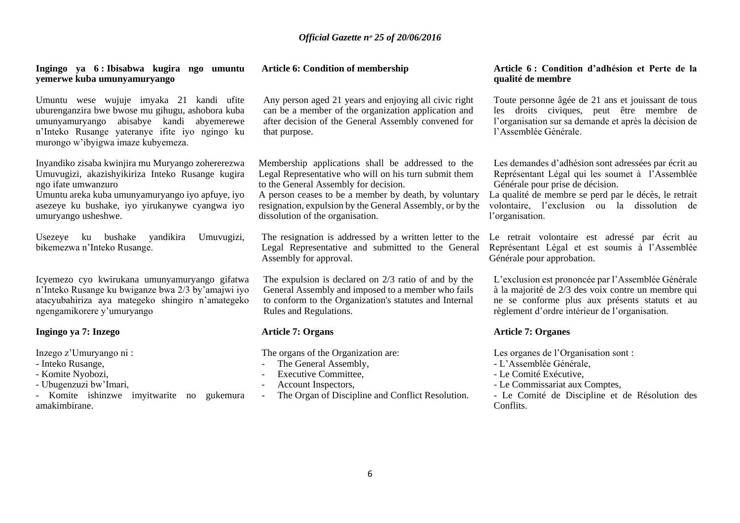**Ingingo ya 6 : Ibisabwa kugira ngo umuntu yemerwe kuba umunyamuryango**

Umuntu wese wujuje imyaka 21 kandi ufite uburenganzira bwe bwose mu gihugu, ashobora kuba umunyamuryango abisabye kandi abyemerewe n'Inteko Rusange yateranye ifite iyo ngingo ku murongo w'ibyigwa imaze kubyemeza.

Inyandiko zisaba kwinjira mu Muryango zohererezwa Umuvugizi, akazishyikiriza Inteko Rusange kugira ngo ifate umwanzuro

Umuntu areka kuba umunyamuryango iyo apfuye, iyo asezeye ku bushake, iyo yirukanywe cyangwa iyo umuryango usheshwe.

Usezeye ku bushake yandikira Umuvugizi, bikemezwa n'Inteko Rusange.

Icyemezo cyo kwirukana umunyamuryango gifatwa n'Inteko Rusange ku bwiganze bwa 2/3 by'amajwi iyo atacyubahiriza aya mategeko shingiro n'amategeko ngengamikorere y'umuryango

**Ingingo ya 7: Inzego**

Inzego z'Umuryango ni :

- Inteko Rusange,
- Komite Nyobozi,
- Ubugenzuzi bw'Imari,
- Komite ishinzwe imyitwarite no gukemura amakimbirane.

**Article 6: Condition of membership**

Any person aged 21 years and enjoying all civic right can be a member of the organization application and after decision of the General Assembly convened for that purpose.

Membership applications shall be addressed to the Legal Representative who will on his turn submit them to the General Assembly for decision.
A person ceases to be a member by death, by voluntary resignation, expulsion by the General Assembly, or by the dissolution of the organisation.

The resignation is addressed by a written letter to the Legal Representative and submitted to the General Assembly for approval.

The expulsion is declared on 2/3 ratio of and by the General Assembly and imposed to a member who fails to conform to the Organization's statutes and Internal Rules and Regulations.

**Article 7: Organs**

The organs of the Organization are:

- The General Assembly,
- Executive Committee,
- Account Inspectors,
- The Organ of Discipline and Conflict Resolution.

**Article 6 : Condition d'adhésion et Perte de la qualité de membre**

Toute personne âgée de 21 ans et jouissant de tous les droits civiques, peut être membre de l'organisation sur sa demande et après la décision de l'Assemblée Générale.

Les demandes d'adhésion sont adressées par écrit au Représentant Légal qui les soumet à l'Assemblée Générale pour prise de décision.
La qualité de membre se perd par le décès, le retrait volontaire, l'exclusion ou la dissolution de l'organisation.

Le retrait volontaire est adressé par écrit au Représentant Légal et est soumis à l'Assemblée Générale pour approbation.

L'exclusion est prononcée par l'Assemblée Générale à la majorité de 2/3 des voix contre un membre qui ne se conforme plus aux présents statuts et au règlement d'ordre intérieur de l'organisation.

**Article 7: Organes**

Les organes de l'Organisation sont :

- L'Assemblée Générale,
- Le Comité Exécutive,
- Le Commissariat aux Comptes,
- Le Comité de Discipline et de Résolution des Conflits.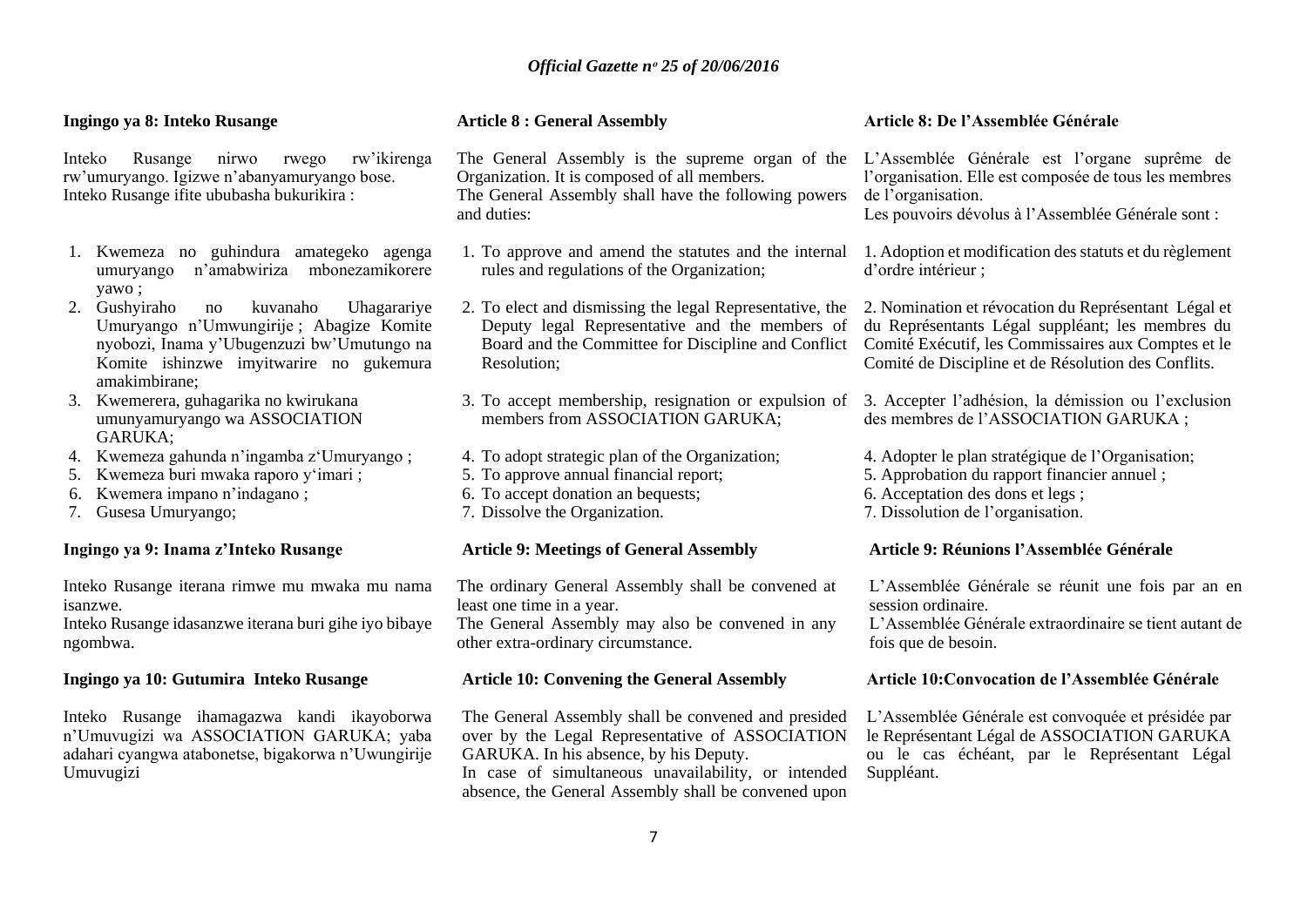**Ingingo ya 8: Inteko Rusange**

Inteko Rusange nirwo rwego rw'ikirenga rw'umuryango. Igizwe n'abanyamuryango bose.
Inteko Rusange ifite ububasha bukurikira :

1. Kwemeza no guhindura amategeko agenga umuryango n'amabwiriza mbonezamikorere yawo ;
2. Gushyiraho no kuvanaho Uhagarariye Umuryango n'Umwungirije ; Abagize Komite nyobozi, Inama y'Ubugenzuzi bw'Umutungo na Komite ishinzwe imyitwarire no gukemura amakimbirane;
3. Kwemerera, guhagarika no kwirukana umunyamuryango wa ASSOCIATION GARUKA;
4. Kwemeza gahunda n'ingamba z'Umuryango ;
5. Kwemeza buri mwaka raporo y'imari ;
6. Kwemera impano n'indagano ;
7. Gusesa Umuryango;

**Ingingo ya 9: Inama z'Inteko Rusange**

Inteko Rusange iterana rimwe mu mwaka mu nama isanzwe.
Inteko Rusange idasanzwe iterana buri gihe iyo bibaye ngombwa.

**Ingingo ya 10: Gutumira Inteko Rusange**

Inteko Rusange ihamagazwa kandi ikayoborwa n'Umuvugizi wa ASSOCIATION GARUKA; yaba adahari cyangwa atabonetse, bigakorwa n'Uwungirije Umuvugizi

**Article 8 : General Assembly**

The General Assembly is the supreme organ of the Organization. It is composed of all members.
The General Assembly shall have the following powers and duties:

1. To approve and amend the statutes and the internal rules and regulations of the Organization;
2. To elect and dismissing the legal Representative, the Deputy legal Representative and the members of Board and the Committee for Discipline and Conflict Resolution;
3. To accept membership, resignation or expulsion of members from ASSOCIATION GARUKA;
4. To adopt strategic plan of the Organization;
5. To approve annual financial report;
6. To accept donation an bequests;
7. Dissolve the Organization.

**Article 9: Meetings of General Assembly**

The ordinary General Assembly shall be convened at least one time in a year.
The General Assembly may also be convened in any other extra-ordinary circumstance.

**Article 10: Convening the General Assembly**

The General Assembly shall be convened and presided over by the Legal Representative of ASSOCIATION GARUKA. In his absence, by his Deputy.
In case of simultaneous unavailability, or intended absence, the General Assembly shall be convened upon

**Article 8: De l'Assemblée Générale**

L'Assemblée Générale est l'organe suprême de l'organisation. Elle est composée de tous les membres de l'organisation.
Les pouvoirs dévolus à l'Assemblée Générale sont :

1. Adoption et modification des statuts et du règlement d'ordre intérieur ;
2. Nomination et révocation du Représentant Légal et du Représentants Légal suppléant; les membres du Comité Exécutif, les Commissaires aux Comptes et le Comité de Discipline et de Résolution des Conflits.
3. Accepter l'adhésion, la démission ou l'exclusion des membres de l'ASSOCIATION GARUKA ;
4. Adopter le plan stratégique de l'Organisation;
5. Approbation du rapport financier annuel ;
6. Acceptation des dons et legs ;
7. Dissolution de l'organisation.

**Article 9: Réunions l'Assemblée Générale**

L'Assemblée Générale se réunit une fois par an en session ordinaire.
L'Assemblée Générale extraordinaire se tient autant de fois que de besoin.

**Article 10:Convocation de l'Assemblée Générale**

L'Assemblée Générale est convoquée et présidée par le Représentant Légal de ASSOCIATION GARUKA ou le cas échéant, par le Représentant Légal Suppléant.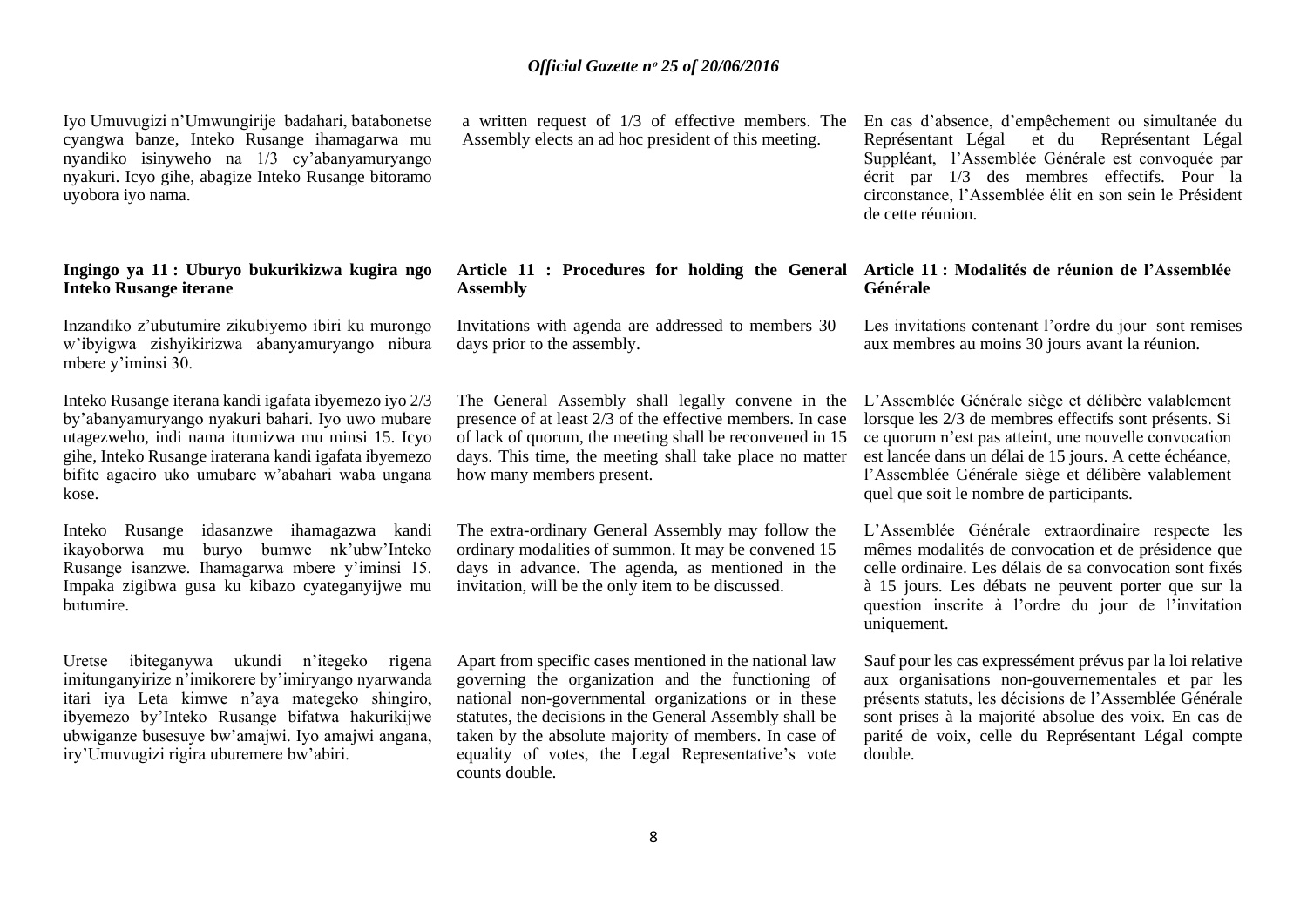Iyo Umuvugizi n'Umwungirije badahari, batabonetse cyangwa banze, Inteko Rusange ihamagarwa mu nyandiko isinyweho na 1/3 cy'abanyamuryango nyakuri. Icyo gihe, abagize Inteko Rusange bitoramo uyobora iyo nama.

a written request of 1/3 of effective members. The Assembly elects an ad hoc president of this meeting.

En cas d'absence, d'empêchement ou simultanée du Représentant Légal et du Représentant Légal Suppléant, l'Assemblée Générale est convoquée par écrit par 1/3 des membres effectifs. Pour la circonstance, l'Assemblée élit en son sein le Président de cette réunion.

**Ingingo ya 11 : Uburyo bukurikizwa kugira ngo Inteko Rusange iterane**

Inzandiko z'ubutumire zikubiyemo ibiri ku murongo w'ibyigwa zishyikirizwa abanyamuryango nibura mbere y'iminsi 30.

Inteko Rusange iterana kandi igafata ibyemezo iyo 2/3 by'abanyamuryango nyakuri bahari. Iyo uwo mubare utagezweho, indi nama itumizwa mu minsi 15. Icyo gihe, Inteko Rusange iraterana kandi igafata ibyemezo bifite agaciro uko umubare w'abahari waba ungana kose.

Inteko Rusange idasanzwe ihamagazwa kandi ikayoborwa mu buryo bumwe nk'ubw'Inteko Rusange isanzwe. Ihamagarwa mbere y'iminsi 15. Impaka zigibwa gusa ku kibazo cyateganyijwe mu butumire.

Uretse ibiteganywa ukundi n'itegeko rigena imitunganyirize n'imikorere by'imiryango nyarwanda itari iya Leta kimwe n'aya mategeko shingiro, ibyemezo by'Inteko Rusange bifatwa hakurikijwe ubwiganze busesuye bw'amajwi. Iyo amajwi angana, iry'Umuvugizi rigira uburemere bw'abiri.

**Article 11 : Procedures for holding the General Assembly**

Invitations with agenda are addressed to members 30 days prior to the assembly.

The General Assembly shall legally convene in the presence of at least 2/3 of the effective members. In case of lack of quorum, the meeting shall be reconvened in 15 days. This time, the meeting shall take place no matter how many members present.

The extra-ordinary General Assembly may follow the ordinary modalities of summon. It may be convened 15 days in advance. The agenda, as mentioned in the invitation, will be the only item to be discussed.

Apart from specific cases mentioned in the national law governing the organization and the functioning of national non-governmental organizations or in these statutes, the decisions in the General Assembly shall be taken by the absolute majority of members. In case of equality of votes, the Legal Representative's vote counts double.

**Article 11 : Modalités de réunion de l'Assemblée Générale**

Les invitations contenant l'ordre du jour sont remises aux membres au moins 30 jours avant la réunion.

L'Assemblée Générale siège et délibère valablement lorsque les 2/3 de membres effectifs sont présents. Si ce quorum n'est pas atteint, une nouvelle convocation est lancée dans un délai de 15 jours. A cette échéance, l'Assemblée Générale siège et délibère valablement quel que soit le nombre de participants.

L'Assemblée Générale extraordinaire respecte les mêmes modalités de convocation et de présidence que celle ordinaire. Les délais de sa convocation sont fixés à 15 jours. Les débats ne peuvent porter que sur la question inscrite à l'ordre du jour de l'invitation uniquement.

Sauf pour les cas expressément prévus par la loi relative aux organisations non-gouvernementales et par les présents statuts, les décisions de l'Assemblée Générale sont prises à la majorité absolue des voix. En cas de parité de voix, celle du Représentant Légal compte double.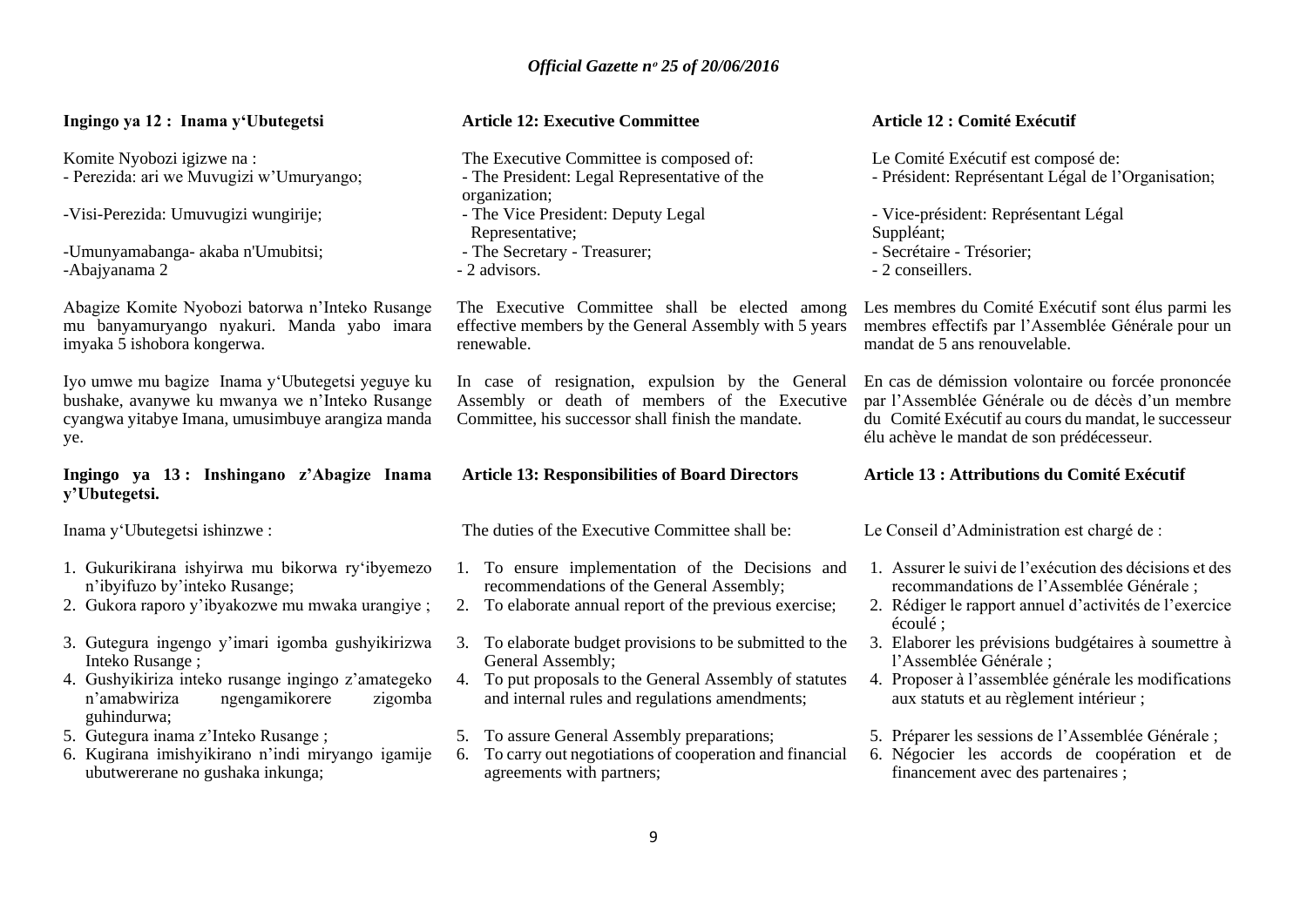### Ingingo ya 12 : Inama y'Ubutegetsi

Komite Nyobozi igizwe na :
- Perezida: ari we Muvugizi w'Umuryango;

-Visi-Perezida: Umuvugizi wungirije;

-Umunyamabanga- akaba n'Umubitsi;
-Abajyanama 2

Abagize Komite Nyobozi batorwa n'Inteko Rusange mu banyamuryango nyakuri. Manda yabo imara imyaka 5 ishobora kongerwa.

Iyo umwe mu bagize Inama y'Ubutegetsi yeguye ku bushake, avanywe ku mwanya we n'Inteko Rusange cyangwa yitabye Imana, umusimbuye arangiza manda ye.

### Ingingo ya 13 : Inshingano z'Abagize Inama y'Ubutegetsi.

Inama y'Ubutegetsi ishinzwe :

1. Gukurikirana ishyirwa mu bikorwa ry'ibyemezo n'ibyifuzo by'inteko Rusange;
2. Gukora raporo y'ibyakozwe mu mwaka urangiye ;
3. Gutegura ingengo y'imari igomba gushyikirizwa Inteko Rusange ;
4. Gushyikiriza inteko rusange ingingo z'amategeko n'amabwiriza ngengamikorere zigomba guhindurwa;
5. Gutegura inama z'Inteko Rusange ;
6. Kugirana imishyikirano n'indi miryango igamije ubutwererane no gushaka inkunga;

### Article 12: Executive Committee

The Executive Committee is composed of:
- The President: Legal Representative of the organization;
- The Vice President: Deputy Legal Representative;
- The Secretary - Treasurer;
- 2 advisors.

The Executive Committee shall be elected among effective members by the General Assembly with 5 years renewable.

In case of resignation, expulsion by the General Assembly or death of members of the Executive Committee, his successor shall finish the mandate.

### Article 13: Responsibilities of Board Directors

The duties of the Executive Committee shall be:

1. To ensure implementation of the Decisions and recommendations of the General Assembly;
2. To elaborate annual report of the previous exercise;
3. To elaborate budget provisions to be submitted to the General Assembly;
4. To put proposals to the General Assembly of statutes and internal rules and regulations amendments;
5. To assure General Assembly preparations;
6. To carry out negotiations of cooperation and financial agreements with partners;

### Article 12 : Comité Exécutif

Le Comité Exécutif est composé de:
- Président: Représentant Légal de l'Organisation;

- Vice-président: Représentant Légal Suppléant;
- Secrétaire - Trésorier;
- 2 conseillers.

Les membres du Comité Exécutif sont élus parmi les membres effectifs par l'Assemblée Générale pour un mandat de 5 ans renouvelable.

En cas de démission volontaire ou forcée prononcée par l'Assemblée Générale ou de décès d'un membre du Comité Exécutif au cours du mandat, le successeur élu achève le mandat de son prédécesseur.

### Article 13 : Attributions du Comité Exécutif

Le Conseil d'Administration est chargé de :

1. Assurer le suivi de l'exécution des décisions et des recommandations de l'Assemblée Générale ;
2. Rédiger le rapport annuel d'activités de l'exercice écoulé ;
3. Elaborer les prévisions budgétaires à soumettre à l'Assemblée Générale ;
4. Proposer à l'assemblée générale les modifications aux statuts et au règlement intérieur ;
5. Préparer les sessions de l'Assemblée Générale ;
6. Négocier les accords de coopération et de financement avec des partenaires ;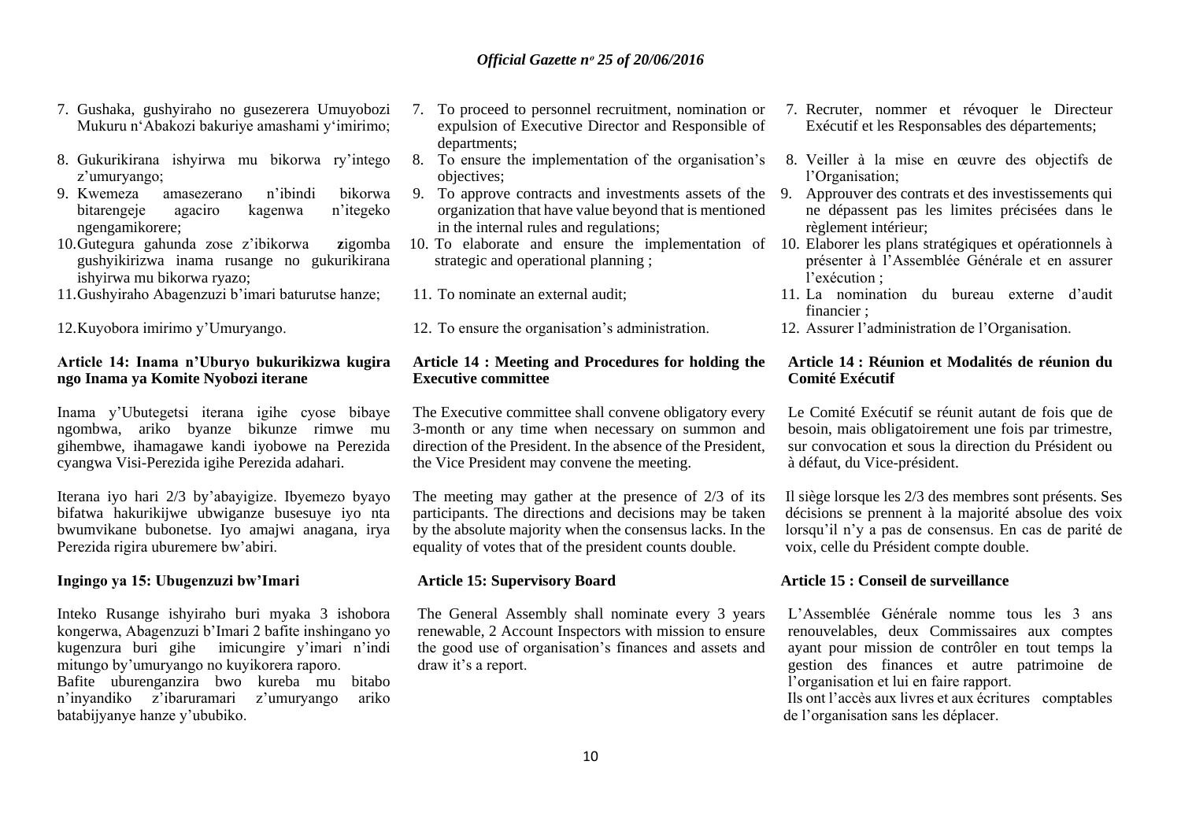7. Gushaka, gushyiraho no gusezerera Umuyobozi Mukuru n'Abakozi bakuriye amashami y'imirimo;
8. Gukurikirana ishyirwa mu bikorwa ry'intego z'umuryango;
9. Kwemeza amasezerano n'ibindi bikorwa bitarengeje agaciro kagenwa n'itegeko ngengamikorere;
10. Gutegura gahunda zose z'ibikorwa zigomba gushyikirizwa inama rusange no gukurikirana ishyirwa mu bikorwa ryazo;
11. Gushyiraho Abagenzuzi b'imari baturutse hanze;
12. Kuyobora imirimo y'Umuryango.

**Article 14: Inama n'Uburyo bukurikizwa kugira ngo Inama ya Komite Nyobozi iterane**

Inama y'Ubutegetsi iterana igihe cyose bibaye ngombwa, ariko byanze bikunze rimwe mu gihembwe, ihamagawe kandi iyobowe na Perezida cyangwa Visi-Perezida igihe Perezida adahari.

Iterana iyo hari 2/3 by'abayigize. Ibyemezo byayo bifatwa hakurikijwe ubwiganze busesuye iyo nta bwumvikane bubonetse. Iyo amajwi anagana, irya Perezida rigira uburemere bw'abiri.

**Ingingo ya 15: Ubugenzuzi bw'Imari**

Inteko Rusange ishyiraho buri myaka 3 ishobora kongerwa, Abagenzuzi b'Imari 2 bafite inshingano yo kugenzura buri gihe imicungire y'imari n'indi mitungo by'umuryango no kuyikorera raporo.
Bafite uburenganzira bwo kureba mu bitabo n'inyandiko z'ibaruramari z'umuryango ariko batabijyanye hanze y'ububiko.

7. To proceed to personnel recruitment, nomination or expulsion of Executive Director and Responsible of departments;
8. To ensure the implementation of the organisation's objectives;
9. To approve contracts and investments assets of the organization that have value beyond that is mentioned in the internal rules and regulations;
10. To elaborate and ensure the implementation of strategic and operational planning ;
11. To nominate an external audit;
12. To ensure the organisation's administration.

**Article 14 : Meeting and Procedures for holding the Executive committee**

The Executive committee shall convene obligatory every 3-month or any time when necessary on summon and direction of the President. In the absence of the President, the Vice President may convene the meeting.

The meeting may gather at the presence of 2/3 of its participants. The directions and decisions may be taken by the absolute majority when the consensus lacks. In the equality of votes that of the president counts double.

**Article 15: Supervisory Board**

The General Assembly shall nominate every 3 years renewable, 2 Account Inspectors with mission to ensure the good use of organisation's finances and assets and draw it's a report.

7. Recruter, nommer et révoquer le Directeur Exécutif et les Responsables des départements;
8. Veiller à la mise en œuvre des objectifs de l'Organisation;
9. Approuver des contrats et des investissements qui ne dépassent pas les limites précisées dans le règlement intérieur;
10. Elaborer les plans stratégiques et opérationnels à présenter à l'Assemblée Générale et en assurer l'exécution ;
11. La nomination du bureau externe d'audit financier ;
12. Assurer l'administration de l'Organisation.

**Article 14 : Réunion et Modalités de réunion du Comité Exécutif**

Le Comité Exécutif se réunit autant de fois que de besoin, mais obligatoirement une fois par trimestre, sur convocation et sous la direction du Président ou à défaut, du Vice-président.

Il siège lorsque les 2/3 des membres sont présents. Ses décisions se prennent à la majorité absolue des voix lorsqu'il n'y a pas de consensus. En cas de parité de voix, celle du Président compte double.

**Article 15 : Conseil de surveillance**

L'Assemblée Générale nomme tous les 3 ans renouvelables, deux Commissaires aux comptes ayant pour mission de contrôler en tout temps la gestion des finances et autre patrimoine de l'organisation et lui en faire rapport.
Ils ont l'accès aux livres et aux écritures comptables de l'organisation sans les déplacer.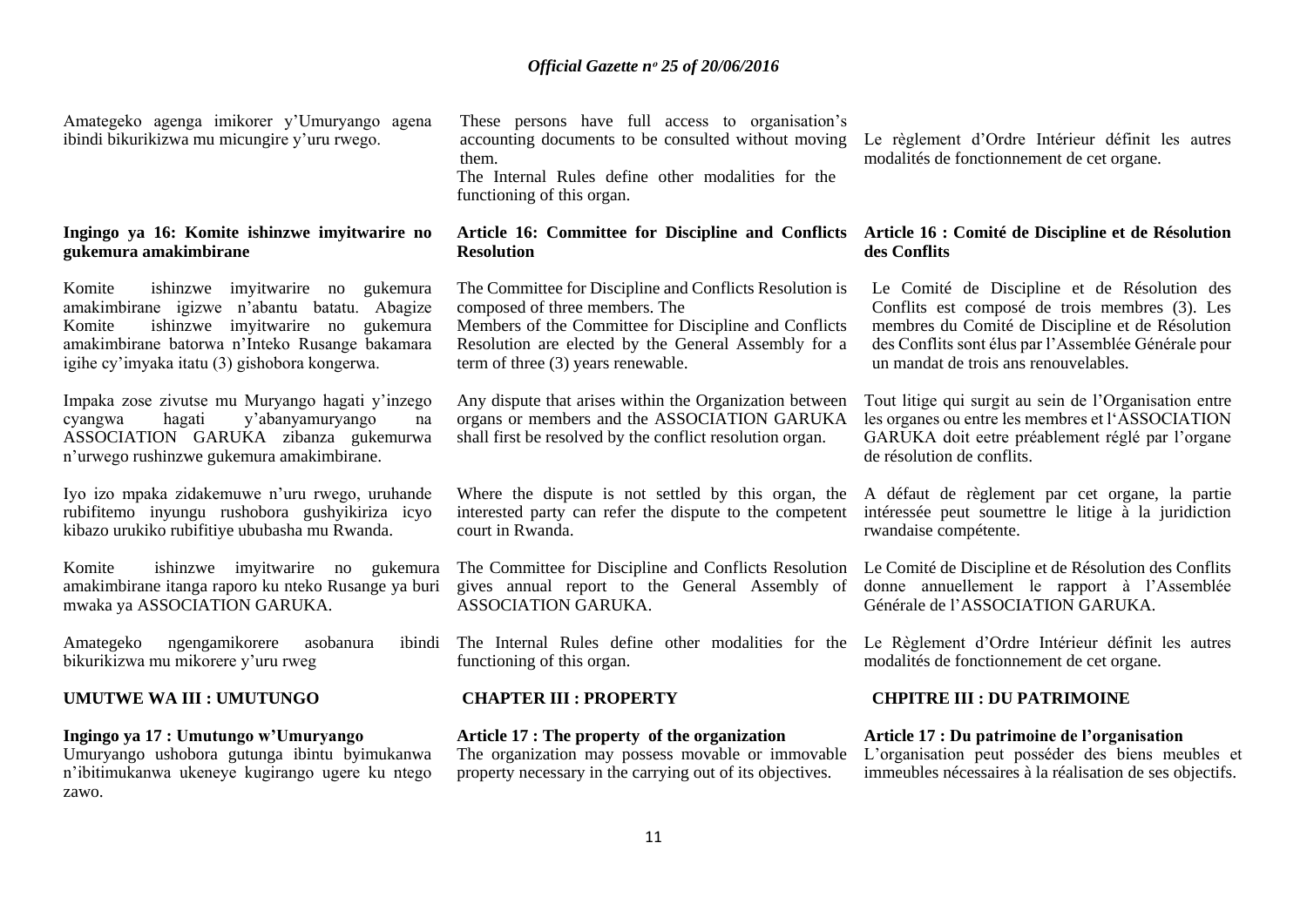Amategeko agenga imikorer y'Umuryango agena ibindi bikurikizwa mu micungire y'uru rwego.

These persons have full access to organisation's accounting documents to be consulted without moving them.
The Internal Rules define other modalities for the functioning of this organ.

Le règlement d'Ordre Intérieur définit les autres modalités de fonctionnement de cet organe.

**Ingingo ya 16: Komite ishinzwe imyitwarire no gukemura amakimbirane**

Komite ishinzwe imyitwarire no gukemura amakimbirane igizwe n'abantu batatu. Abagize Komite ishinzwe imyitwarire no gukemura amakimbirane batorwa n'Inteko Rusange bakamara igihe cy'imyaka itatu (3) gishobora kongerwa.

Impaka zose zivutse mu Muryango hagati y'inzego cyangwa hagati y'abanyamuryango na ASSOCIATION GARUKA zibanza gukemurwa n'urwego rushinzwe gukemura amakimbirane.

Iyo izo mpaka zidakemuwe n'uru rwego, uruhande rubifitemo inyungu rushobora gushyikiriza icyo kibazo urukiko rubifitiye ububasha mu Rwanda.

Komite ishinzwe imyitwarire no gukemura amakimbirane itanga raporo ku nteko Rusange ya buri mwaka ya ASSOCIATION GARUKA.

Amategeko ngengamikorere asobanura ibindi bikurikizwa mu mikorere y'uru rweg

**Article 16: Committee for Discipline and Conflicts Resolution**

The Committee for Discipline and Conflicts Resolution is composed of three members. The
Members of the Committee for Discipline and Conflicts Resolution are elected by the General Assembly for a term of three (3) years renewable.

Any dispute that arises within the Organization between organs or members and the ASSOCIATION GARUKA shall first be resolved by the conflict resolution organ.

Where the dispute is not settled by this organ, the interested party can refer the dispute to the competent court in Rwanda.

The Committee for Discipline and Conflicts Resolution gives annual report to the General Assembly of ASSOCIATION GARUKA.

The Internal Rules define other modalities for the functioning of this organ.

**Article 16 : Comité de Discipline et de Résolution des Conflits**

Le Comité de Discipline et de Résolution des Conflits est composé de trois membres (3). Les membres du Comité de Discipline et de Résolution des Conflits sont élus par l'Assemblée Générale pour un mandat de trois ans renouvelables.

Tout litige qui surgit au sein de l'Organisation entre les organes ou entre les membres et l'ASSOCIATION GARUKA doit eetre préablement réglé par l'organe de résolution de conflits.

A défaut de règlement par cet organe, la partie intéressée peut soumettre le litige à la juridiction rwandaise compétente.

Le Comité de Discipline et de Résolution des Conflits donne annuellement le rapport à l'Assemblée Générale de l'ASSOCIATION GARUKA.

Le Règlement d'Ordre Intérieur définit les autres modalités de fonctionnement de cet organe.

## UMUTWE WA III : UMUTUNGO

**Ingingo ya 17 : Umutungo w'Umuryango**

Umuryango ushobora gutunga ibintu byimukanwa n'ibitimukanwa ukeneye kugirango ugere ku ntego zawo.

## CHAPTER III : PROPERTY

**Article 17 : The property of the organization**

The organization may possess movable or immovable property necessary in the carrying out of its objectives.

## CHPITRE III : DU PATRIMOINE

**Article 17 : Du patrimoine de l'organisation**

L'organisation peut posséder des biens meubles et immeubles nécessaires à la réalisation de ses objectifs.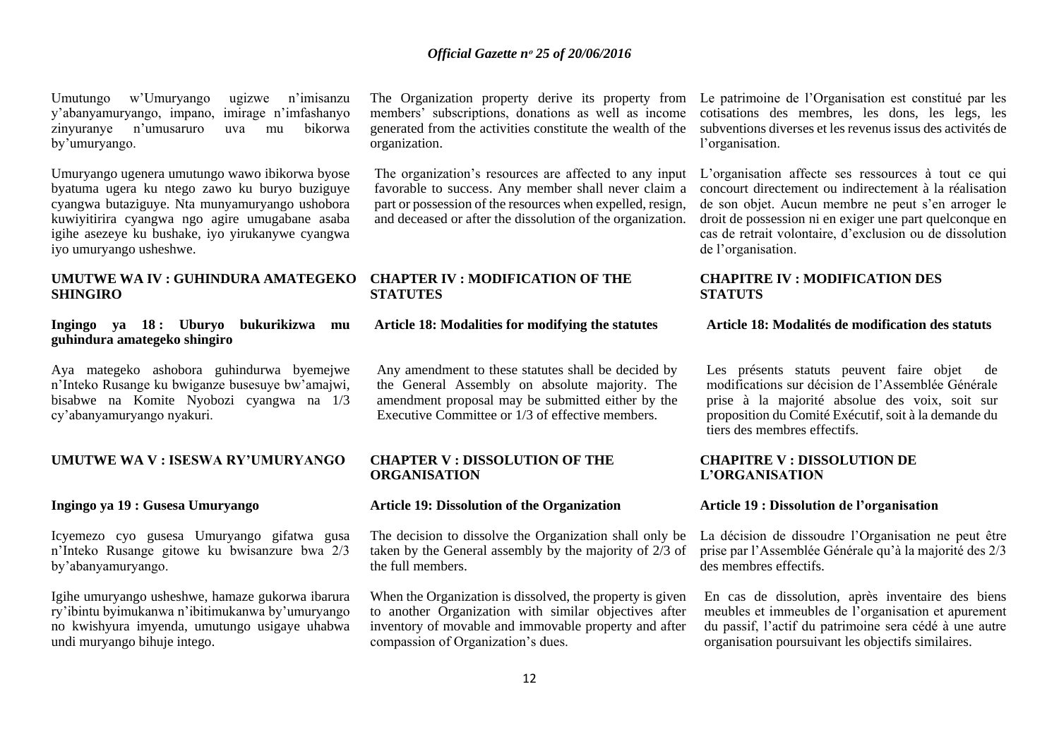Umutungo w'Umuryango ugizwe n'imisanzu y'abanyamuryango, impano, imirage n'imfashanyo zinyuranye n'umusaruro uva mu bikorwa by'umuryango.

Umuryango ugenera umutungo wawo ibikorwa byose byatuma ugera ku ntego zawo ku buryo buziguye cyangwa butaziguye. Nta munyamuryango ushobora kuwiyitirira cyangwa ngo agire umugabane asaba igihe asezeye ku bushake, iyo yirukanywe cyangwa iyo umuryango usheshwe.

## UMUTWE WA IV : GUHINDURA AMATEGEKO SHINGIRO

### Ingingo ya 18 : Uburyo bukurikizwa mu guhindura amategeko shingiro

Aya mategeko ashobora guhindurwa byemejwe n'Inteko Rusange ku bwiganze busesuye bw'amajwi, bisabwe na Komite Nyobozi cyangwa na 1/3 cy'abanyamuryango nyakuri.

## UMUTWE WA V : ISESWA RY'UMURYANGO

### Ingingo ya 19 : Gusesa Umuryango

Icyemezo cyo gusesa Umuryango gifatwa gusa n'Inteko Rusange gitowe ku bwisanzure bwa 2/3 by'abanyamuryango.

Igihe umuryango usheshwe, hamaze gukorwa ibarura ry'ibintu byimukanwa n'ibitimukanwa by'umuryango no kwishyura imyenda, umutungo usigaye uhabwa undi muryango bihuje intego.

The Organization property derive its property from members' subscriptions, donations as well as income generated from the activities constitute the wealth of the organization.

The organization's resources are affected to any input favorable to success. Any member shall never claim a part or possession of the resources when expelled, resign, and deceased or after the dissolution of the organization.

## CHAPTER IV : MODIFICATION OF THE STATUTES

### Article 18: Modalities for modifying the statutes

Any amendment to these statutes shall be decided by the General Assembly on absolute majority. The amendment proposal may be submitted either by the Executive Committee or 1/3 of effective members.

## CHAPTER V : DISSOLUTION OF THE ORGANISATION

### Article 19: Dissolution of the Organization

The decision to dissolve the Organization shall only be taken by the General assembly by the majority of 2/3 of the full members.

When the Organization is dissolved, the property is given to another Organization with similar objectives after inventory of movable and immovable property and after compassion of Organization's dues.

Le patrimoine de l'Organisation est constitué par les cotisations des membres, les dons, les legs, les subventions diverses et les revenus issus des activités de l'organisation.

L'organisation affecte ses ressources à tout ce qui concourt directement ou indirectement à la réalisation de son objet. Aucun membre ne peut s'en arroger le droit de possession ni en exiger une part quelconque en cas de retrait volontaire, d'exclusion ou de dissolution de l'organisation.

## CHAPITRE IV : MODIFICATION DES STATUTS

### Article 18: Modalités de modification des statuts

Les présents statuts peuvent faire objet de modifications sur décision de l'Assemblée Générale prise à la majorité absolue des voix, soit sur proposition du Comité Exécutif, soit à la demande du tiers des membres effectifs.

## CHAPITRE V : DISSOLUTION DE L'ORGANISATION

### Article 19 : Dissolution de l'organisation

La décision de dissoudre l'Organisation ne peut être prise par l'Assemblée Générale qu'à la majorité des 2/3 des membres effectifs.

En cas de dissolution, après inventaire des biens meubles et immeubles de l'organisation et apurement du passif, l'actif du patrimoine sera cédé à une autre organisation poursuivant les objectifs similaires.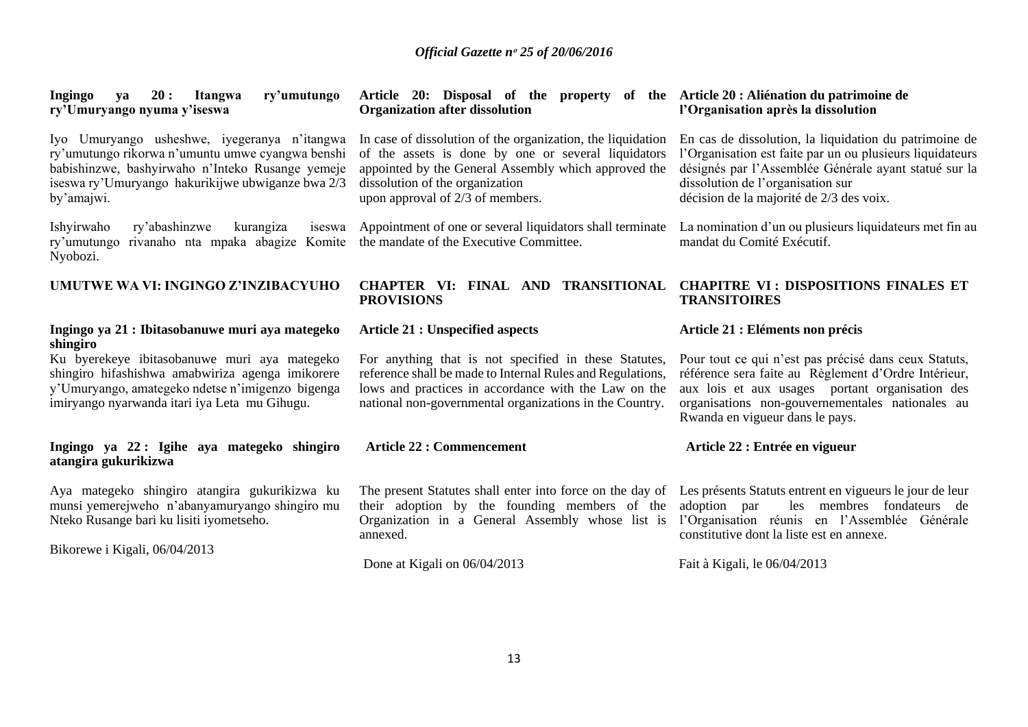**Ingingo ya 20 : Itangwa ry'umutungo ry'Umuryango nyuma y'iseswa**

Iyo Umuryango usheshwe, iyegeranya n'itangwa ry'umutungo rikorwa n'umuntu umwe cyangwa benshi babishinzwe, bashyirwaho n'Inteko Rusange yemeje iseswa ry'Umuryango hakurikijwe ubwiganze bwa 2/3 by'amajwi.

Ishyirwaho ry'abashinzwe kurangiza iseswa ry'umutungo rivanaho nta mpaka abagize Komite Nyobozi.

**UMUTWE WA VI: INGINGO Z'INZIBACYUHO**

**Ingingo ya 21 : Ibitasobanuwe muri aya mategeko shingiro**

Ku byerekeye ibitasobanuwe muri aya mategeko shingiro hifashishwa amabwiriza agenga imikorere y'Umuryango, amategeko ndetse n'imigenzo bigenga imiryango nyarwanda itari iya Leta mu Gihugu.

**Ingingo ya 22 : Igihe aya mategeko shingiro atangira gukurikizwa**

Aya mategeko shingiro atangira gukurikizwa ku munsi yemerejweho n'abanyamuryango shingiro mu Nteko Rusange bari ku lisiti iyometseho.

Bikorewe i Kigali, 06/04/2013

**Article 20: Disposal of the property of the Organization after dissolution**

In case of dissolution of the organization, the liquidation of the assets is done by one or several liquidators appointed by the General Assembly which approved the dissolution of the organization upon approval of 2/3 of members.

Appointment of one or several liquidators shall terminate the mandate of the Executive Committee.

**CHAPTER VI: FINAL AND TRANSITIONAL PROVISIONS**

**Article 21 : Unspecified aspects**

For anything that is not specified in these Statutes, reference shall be made to Internal Rules and Regulations, lows and practices in accordance with the Law on the national non-governmental organizations in the Country.

**Article 22 : Commencement**

The present Statutes shall enter into force on the day of their adoption by the founding members of the Organization in a General Assembly whose list is annexed.

Done at Kigali on 06/04/2013

**Article 20 : Aliénation du patrimoine de l'Organisation après la dissolution**

En cas de dissolution, la liquidation du patrimoine de l'Organisation est faite par un ou plusieurs liquidateurs désignés par l'Assemblée Générale ayant statué sur la dissolution de l'organisation sur décision de la majorité de 2/3 des voix.

La nomination d'un ou plusieurs liquidateurs met fin au mandat du Comité Exécutif.

**CHAPITRE VI : DISPOSITIONS FINALES ET TRANSITOIRES**

**Article 21 : Eléments non précis**

Pour tout ce qui n'est pas précisé dans ceux Statuts, référence sera faite au Règlement d'Ordre Intérieur, aux lois et aux usages portant organisation des organisations non-gouvernementales nationales au Rwanda en vigueur dans le pays.

**Article 22 : Entrée en vigueur**

Les présents Statuts entrent en vigueurs le jour de leur adoption par les membres fondateurs de l'Organisation réunis en l'Assemblée Générale constitutive dont la liste est en annexe.

Fait à Kigali, le 06/04/2013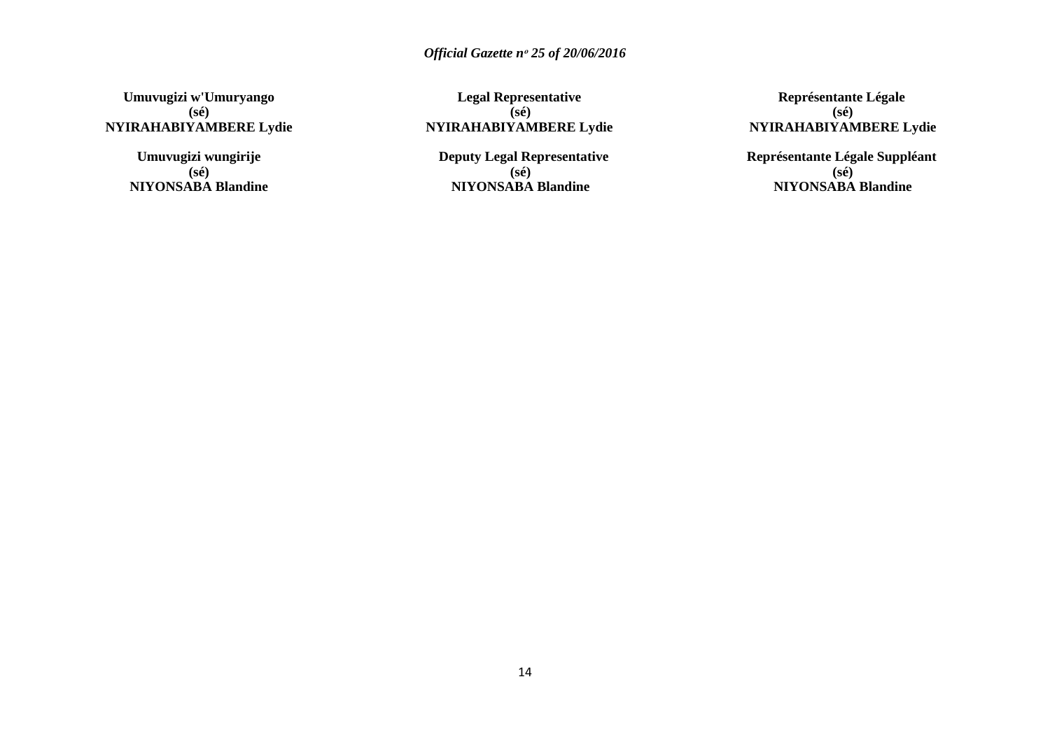**Umuvugizi w'Umuryango**
**(sé)**
**NYIRAHABIYAMBERE Lydie**

**Umuvugizi wungirije**
**(sé)**
**NIYONSABA Blandine**

**Legal Representative**
**(sé)**
**NYIRAHABIYAMBERE Lydie**

**Deputy Legal Representative**
**(sé)**
**NIYONSABA Blandine**

**Représentante Légale**
**(sé)**
**NYIRAHABIYAMBERE Lydie**

**Représentante Légale Suppléant**
**(sé)**
**NIYONSABA Blandine**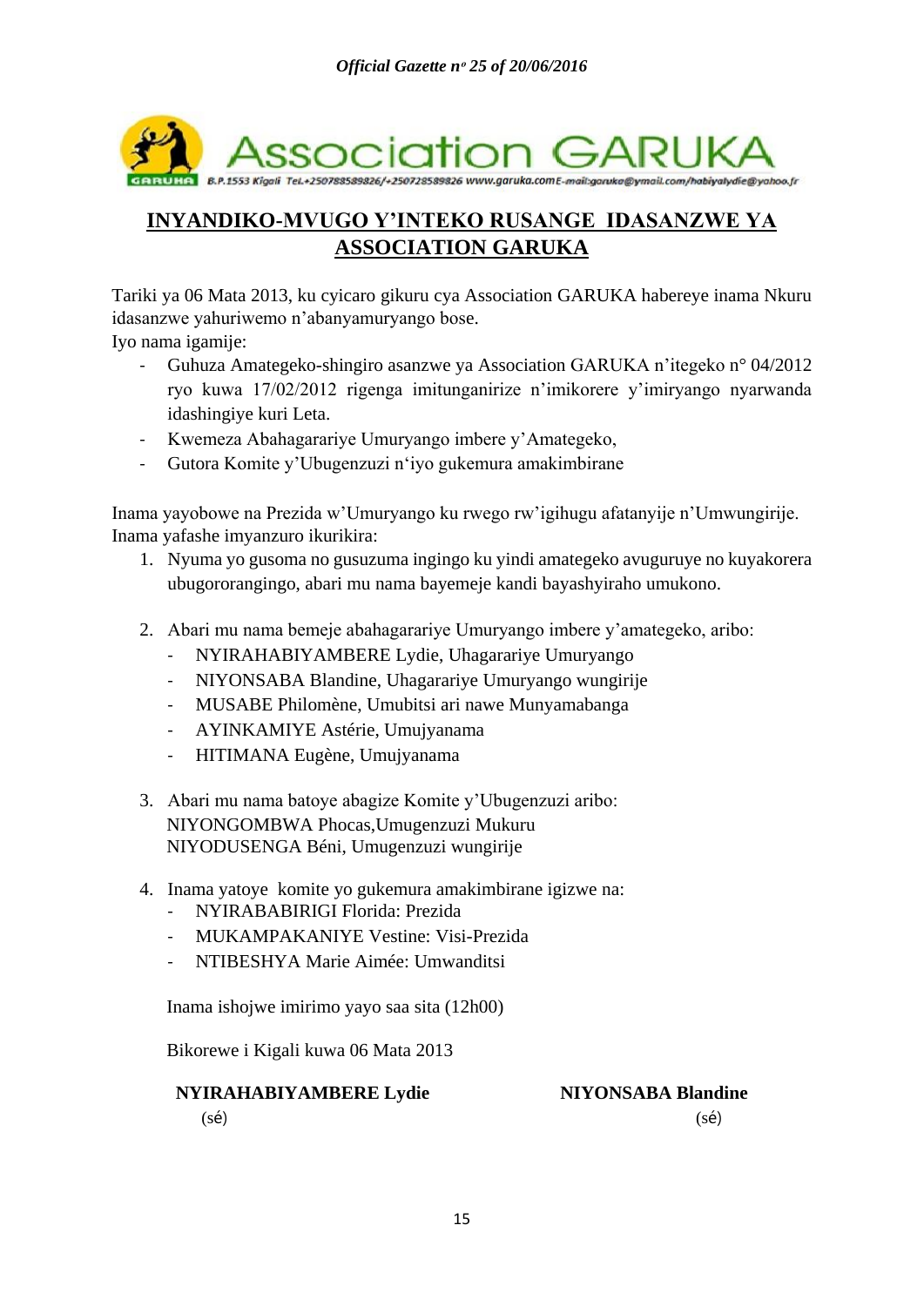Association GARUKA

B.P.1553 Kigali Tel.+250788589826/+250728589826 www.garuka.com E-mail:garuka@ymail.com/habiyalydie@yahoo.fr

## INYANDIKO-MVUGO Y'INTEKO RUSANGE IDASANZWE YA ASSOCIATION GARUKA

Tariki ya 06 Mata 2013, ku cyicaro gikuru cya Association GARUKA habereye inama Nkuru idasanzwe yahuriwemo n'abanyamuryango bose.

Iyo nama igamije:

- Guhuza Amategeko-shingiro asanzwe ya Association GARUKA n'itegeko n° 04/2012 ryo kuwa 17/02/2012 rigenga imitunganirize n'imikorere y'imiryango nyarwanda idashingiye kuri Leta.
- Kwemeza Abahagarariye Umuryango imbere y'Amategeko,
- Gutora Komite y'Ubugenzuzi n'iyo gukemura amakimbirane

Inama yayobowe na Prezida w'Umuryango ku rwego rw'igihugu afatanyije n'Umwungirije. Inama yafashe imyanzuro ikurikira:

1. Nyuma yo gusoma no gusuzuma ingingo ku yindi amategeko avuguruye no kuyakorera ubugororangingo, abari mu nama bayemeje kandi bayashyiraho umukono.

2. Abari mu nama bemeje abahagarariye Umuryango imbere y'amategeko, aribo:
   - NYIRAHABIYAMBERE Lydie, Uhagarariye Umuryango
   - NIYONSABA Blandine, Uhagarariye Umuryango wungirije
   - MUSABE Philomène, Umubitsi ari nawe Munyamabanga
   - AYINKAMIYE Astérie, Umujyanama
   - HITIMANA Eugène, Umujyanama

3. Abari mu nama batoye abagize Komite y'Ubugenzuzi aribo:
   NIYONGOMBWA Phocas,Umugenzuzi Mukuru
   NIYODUSENGA Béni, Umugenzuzi wungirije

4. Inama yatoye komite yo gukemura amakimbirane igizwe na:
   - NYIRABABIRIGI Florida: Prezida
   - MUKAMPAKANIYE Vestine: Visi-Prezida
   - NTIBESHYA Marie Aimée: Umwanditsi

Inama ishojwe imirimo yayo saa sita (12h00)

Bikorewe i Kigali kuwa 06 Mata 2013

**NYIRAHABIYAMBERE Lydie**
(sé)

**NIYONSABA Blandine**
(sé)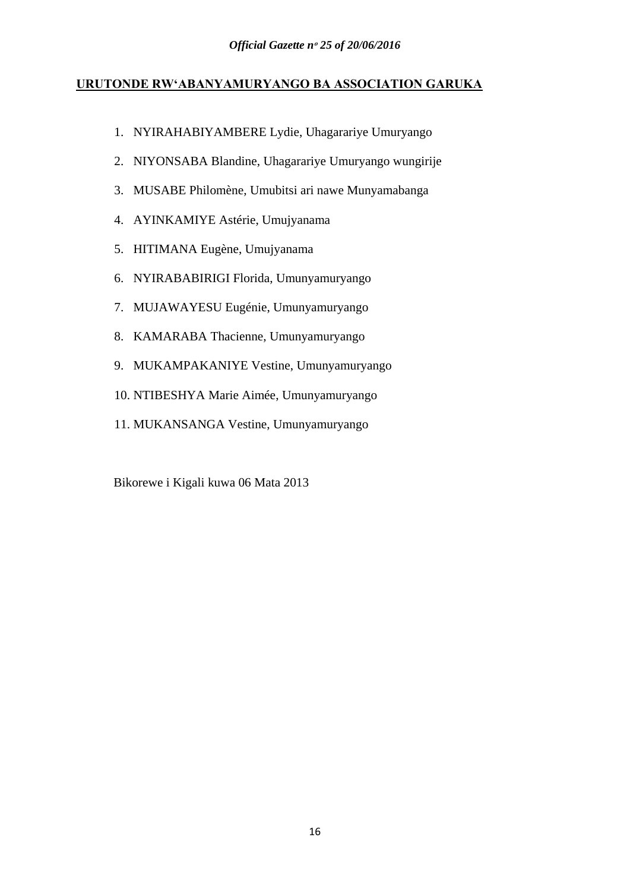**URUTONDE RW'ABANYAMURYANGO BA ASSOCIATION GARUKA**

1. NYIRAHABIYAMBERE Lydie, Uhagarariye Umuryango
2. NIYONSABA Blandine, Uhagarariye Umuryango wungirije
3. MUSABE Philomène, Umubitsi ari nawe Munyamabanga
4. AYINKAMIYE Astérie, Umujyanama
5. HITIMANA Eugène, Umujyanama
6. NYIRABABIRIGI Florida, Umunyamuryango
7. MUJAWAYESU Eugénie, Umunyamuryango
8. KAMARABA Thacienne, Umunyamuryango
9. MUKAMPAKANIYE Vestine, Umunyamuryango
10. NTIBESHYA Marie Aimée, Umunyamuryango
11. MUKANSANGA Vestine, Umunyamuryango

Bikorewe i Kigali kuwa 06 Mata 2013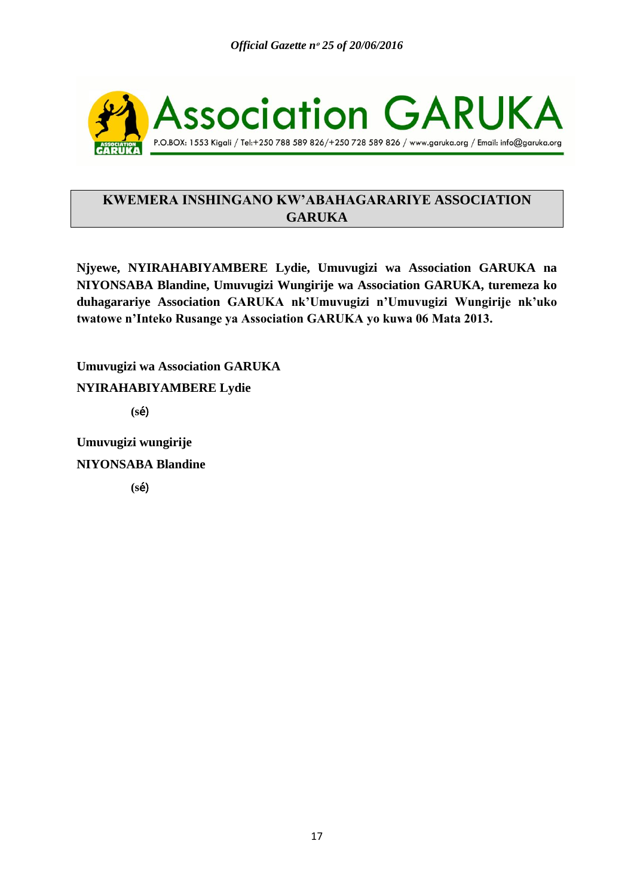Association GARUKA

P.O.BOX: 1553 Kigali / Tel:+250 788 589 826/+250 728 589 826 / www.garuka.org / Email: info@garuka.org

## KWEMERA INSHINGANO KW'ABAHAGARARIYE ASSOCIATION GARUKA

**Njyewe, NYIRAHABIYAMBERE Lydie, Umuvugizi wa Association GARUKA na NIYONSABA Blandine, Umuvugizi Wungirije wa Association GARUKA, turemeza ko duhagarariye Association GARUKA nk'Umuvugizi n'Umuvugizi Wungirije nk'uko twatowe n'Inteko Rusange ya Association GARUKA yo kuwa 06 Mata 2013.**

**Umuvugizi wa Association GARUKA**

**NYIRAHABIYAMBERE Lydie**

**(sé)**

**Umuvugizi wungirije**

**NIYONSABA Blandine**

**(sé)**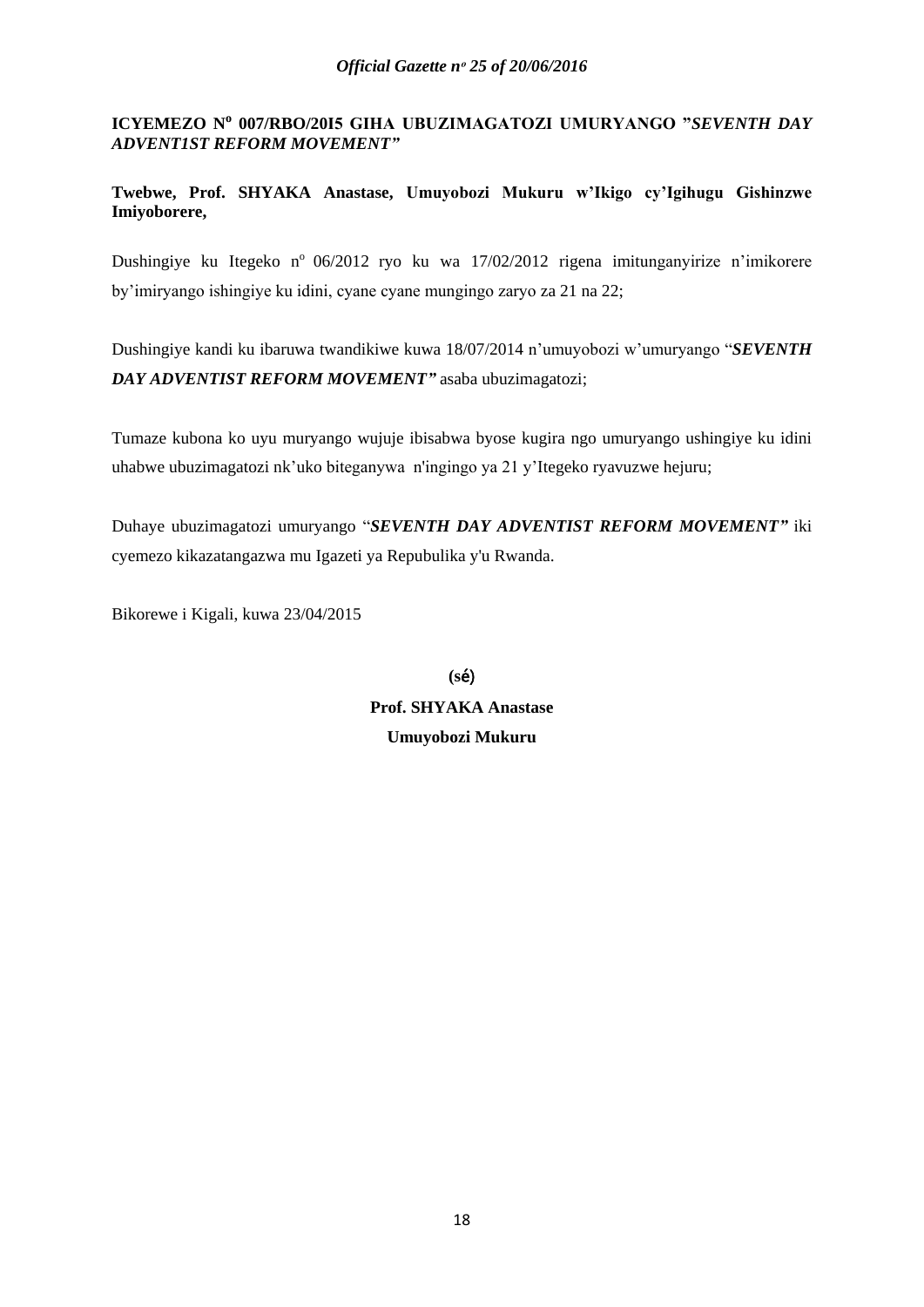**ICYEMEZO N° 007/RBO/20I5 GIHA UBUZIMAGATOZI UMURYANGO "*SEVENTH DAY ADVENT1ST REFORM MOVEMENT"***

**Twebwe, Prof. SHYAKA Anastase, Umuyobozi Mukuru w'Ikigo cy'Igihugu Gishinzwe Imiyoborere,**

Dushingiye ku Itegeko n° 06/2012 ryo ku wa 17/02/2012 rigena imitunganyirize n'imikorere by'imiryango ishingiye ku idini, cyane cyane mungingo zaryo za 21 na 22;

Dushingiye kandi ku ibaruwa twandikiwe kuwa 18/07/2014 n'umuyobozi w'umuryango "***SEVENTH DAY ADVENTIST REFORM MOVEMENT"*** asaba ubuzimagatozi;

Tumaze kubona ko uyu muryango wujuje ibisabwa byose kugira ngo umuryango ushingiye ku idini uhabwe ubuzimagatozi nk'uko biteganywa n'ingingo ya 21 y'Itegeko ryavuzwe hejuru;

Duhaye ubuzimagatozi umuryango "***SEVENTH DAY ADVENTIST REFORM MOVEMENT"*** iki cyemezo kikazatangazwa mu Igazeti ya Repubulika y'u Rwanda.

Bikorewe i Kigali, kuwa 23/04/2015

**(sé)**

**Prof. SHYAKA Anastase**

**Umuyobozi Mukuru**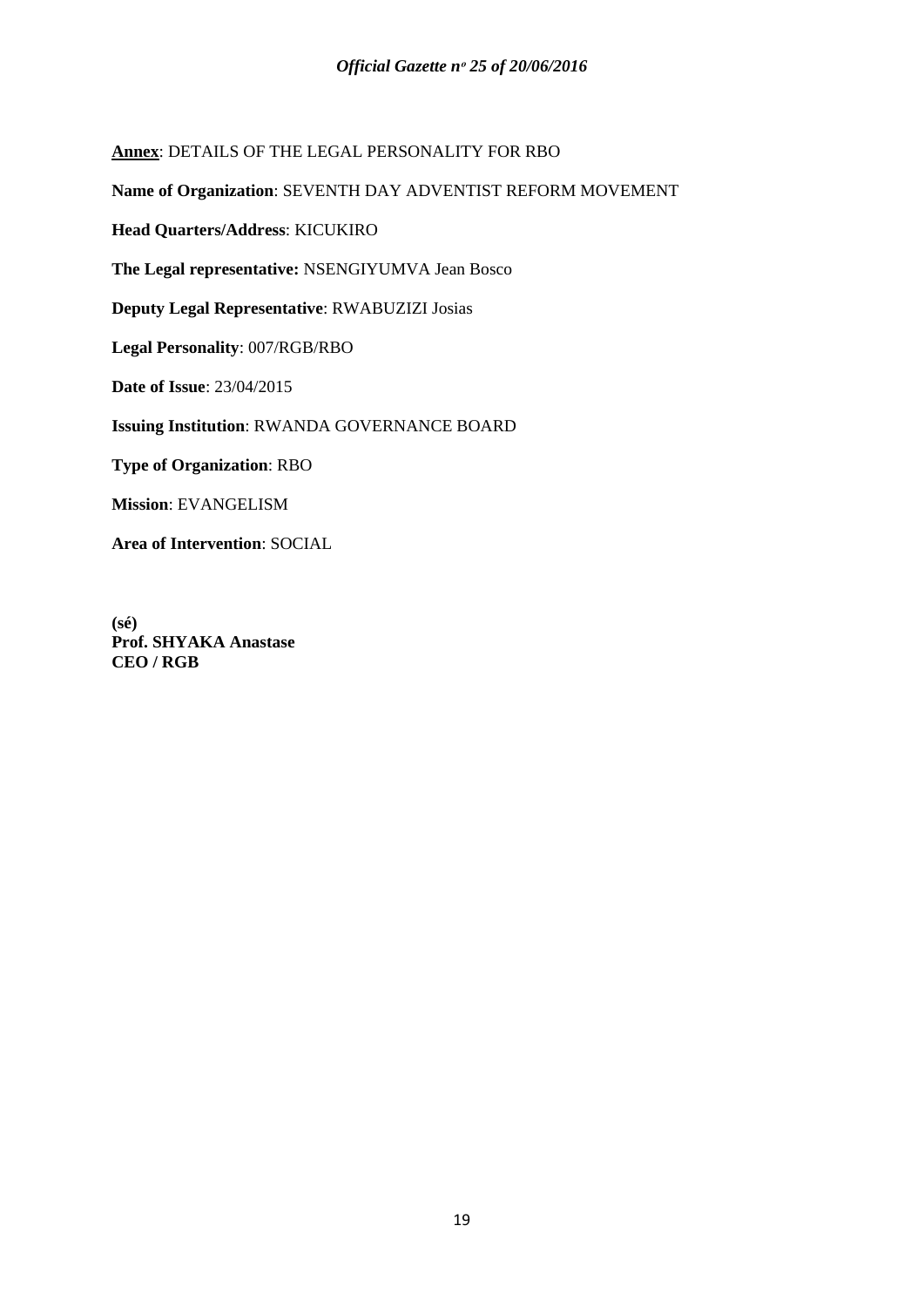**Annex**: DETAILS OF THE LEGAL PERSONALITY FOR RBO

**Name of Organization**: SEVENTH DAY ADVENTIST REFORM MOVEMENT

**Head Quarters/Address**: KICUKIRO

**The Legal representative:** NSENGIYUMVA Jean Bosco

**Deputy Legal Representative**: RWABUZIZI Josias

**Legal Personality**: 007/RGB/RBO

**Date of Issue**: 23/04/2015

**Issuing Institution**: RWANDA GOVERNANCE BOARD

**Type of Organization**: RBO

**Mission**: EVANGELISM

**Area of Intervention**: SOCIAL

**(sé)**
**Prof. SHYAKA Anastase**
**CEO / RGB**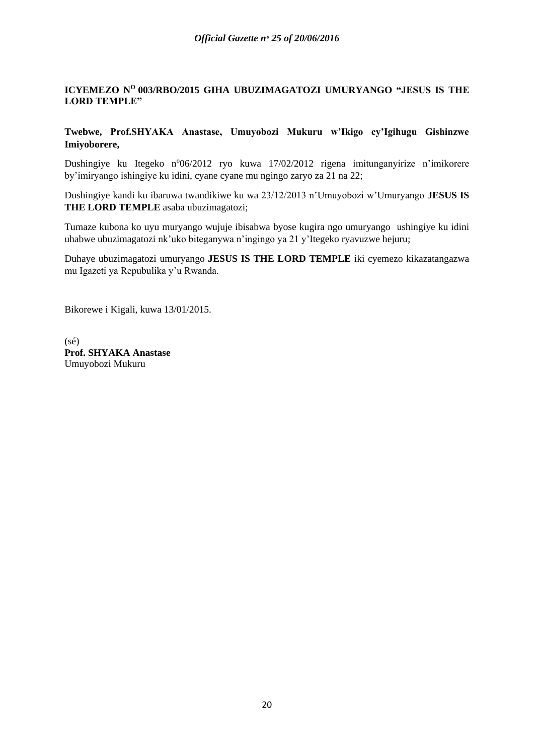**ICYEMEZO N[O] 003/RBO/2015 GIHA UBUZIMAGATOZI UMURYANGO "JESUS IS THE LORD TEMPLE"**

**Twebwe, Prof.SHYAKA Anastase, Umuyobozi Mukuru w'Ikigo cy'Igihugu Gishinzwe Imiyoborere,**

Dushingiye ku Itegeko n°06/2012 ryo kuwa 17/02/2012 rigena imitunganyirize n'imikorere by'imiryango ishingiye ku idini, cyane cyane mu ngingo zaryo za 21 na 22;

Dushingiye kandi ku ibaruwa twandikiwe ku wa 23/12/2013 n'Umuyobozi w'Umuryango **JESUS IS THE LORD TEMPLE** asaba ubuzimagatozi;

Tumaze kubona ko uyu muryango wujuje ibisabwa byose kugira ngo umuryango ushingiye ku idini uhabwe ubuzimagatozi nk'uko biteganywa n'ingingo ya 21 y'Itegeko ryavuzwe hejuru;

Duhaye ubuzimagatozi umuryango **JESUS IS THE LORD TEMPLE** iki cyemezo kikazatangazwa mu Igazeti ya Repubulika y'u Rwanda.

Bikorewe i Kigali, kuwa 13/01/2015.

(sé)
**Prof. SHYAKA Anastase**
Umuyobozi Mukuru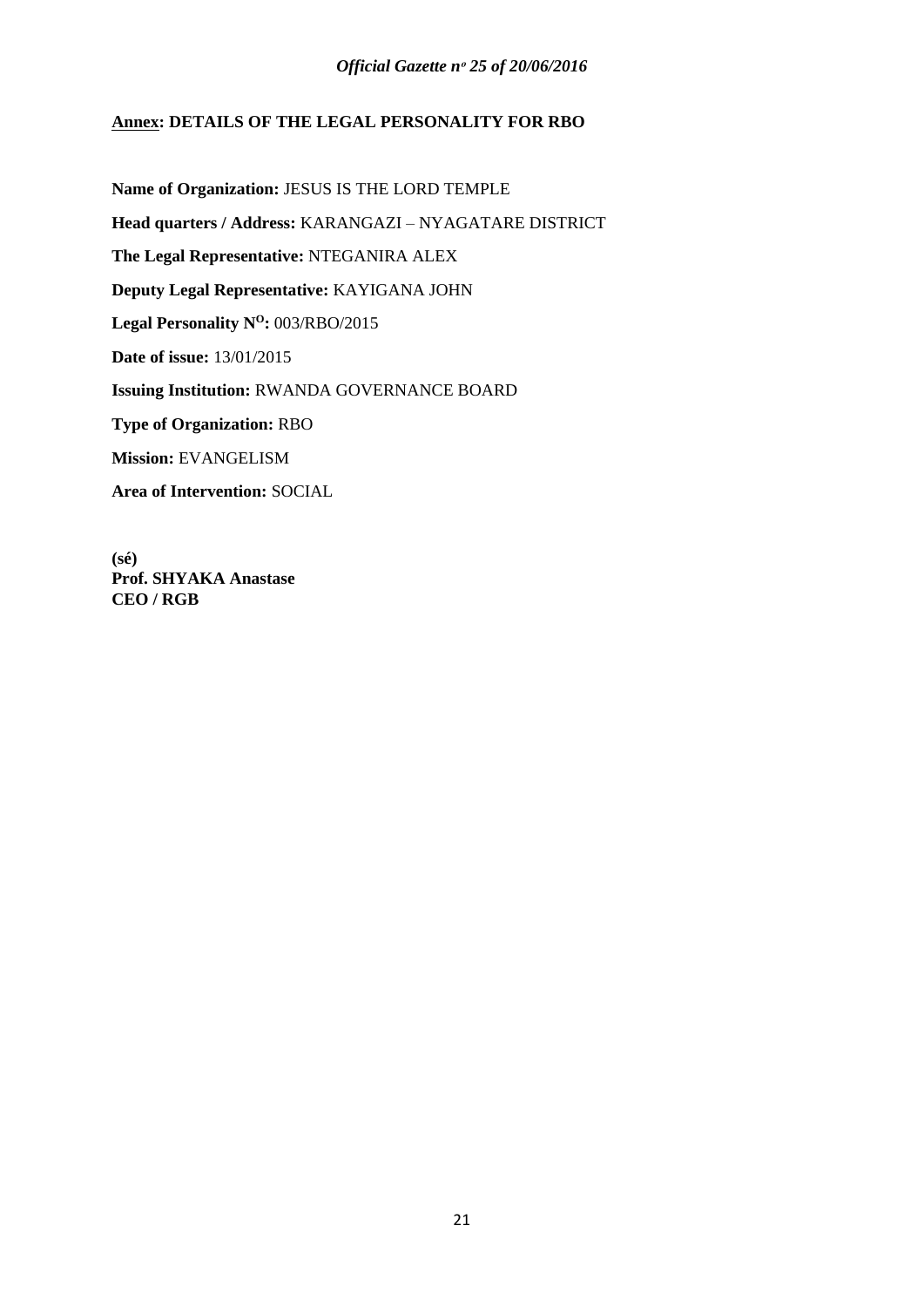**<u>Annex</u>: DETAILS OF THE LEGAL PERSONALITY FOR RBO**

**Name of Organization:** JESUS IS THE LORD TEMPLE

**Head quarters / Address:** KARANGAZI – NYAGATARE DISTRICT

**The Legal Representative:** NTEGANIRA ALEX

**Deputy Legal Representative:** KAYIGANA JOHN

**Legal Personality N$^{O}$:** 003/RBO/2015

**Date of issue:** 13/01/2015

**Issuing Institution:** RWANDA GOVERNANCE BOARD

**Type of Organization:** RBO

**Mission:** EVANGELISM

**Area of Intervention:** SOCIAL

**(sé)**
**Prof. SHYAKA Anastase**
**CEO / RGB**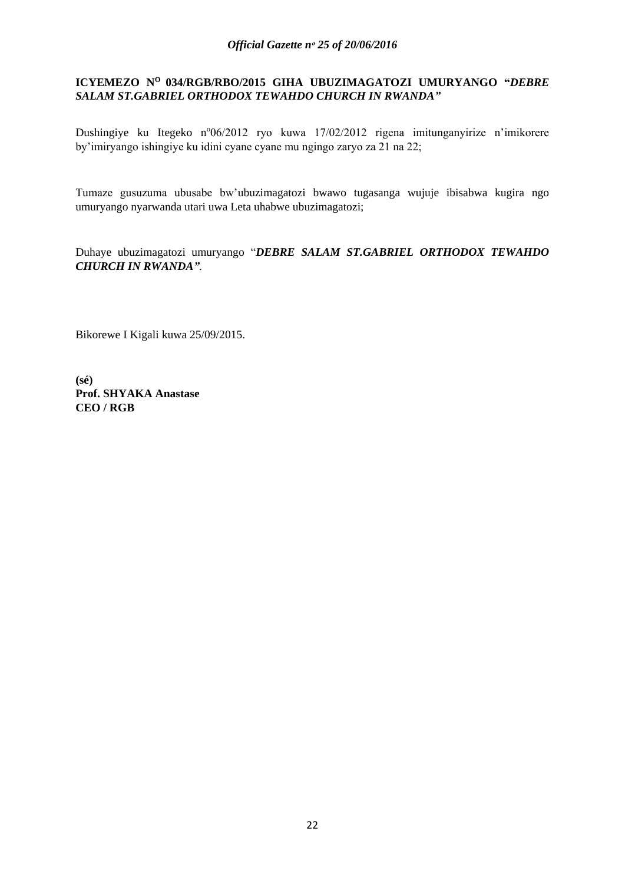**ICYEMEZO N[O] 034/RGB/RBO/2015 GIHA UBUZIMAGATOZI UMURYANGO "*DEBRE SALAM ST.GABRIEL ORTHODOX TEWAHDO CHURCH IN RWANDA"***

Dushingiye ku Itegeko nº06/2012 ryo kuwa 17/02/2012 rigena imitunganyirize n'imikorere by'imiryango ishingiye ku idini cyane cyane mu ngingo zaryo za 21 na 22;

Tumaze gusuzuma ubusabe bw'ubuzimagatozi bwawo tugasanga wujuje ibisabwa kugira ngo umuryango nyarwanda utari uwa Leta uhabwe ubuzimagatozi;

Duhaye ubuzimagatozi umuryango "***DEBRE SALAM ST.GABRIEL ORTHODOX TEWAHDO CHURCH IN RWANDA"***.

Bikorewe I Kigali kuwa 25/09/2015.

**(sé)**
**Prof. SHYAKA Anastase**
**CEO / RGB**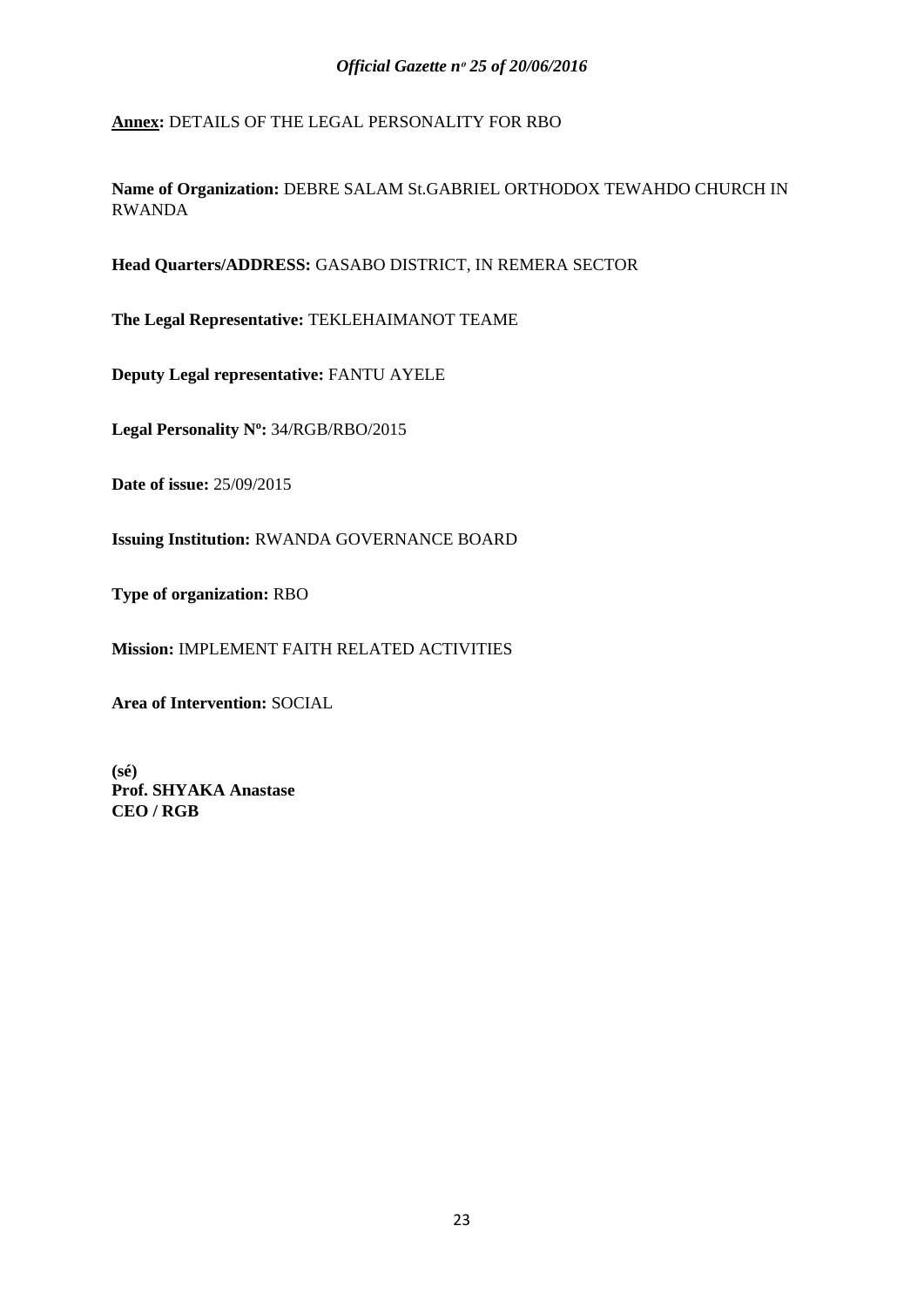**<u>Annex:</u>** DETAILS OF THE LEGAL PERSONALITY FOR RBO

**Name of Organization:** DEBRE SALAM St.GABRIEL ORTHODOX TEWAHDO CHURCH IN RWANDA

**Head Quarters/ADDRESS:** GASABO DISTRICT, IN REMERA SECTOR

**The Legal Representative:** TEKLEHAIMANOT TEAME

**Deputy Legal representative:** FANTU AYELE

**Legal Personality Nº:** 34/RGB/RBO/2015

**Date of issue:** 25/09/2015

**Issuing Institution:** RWANDA GOVERNANCE BOARD

**Type of organization:** RBO

**Mission:** IMPLEMENT FAITH RELATED ACTIVITIES

**Area of Intervention:** SOCIAL

**(sé)**
**Prof. SHYAKA Anastase**
**CEO / RGB**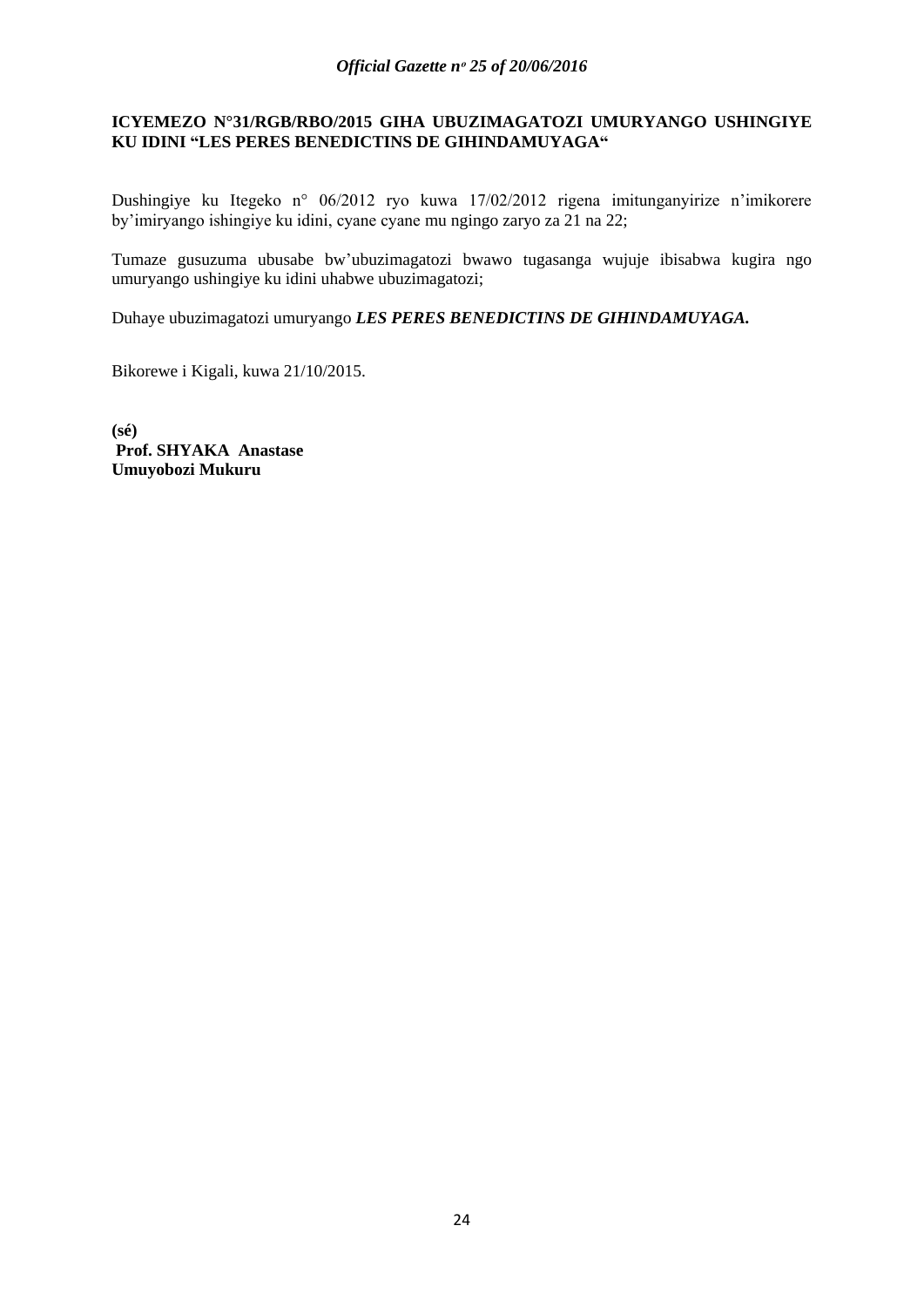**ICYEMEZO N°31/RGB/RBO/2015 GIHA UBUZIMAGATOZI UMURYANGO USHINGIYE KU IDINI "LES PERES BENEDICTINS DE GIHINDAMUYAGA"**

Dushingiye ku Itegeko n° 06/2012 ryo kuwa 17/02/2012 rigena imitunganyirize n'imikorere by'imiryango ishingiye ku idini, cyane cyane mu ngingo zaryo za 21 na 22;

Tumaze gusuzuma ubusabe bw'ubuzimagatozi bwawo tugasanga wujuje ibisabwa kugira ngo umuryango ushingiye ku idini uhabwe ubuzimagatozi;

Duhaye ubuzimagatozi umuryango ***LES PERES BENEDICTINS DE GIHINDAMUYAGA.***

Bikorewe i Kigali, kuwa 21/10/2015.

**(sé)**
**Prof. SHYAKA Anastase**
**Umuyobozi Mukuru**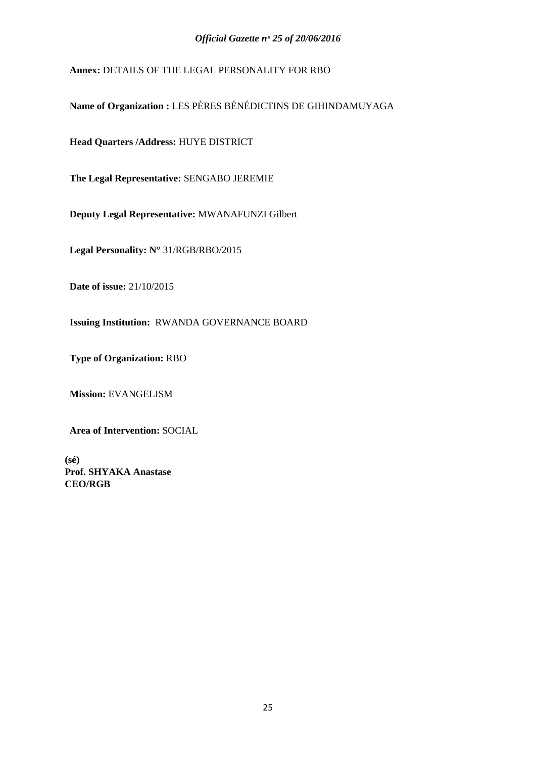**<u>Annex</u>:** DETAILS OF THE LEGAL PERSONALITY FOR RBO

**Name of Organization :** LES PÈRES BÉNÉDICTINS DE GIHINDAMUYAGA

**Head Quarters /Address:** HUYE DISTRICT

**The Legal Representative:** SENGABO JEREMIE

**Deputy Legal Representative:** MWANAFUNZI Gilbert

**Legal Personality: N°** 31/RGB/RBO/2015

**Date of issue:** 21/10/2015

**Issuing Institution:** RWANDA GOVERNANCE BOARD

**Type of Organization:** RBO

**Mission:** EVANGELISM

**Area of Intervention:** SOCIAL

**(sé)**
**Prof. SHYAKA Anastase**
**CEO/RGB**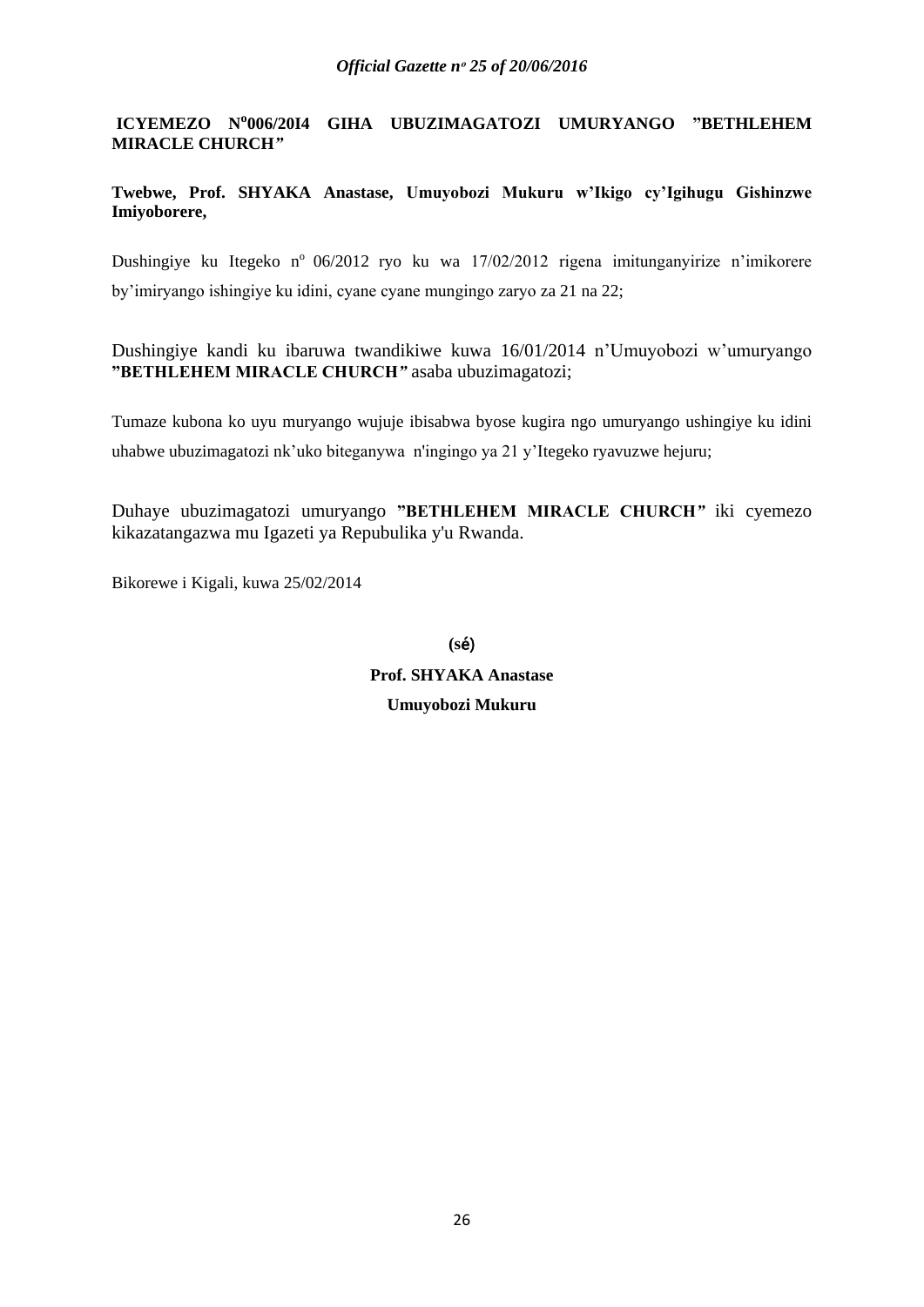**ICYEMEZO N°006/20I4 GIHA UBUZIMAGATOZI UMURYANGO ”BETHLEHEM MIRACLE CHURCH”**

**Twebwe, Prof. SHYAKA Anastase, Umuyobozi Mukuru w'Ikigo cy'Igihugu Gishinzwe Imiyoborere,**

Dushingiye ku Itegeko n° 06/2012 ryo ku wa 17/02/2012 rigena imitunganyirize n'imikorere by'imiryango ishingiye ku idini, cyane cyane mungingo zaryo za 21 na 22;

Dushingiye kandi ku ibaruwa twandikiwe kuwa 16/01/2014 n'Umuyobozi w'umuryango **”BETHLEHEM MIRACLE CHURCH”** asaba ubuzimagatozi;

Tumaze kubona ko uyu muryango wujuje ibisabwa byose kugira ngo umuryango ushingiye ku idini uhabwe ubuzimagatozi nk'uko biteganywa n'ingingo ya 21 y'Itegeko ryavuzwe hejuru;

Duhaye ubuzimagatozi umuryango **”BETHLEHEM MIRACLE CHURCH”** iki cyemezo kikazatangazwa mu Igazeti ya Repubulika y'u Rwanda.

Bikorewe i Kigali, kuwa 25/02/2014

**(sé)**

**Prof. SHYAKA Anastase**

**Umuyobozi Mukuru**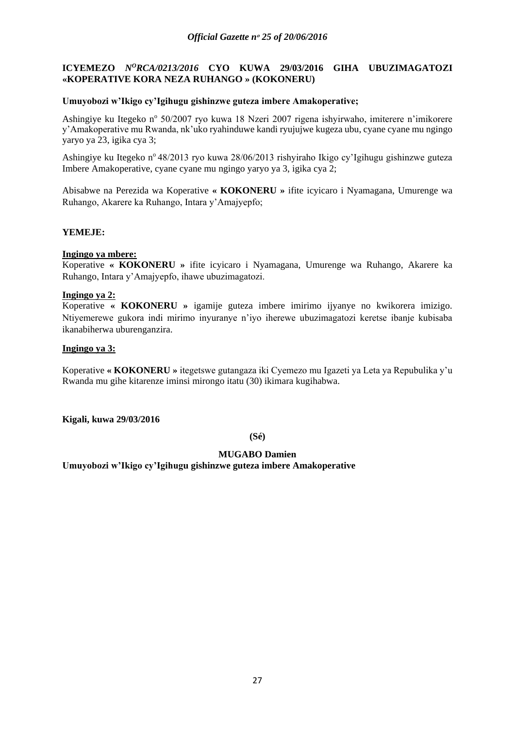**ICYEMEZO *N$^{O}$RCA/0213/2016* CYO KUWA 29/03/2016 GIHA UBUZIMAGATOZI «KOPERATIVE KORA NEZA RUHANGO » (KOKONERU)**

**Umuyobozi w'Ikigo cy'Igihugu gishinzwe guteza imbere Amakoperative;**

Ashingiye ku Itegeko n$^{o}$ 50/2007 ryo kuwa 18 Nzeri 2007 rigena ishyirwaho, imiterere n'imikorere y'Amakoperative mu Rwanda, nk'uko ryahinduwe kandi ryujujwe kugeza ubu, cyane cyane mu ngingo yaryo ya 23, igika cya 3;

Ashingiye ku Itegeko n$^{o}$ 48/2013 ryo kuwa 28/06/2013 rishyiraho Ikigo cy'Igihugu gishinzwe guteza Imbere Amakoperative, cyane cyane mu ngingo yaryo ya 3, igika cya 2;

Abisabwe na Perezida wa Koperative **« KOKONERU »** ifite icyicaro i Nyamagana, Umurenge wa Ruhango, Akarere ka Ruhango, Intara y'Amajyepfo;

**YEMEJE:**

**Ingingo ya mbere:**

Koperative **« KOKONERU »** ifite icyicaro i Nyamagana, Umurenge wa Ruhango, Akarere ka Ruhango, Intara y'Amajyepfo, ihawe ubuzimagatozi.

**Ingingo ya 2:**

Koperative **« KOKONERU »** igamije guteza imbere imirimo ijyanye no kwikorera imizigo. Ntiyemerewe gukora indi mirimo inyuranye n'iyo iherewe ubuzimagatozi keretse ibanje kubisaba ikanabiherwa uburenganzira.

**Ingingo ya 3:**

Koperative **« KOKONERU »** itegetswe gutangaza iki Cyemezo mu Igazeti ya Leta ya Repubulika y'u Rwanda mu gihe kitarenze iminsi mirongo itatu (30) ikimara kugihabwa.

**Kigali, kuwa 29/03/2016**

**(Sé)**

**MUGABO Damien**

**Umuyobozi w'Ikigo cy'Igihugu gishinzwe guteza imbere Amakoperative**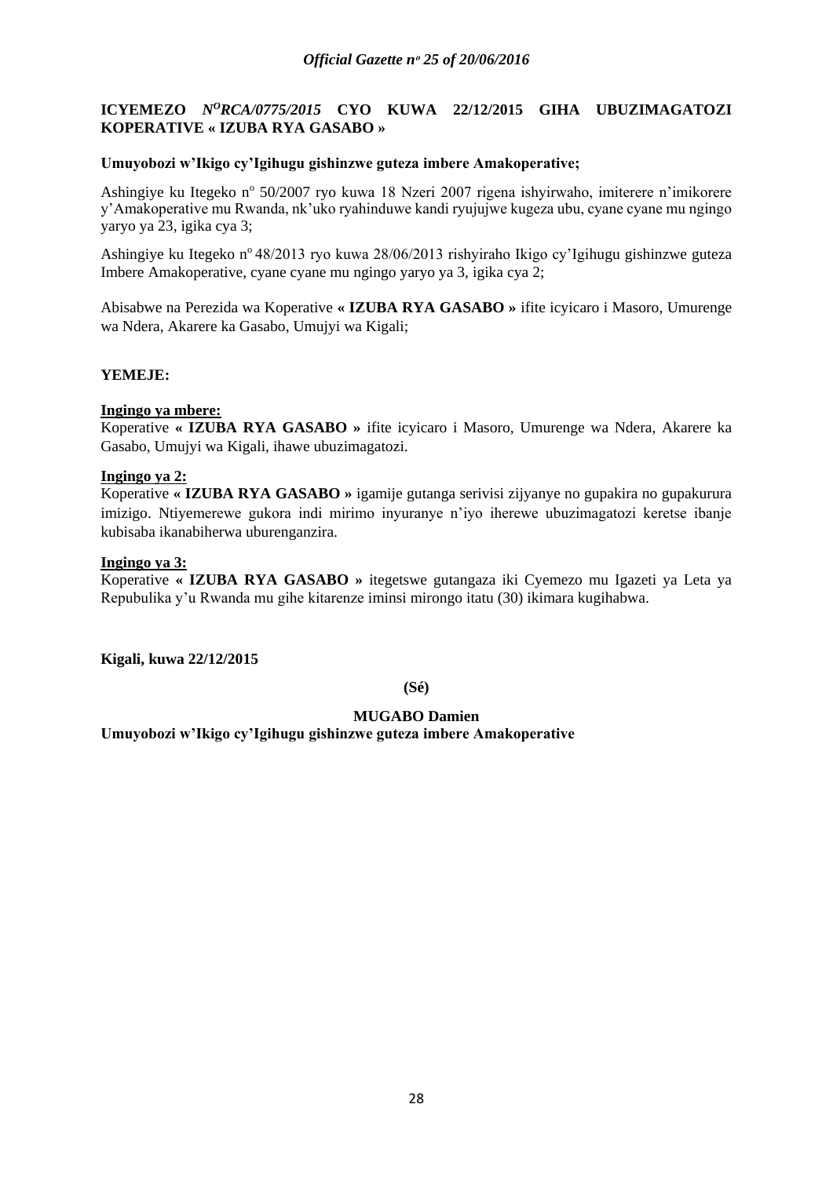**ICYEMEZO** ***N^O^RCA/0775/2015*** **CYO KUWA 22/12/2015 GIHA UBUZIMAGATOZI KOPERATIVE « IZUBA RYA GASABO »**

**Umuyobozi w'Ikigo cy'Igihugu gishinzwe guteza imbere Amakoperative;**

Ashingiye ku Itegeko n° 50/2007 ryo kuwa 18 Nzeri 2007 rigena ishyirwaho, imiterere n'imikorere y'Amakoperative mu Rwanda, nk'uko ryahinduwe kandi ryujujwe kugeza ubu, cyane cyane mu ngingo yaryo ya 23, igika cya 3;

Ashingiye ku Itegeko n° 48/2013 ryo kuwa 28/06/2013 rishyiraho Ikigo cy'Igihugu gishinzwe guteza Imbere Amakoperative, cyane cyane mu ngingo yaryo ya 3, igika cya 2;

Abisabwe na Perezida wa Koperative **« IZUBA RYA GASABO »** ifite icyicaro i Masoro, Umurenge wa Ndera, Akarere ka Gasabo, Umujyi wa Kigali;

**YEMEJE:**

**Ingingo ya mbere:**
Koperative **« IZUBA RYA GASABO »** ifite icyicaro i Masoro, Umurenge wa Ndera, Akarere ka Gasabo, Umujyi wa Kigali, ihawe ubuzimagatozi.

**Ingingo ya 2:**
Koperative **« IZUBA RYA GASABO »** igamije gutanga serivisi zijyanye no gupakira no gupakurura imizigo. Ntiyemerewe gukora indi mirimo inyuranye n'iyo iherewe ubuzimagatozi keretse ibanje kubisaba ikanabiherwa uburenganzira.

**Ingingo ya 3:**
Koperative **« IZUBA RYA GASABO »** itegetswe gutangaza iki Cyemezo mu Igazeti ya Leta ya Repubulika y'u Rwanda mu gihe kitarenze iminsi mirongo itatu (30) ikimara kugihabwa.

**Kigali, kuwa 22/12/2015**

**(Sé)**

**MUGABO Damien**
**Umuyobozi w'Ikigo cy'Igihugu gishinzwe guteza imbere Amakoperative**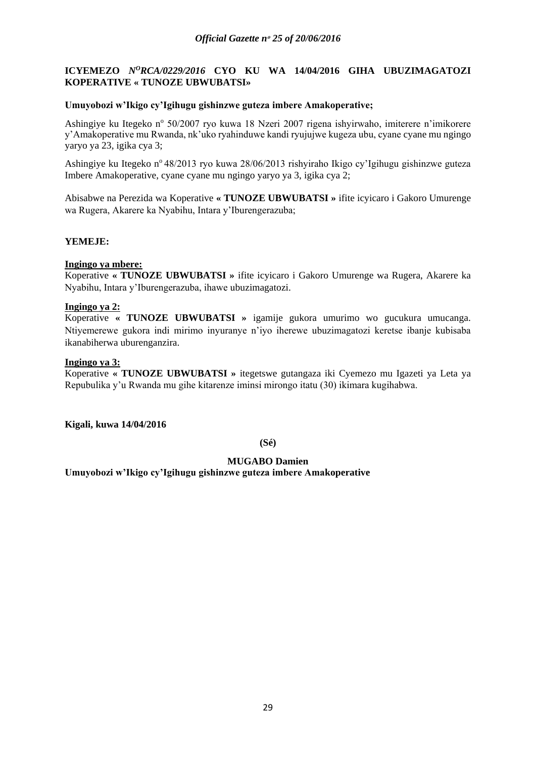**ICYEMEZO** ***N^O^RCA/0229/2016*** **CYO KU WA 14/04/2016 GIHA UBUZIMAGATOZI KOPERATIVE « TUNOZE UBWUBATSI»**

**Umuyobozi w'Ikigo cy'Igihugu gishinzwe guteza imbere Amakoperative;**

Ashingiye ku Itegeko nº 50/2007 ryo kuwa 18 Nzeri 2007 rigena ishyirwaho, imiterere n'imikorere y'Amakoperative mu Rwanda, nk'uko ryahinduwe kandi ryujujwe kugeza ubu, cyane cyane mu ngingo yaryo ya 23, igika cya 3;

Ashingiye ku Itegeko nº 48/2013 ryo kuwa 28/06/2013 rishyiraho Ikigo cy'Igihugu gishinzwe guteza Imbere Amakoperative, cyane cyane mu ngingo yaryo ya 3, igika cya 2;

Abisabwe na Perezida wa Koperative **« TUNOZE UBWUBATSI »** ifite icyicaro i Gakoro Umurenge wa Rugera, Akarere ka Nyabihu, Intara y'Iburengerazuba;

**YEMEJE:**

**Ingingo ya mbere:**
Koperative **« TUNOZE UBWUBATSI »** ifite icyicaro i Gakoro Umurenge wa Rugera, Akarere ka Nyabihu, Intara y'Iburengerazuba, ihawe ubuzimagatozi.

**Ingingo ya 2:**
Koperative **« TUNOZE UBWUBATSI »** igamije gukora umurimo wo gucukura umucanga. Ntiyemerewe gukora indi mirimo inyuranye n'iyo iherewe ubuzimagatozi keretse ibanje kubisaba ikanabiherwa uburenganzira.

**Ingingo ya 3:**
Koperative **« TUNOZE UBWUBATSI »** itegetswe gutangaza iki Cyemezo mu Igazeti ya Leta ya Repubulika y'u Rwanda mu gihe kitarenze iminsi mirongo itatu (30) ikimara kugihabwa.

**Kigali, kuwa 14/04/2016**

**(Sé)**

**MUGABO Damien**
**Umuyobozi w'Ikigo cy'Igihugu gishinzwe guteza imbere Amakoperative**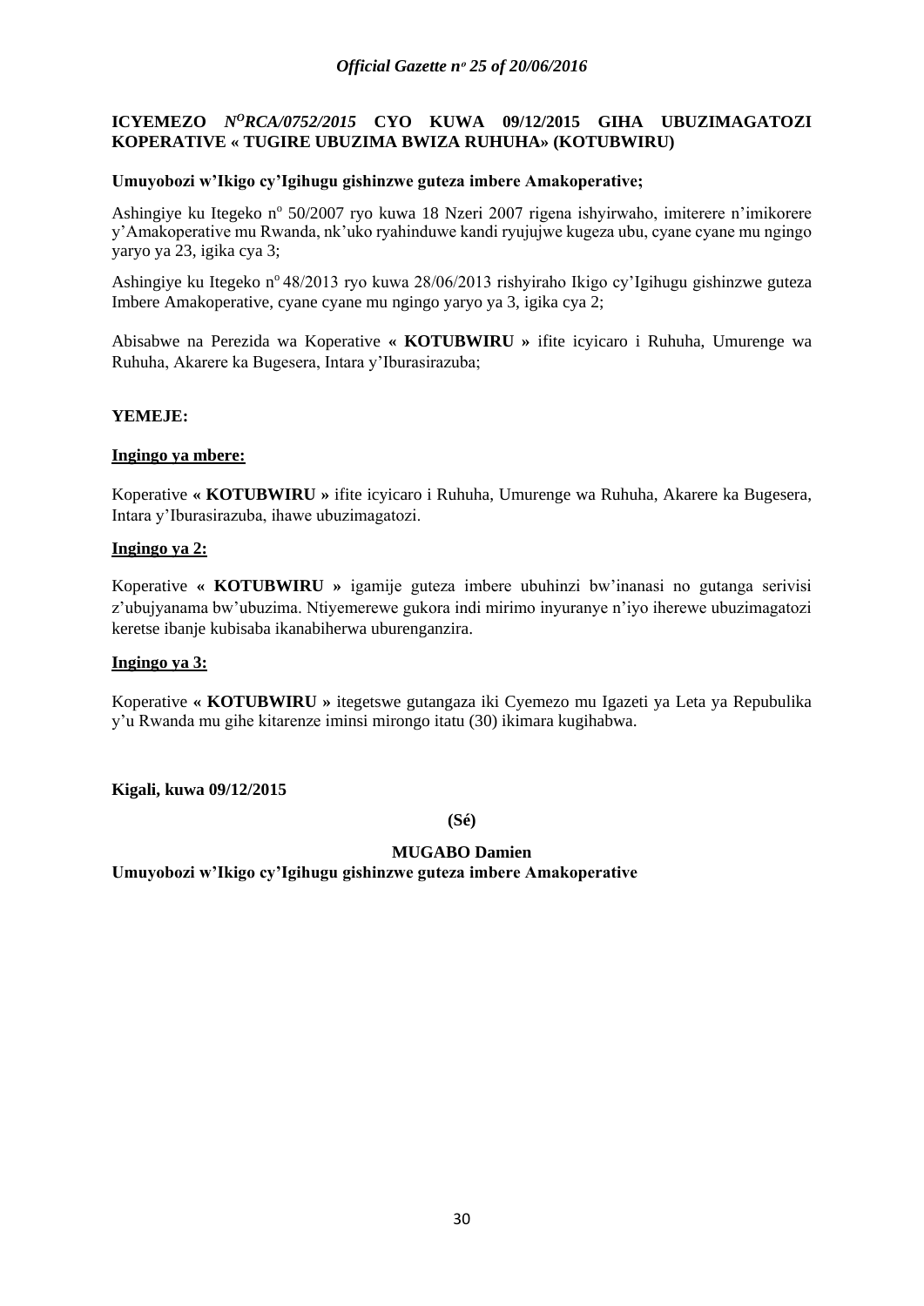**ICYEMEZO** ***N<sup>O</sup>RCA/0752/2015*** **CYO KUWA 09/12/2015 GIHA UBUZIMAGATOZI KOPERATIVE « TUGIRE UBUZIMA BWIZA RUHUHA» (KOTUBWIRU)**

**Umuyobozi w'Ikigo cy'Igihugu gishinzwe guteza imbere Amakoperative;**

Ashingiye ku Itegeko n° 50/2007 ryo kuwa 18 Nzeri 2007 rigena ishyirwaho, imiterere n'imikorere y'Amakoperative mu Rwanda, nk'uko ryahinduwe kandi ryujujwe kugeza ubu, cyane cyane mu ngingo yaryo ya 23, igika cya 3;

Ashingiye ku Itegeko n° 48/2013 ryo kuwa 28/06/2013 rishyiraho Ikigo cy'Igihugu gishinzwe guteza Imbere Amakoperative, cyane cyane mu ngingo yaryo ya 3, igika cya 2;

Abisabwe na Perezida wa Koperative **« KOTUBWIRU »** ifite icyicaro i Ruhuha, Umurenge wa Ruhuha, Akarere ka Bugesera, Intara y'Iburasirazuba;

**YEMEJE:**

**Ingingo ya mbere:**

Koperative **« KOTUBWIRU »** ifite icyicaro i Ruhuha, Umurenge wa Ruhuha, Akarere ka Bugesera, Intara y'Iburasirazuba, ihawe ubuzimagatozi.

**Ingingo ya 2:**

Koperative **« KOTUBWIRU »** igamije guteza imbere ubuhinzi bw'inanasi no gutanga serivisi z'ubujyanama bw'ubuzima. Ntiyemerewe gukora indi mirimo inyuranye n'iyo iherewe ubuzimagatozi keretse ibanje kubisaba ikanabiherwa uburenganzira.

**Ingingo ya 3:**

Koperative **« KOTUBWIRU »** itegetswe gutangaza iki Cyemezo mu Igazeti ya Leta ya Repubulika y'u Rwanda mu gihe kitarenze iminsi mirongo itatu (30) ikimara kugihabwa.

**Kigali, kuwa 09/12/2015**

**(Sé)**

**MUGABO Damien**
**Umuyobozi w'Ikigo cy'Igihugu gishinzwe guteza imbere Amakoperative**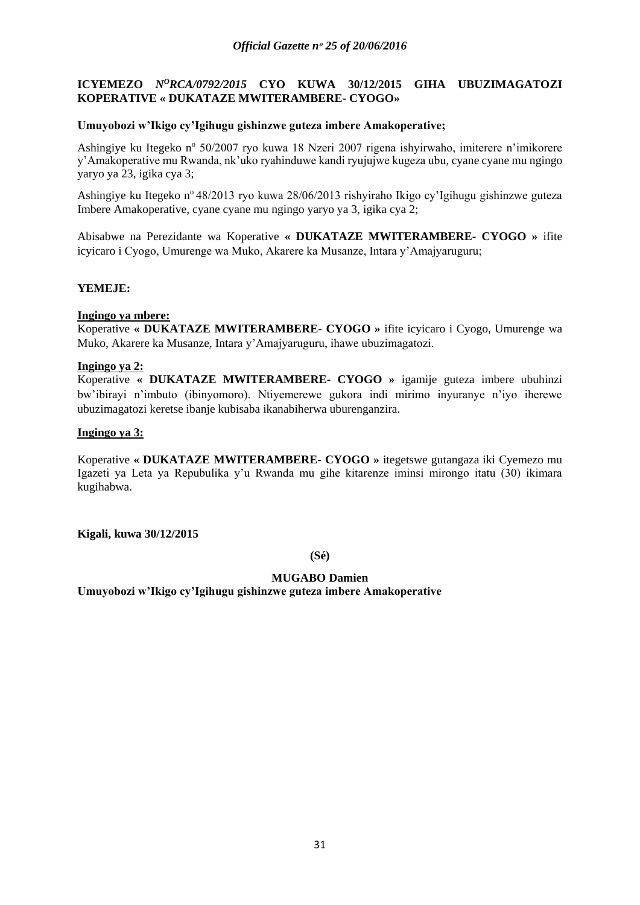**ICYEMEZO *N<sup>O</sup>RCA/0792/2015* CYO KUWA 30/12/2015 GIHA UBUZIMAGATOZI KOPERATIVE « DUKATAZE MWITERAMBERE- CYOGO»**

**Umuyobozi w'Ikigo cy'Igihugu gishinzwe guteza imbere Amakoperative;**

Ashingiye ku Itegeko n° 50/2007 ryo kuwa 18 Nzeri 2007 rigena ishyirwaho, imiterere n'imikorere y'Amakoperative mu Rwanda, nk'uko ryahinduwe kandi ryujujwe kugeza ubu, cyane cyane mu ngingo yaryo ya 23, igika cya 3;

Ashingiye ku Itegeko n° 48/2013 ryo kuwa 28/06/2013 rishyiraho Ikigo cy'Igihugu gishinzwe guteza Imbere Amakoperative, cyane cyane mu ngingo yaryo ya 3, igika cya 2;

Abisabwe na Perezidante wa Koperative **« DUKATAZE MWITERAMBERE- CYOGO »** ifite icyicaro i Cyogo, Umurenge wa Muko, Akarere ka Musanze, Intara y'Amajyaruguru;

**YEMEJE:**

**Ingingo ya mbere:**

Koperative **« DUKATAZE MWITERAMBERE- CYOGO »** ifite icyicaro i Cyogo, Umurenge wa Muko, Akarere ka Musanze, Intara y'Amajyaruguru, ihawe ubuzimagatozi.

**Ingingo ya 2:**

Koperative **« DUKATAZE MWITERAMBERE- CYOGO »** igamije guteza imbere ubuhinzi bw'ibirayi n'imbuto (ibinyomoro). Ntiyemerewe gukora indi mirimo inyuranye n'iyo iherewe ubuzimagatozi keretse ibanje kubisaba ikanabiherwa uburenganzira.

**Ingingo ya 3:**

Koperative **« DUKATAZE MWITERAMBERE- CYOGO »** itegetswe gutangaza iki Cyemezo mu Igazeti ya Leta ya Repubulika y'u Rwanda mu gihe kitarenze iminsi mirongo itatu (30) ikimara kugihabwa.

**Kigali, kuwa 30/12/2015**

**(Sé)**

**MUGABO Damien**
**Umuyobozi w'Ikigo cy'Igihugu gishinzwe guteza imbere Amakoperative**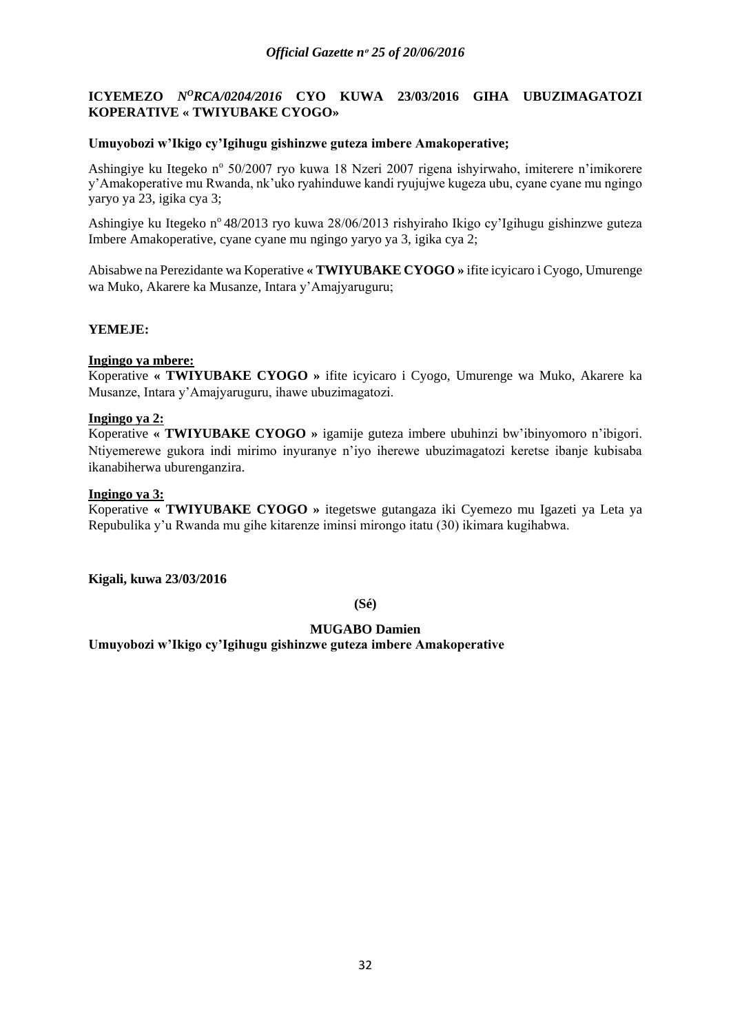**ICYEMEZO** ***N<sup>O</sup>RCA/0204/2016*** **CYO KUWA 23/03/2016 GIHA UBUZIMAGATOZI KOPERATIVE « TWIYUBAKE CYOGO»**

**Umuyobozi w'Ikigo cy'Igihugu gishinzwe guteza imbere Amakoperative;**

Ashingiye ku Itegeko n° 50/2007 ryo kuwa 18 Nzeri 2007 rigena ishyirwaho, imiterere n'imikorere y'Amakoperative mu Rwanda, nk'uko ryahinduwe kandi ryujujwe kugeza ubu, cyane cyane mu ngingo yaryo ya 23, igika cya 3;

Ashingiye ku Itegeko n° 48/2013 ryo kuwa 28/06/2013 rishyiraho Ikigo cy'Igihugu gishinzwe guteza Imbere Amakoperative, cyane cyane mu ngingo yaryo ya 3, igika cya 2;

Abisabwe na Perezidante wa Koperative **« TWIYUBAKE CYOGO »** ifite icyicaro i Cyogo, Umurenge wa Muko, Akarere ka Musanze, Intara y'Amajyaruguru;

**YEMEJE:**

**Ingingo ya mbere:**
Koperative **« TWIYUBAKE CYOGO »** ifite icyicaro i Cyogo, Umurenge wa Muko, Akarere ka Musanze, Intara y'Amajyaruguru, ihawe ubuzimagatozi.

**Ingingo ya 2:**
Koperative **« TWIYUBAKE CYOGO »** igamije guteza imbere ubuhinzi bw'ibinyomoro n'ibigori. Ntiyemerewe gukora indi mirimo inyuranye n'iyo iherewe ubuzimagatozi keretse ibanje kubisaba ikanabiherwa uburenganzira.

**Ingingo ya 3:**
Koperative **« TWIYUBAKE CYOGO »** itegetswe gutangaza iki Cyemezo mu Igazeti ya Leta ya Repubulika y'u Rwanda mu gihe kitarenze iminsi mirongo itatu (30) ikimara kugihabwa.

**Kigali, kuwa 23/03/2016**

**(Sé)**

**MUGABO Damien**
**Umuyobozi w'Ikigo cy'Igihugu gishinzwe guteza imbere Amakoperative**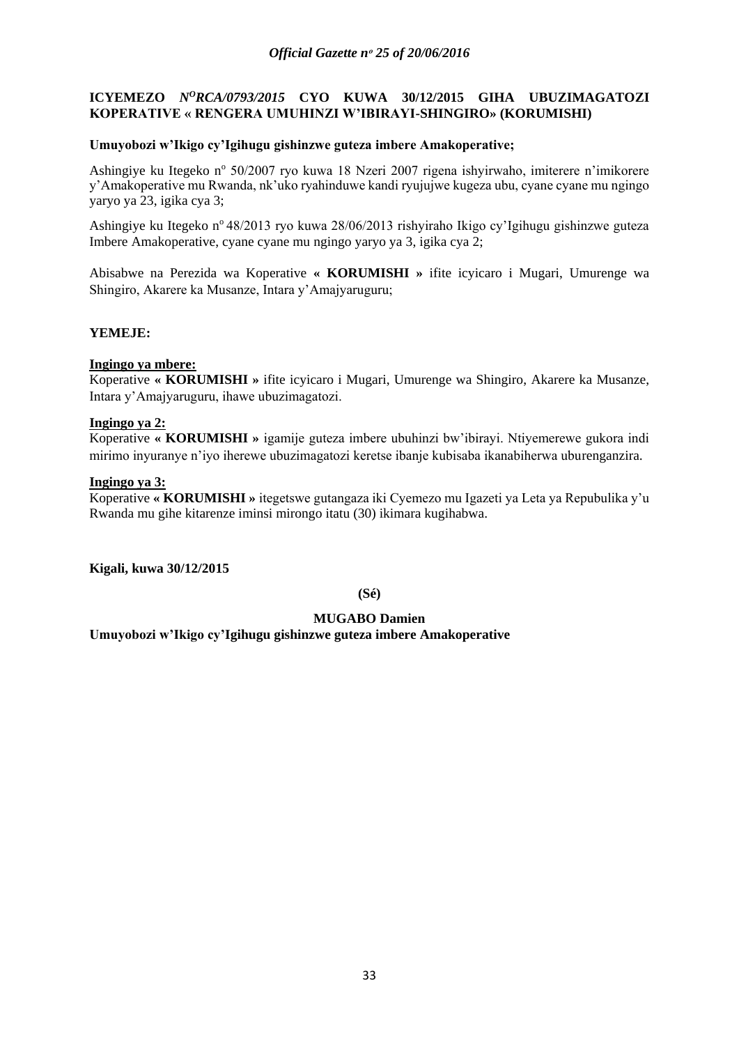**ICYEMEZO** ***N<sup>O</sup>RCA/0793/2015*** **CYO KUWA 30/12/2015 GIHA UBUZIMAGATOZI KOPERATIVE « RENGERA UMUHINZI W'IBIRAYI-SHINGIRO» (KORUMISHI)**

**Umuyobozi w'Ikigo cy'Igihugu gishinzwe guteza imbere Amakoperative;**

Ashingiye ku Itegeko n<sup>o</sup> 50/2007 ryo kuwa 18 Nzeri 2007 rigena ishyirwaho, imiterere n'imikorere y'Amakoperative mu Rwanda, nk'uko ryahinduwe kandi ryujujwe kugeza ubu, cyane cyane mu ngingo yaryo ya 23, igika cya 3;

Ashingiye ku Itegeko n<sup>o</sup> 48/2013 ryo kuwa 28/06/2013 rishyiraho Ikigo cy'Igihugu gishinzwe guteza Imbere Amakoperative, cyane cyane mu ngingo yaryo ya 3, igika cya 2;

Abisabwe na Perezida wa Koperative **« KORUMISHI »** ifite icyicaro i Mugari, Umurenge wa Shingiro, Akarere ka Musanze, Intara y'Amajyaruguru;

**YEMEJE:**

**Ingingo ya mbere:**
Koperative **« KORUMISHI »** ifite icyicaro i Mugari, Umurenge wa Shingiro, Akarere ka Musanze, Intara y'Amajyaruguru, ihawe ubuzimagatozi.

**Ingingo ya 2:**
Koperative **« KORUMISHI »** igamije guteza imbere ubuhinzi bw'ibirayi. Ntiyemerewe gukora indi mirimo inyuranye n'iyo iherewe ubuzimagatozi keretse ibanje kubisaba ikanabiherwa uburenganzira.

**Ingingo ya 3:**
Koperative **« KORUMISHI »** itegetswe gutangaza iki Cyemezo mu Igazeti ya Leta ya Repubulika y'u Rwanda mu gihe kitarenze iminsi mirongo itatu (30) ikimara kugihabwa.

**Kigali, kuwa 30/12/2015**

**(Sé)**

**MUGABO Damien**
**Umuyobozi w'Ikigo cy'Igihugu gishinzwe guteza imbere Amakoperative**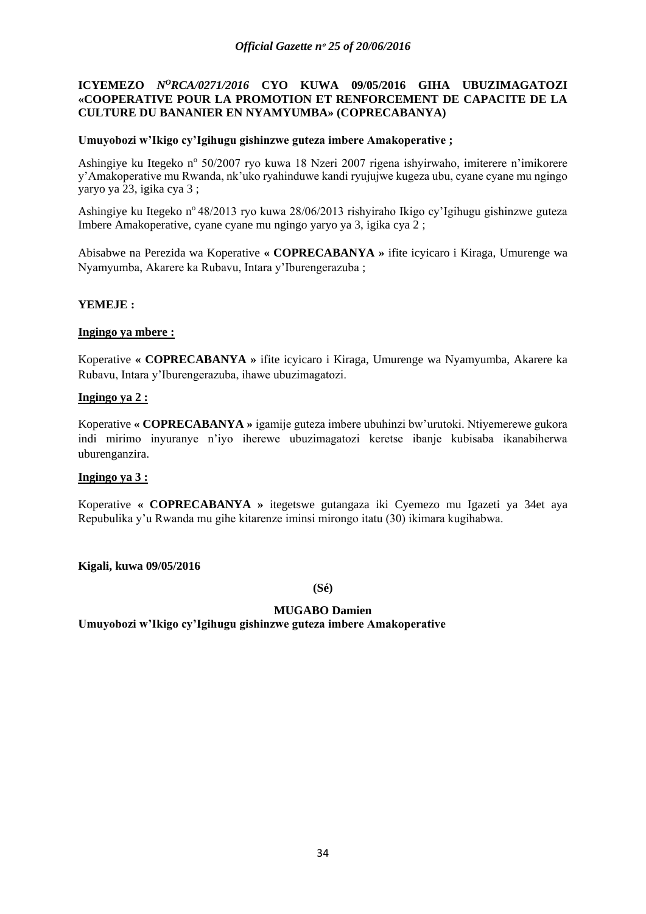**ICYEMEZO *N<sup>O</sup>RCA/0271/2016* CYO KUWA 09/05/2016 GIHA UBUZIMAGATOZI «COOPERATIVE POUR LA PROMOTION ET RENFORCEMENT DE CAPACITE DE LA CULTURE DU BANANIER EN NYAMYUMBA» (COPRECABANYA)**

**Umuyobozi w'Ikigo cy'Igihugu gishinzwe guteza imbere Amakoperative ;**

Ashingiye ku Itegeko nº 50/2007 ryo kuwa 18 Nzeri 2007 rigena ishyirwaho, imiterere n'imikorere y'Amakoperative mu Rwanda, nk'uko ryahinduwe kandi ryujujwe kugeza ubu, cyane cyane mu ngingo yaryo ya 23, igika cya 3 ;

Ashingiye ku Itegeko nº 48/2013 ryo kuwa 28/06/2013 rishyiraho Ikigo cy'Igihugu gishinzwe guteza Imbere Amakoperative, cyane cyane mu ngingo yaryo ya 3, igika cya 2 ;

Abisabwe na Perezida wa Koperative **« COPRECABANYA »** ifite icyicaro i Kiraga, Umurenge wa Nyamyumba, Akarere ka Rubavu, Intara y'Iburengerazuba ;

**YEMEJE :**

**Ingingo ya mbere :**

Koperative **« COPRECABANYA »** ifite icyicaro i Kiraga, Umurenge wa Nyamyumba, Akarere ka Rubavu, Intara y'Iburengerazuba, ihawe ubuzimagatozi.

**Ingingo ya 2 :**

Koperative **« COPRECABANYA »** igamije guteza imbere ubuhinzi bw'urutoki. Ntiyemerewe gukora indi mirimo inyuranye n'iyo iherewe ubuzimagatozi keretse ibanje kubisaba ikanabiherwa uburenganzira.

**Ingingo ya 3 :**

Koperative **« COPRECABANYA »** itegetswe gutangaza iki Cyemezo mu Igazeti ya 34et aya Repubulika y'u Rwanda mu gihe kitarenze iminsi mirongo itatu (30) ikimara kugihabwa.

**Kigali, kuwa 09/05/2016**

**(Sé)**

**MUGABO Damien**
**Umuyobozi w'Ikigo cy'Igihugu gishinzwe guteza imbere Amakoperative**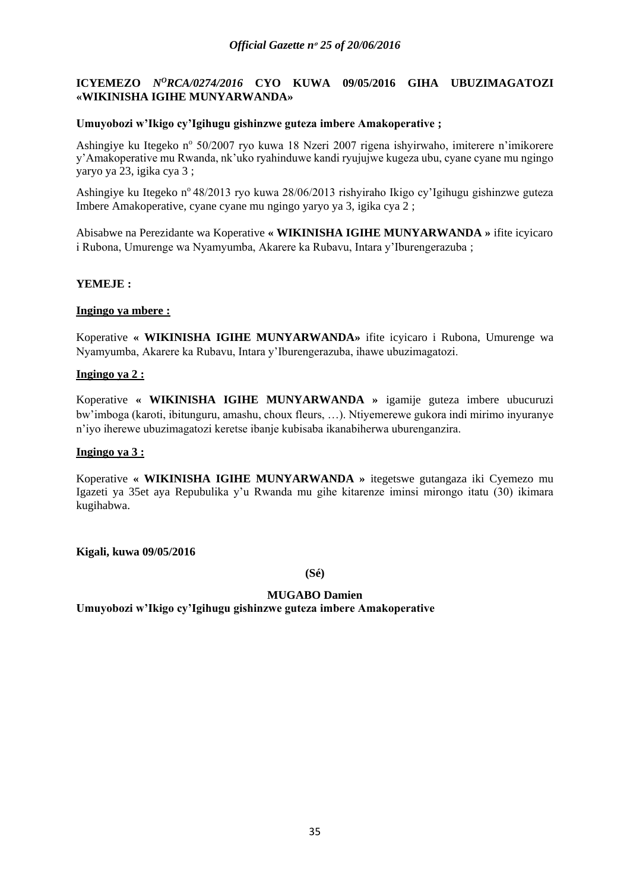**ICYEMEZO** ***N<sup>O</sup>RCA/0274/2016*** **CYO KUWA 09/05/2016 GIHA UBUZIMAGATOZI «WIKINISHA IGIHE MUNYARWANDA»**

**Umuyobozi w'Ikigo cy'Igihugu gishinzwe guteza imbere Amakoperative ;**

Ashingiye ku Itegeko n° 50/2007 ryo kuwa 18 Nzeri 2007 rigena ishyirwaho, imiterere n'imikorere y'Amakoperative mu Rwanda, nk'uko ryahinduwe kandi ryujujwe kugeza ubu, cyane cyane mu ngingo yaryo ya 23, igika cya 3 ;

Ashingiye ku Itegeko n° 48/2013 ryo kuwa 28/06/2013 rishyiraho Ikigo cy'Igihugu gishinzwe guteza Imbere Amakoperative, cyane cyane mu ngingo yaryo ya 3, igika cya 2 ;

Abisabwe na Perezidante wa Koperative **« WIKINISHA IGIHE MUNYARWANDA »** ifite icyicaro i Rubona, Umurenge wa Nyamyumba, Akarere ka Rubavu, Intara y'Iburengerazuba ;

**YEMEJE :**

**<u>Ingingo ya mbere :</u>**

Koperative **« WIKINISHA IGIHE MUNYARWANDA»** ifite icyicaro i Rubona, Umurenge wa Nyamyumba, Akarere ka Rubavu, Intara y'Iburengerazuba, ihawe ubuzimagatozi.

**<u>Ingingo ya 2 :</u>**

Koperative **« WIKINISHA IGIHE MUNYARWANDA »** igamije guteza imbere ubucuruzi bw'imboga (karoti, ibitunguru, amashu, choux fleurs, …). Ntiyemerewe gukora indi mirimo inyuranye n'iyo iherewe ubuzimagatozi keretse ibanje kubisaba ikanabiherwa uburenganzira.

**<u>Ingingo ya 3 :</u>**

Koperative **« WIKINISHA IGIHE MUNYARWANDA »** itegetswe gutangaza iki Cyemezo mu Igazeti ya 35et aya Repubulika y'u Rwanda mu gihe kitarenze iminsi mirongo itatu (30) ikimara kugihabwa.

**Kigali, kuwa 09/05/2016**

**(Sé)**

**MUGABO Damien**
**Umuyobozi w'Ikigo cy'Igihugu gishinzwe guteza imbere Amakoperative**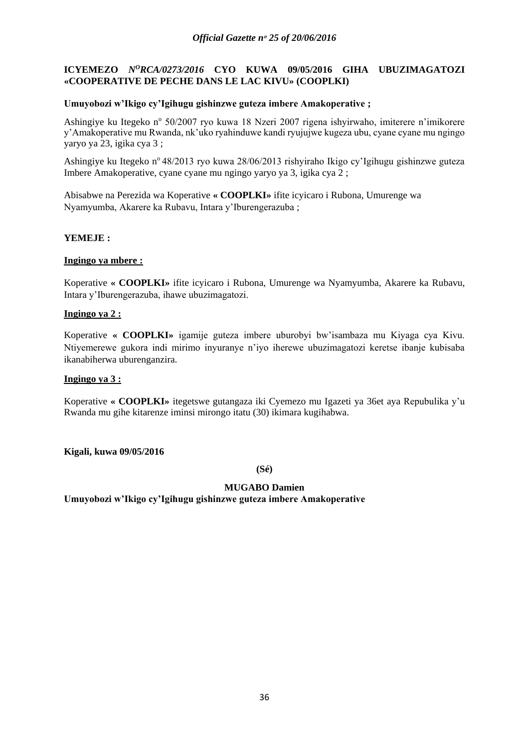**ICYEMEZO** ***N<sup>O</sup>RCA/0273/2016*** **CYO KUWA 09/05/2016 GIHA UBUZIMAGATOZI «COOPERATIVE DE PECHE DANS LE LAC KIVU» (COOPLKI)**

**Umuyobozi w'Ikigo cy'Igihugu gishinzwe guteza imbere Amakoperative ;**

Ashingiye ku Itegeko n° 50/2007 ryo kuwa 18 Nzeri 2007 rigena ishyirwaho, imiterere n'imikorere y'Amakoperative mu Rwanda, nk'uko ryahinduwe kandi ryujujwe kugeza ubu, cyane cyane mu ngingo yaryo ya 23, igika cya 3 ;

Ashingiye ku Itegeko n° 48/2013 ryo kuwa 28/06/2013 rishyiraho Ikigo cy'Igihugu gishinzwe guteza Imbere Amakoperative, cyane cyane mu ngingo yaryo ya 3, igika cya 2 ;

Abisabwe na Perezida wa Koperative **« COOPLKI»** ifite icyicaro i Rubona, Umurenge wa Nyamyumba, Akarere ka Rubavu, Intara y'Iburengerazuba ;

**YEMEJE :**

**Ingingo ya mbere :**

Koperative **« COOPLKI»** ifite icyicaro i Rubona, Umurenge wa Nyamyumba, Akarere ka Rubavu, Intara y'Iburengerazuba, ihawe ubuzimagatozi.

**Ingingo ya 2 :**

Koperative **« COOPLKI»** igamije guteza imbere uburobyi bw'isambaza mu Kiyaga cya Kivu. Ntiyemerewe gukora indi mirimo inyuranye n'iyo iherewe ubuzimagatozi keretse ibanje kubisaba ikanabiherwa uburenganzira.

**Ingingo ya 3 :**

Koperative **« COOPLKI»** itegetswe gutangaza iki Cyemezo mu Igazeti ya 36et aya Repubulika y'u Rwanda mu gihe kitarenze iminsi mirongo itatu (30) ikimara kugihabwa.

**Kigali, kuwa 09/05/2016**

**(Sé)**

**MUGABO Damien**

**Umuyobozi w'Ikigo cy'Igihugu gishinzwe guteza imbere Amakoperative**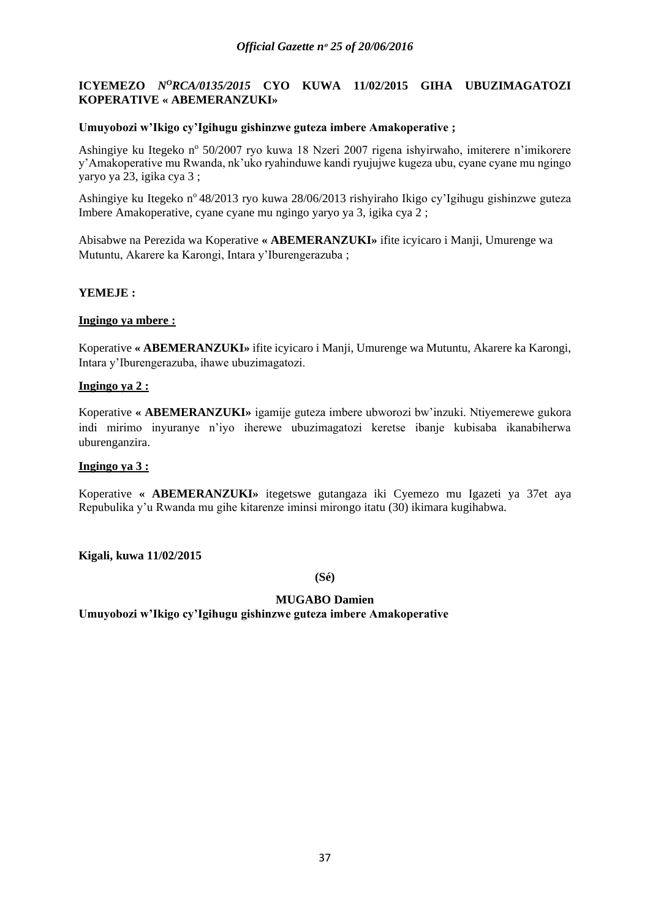**ICYEMEZO *N^O RCA/0135/2015* CYO KUWA 11/02/2015 GIHA UBUZIMAGATOZI KOPERATIVE « ABEMERANZUKI»**

**Umuyobozi w'Ikigo cy'Igihugu gishinzwe guteza imbere Amakoperative ;**

Ashingiye ku Itegeko nº 50/2007 ryo kuwa 18 Nzeri 2007 rigena ishyirwaho, imiterere n'imikorere y'Amakoperative mu Rwanda, nk'uko ryahinduwe kandi ryujujwe kugeza ubu, cyane cyane mu ngingo yaryo ya 23, igika cya 3 ;

Ashingiye ku Itegeko nº 48/2013 ryo kuwa 28/06/2013 rishyiraho Ikigo cy'Igihugu gishinzwe guteza Imbere Amakoperative, cyane cyane mu ngingo yaryo ya 3, igika cya 2 ;

Abisabwe na Perezida wa Koperative **« ABEMERANZUKI»** ifite icyicaro i Manji, Umurenge wa Mutuntu, Akarere ka Karongi, Intara y'Iburengerazuba ;

**YEMEJE :**

**Ingingo ya mbere :**

Koperative **« ABEMERANZUKI»** ifite icyicaro i Manji, Umurenge wa Mutuntu, Akarere ka Karongi, Intara y'Iburengerazuba, ihawe ubuzimagatozi.

**Ingingo ya 2 :**

Koperative **« ABEMERANZUKI»** igamije guteza imbere ubworozi bw'inzuki. Ntiyemerewe gukora indi mirimo inyuranye n'iyo iherewe ubuzimagatozi keretse ibanje kubisaba ikanabiherwa uburenganzira.

**Ingingo ya 3 :**

Koperative **« ABEMERANZUKI»** itegetswe gutangaza iki Cyemezo mu Igazeti ya 37et aya Repubulika y'u Rwanda mu gihe kitarenze iminsi mirongo itatu (30) ikimara kugihabwa.

**Kigali, kuwa 11/02/2015**

**(Sé)**

**MUGABO Damien**
**Umuyobozi w'Ikigo cy'Igihugu gishinzwe guteza imbere Amakoperative**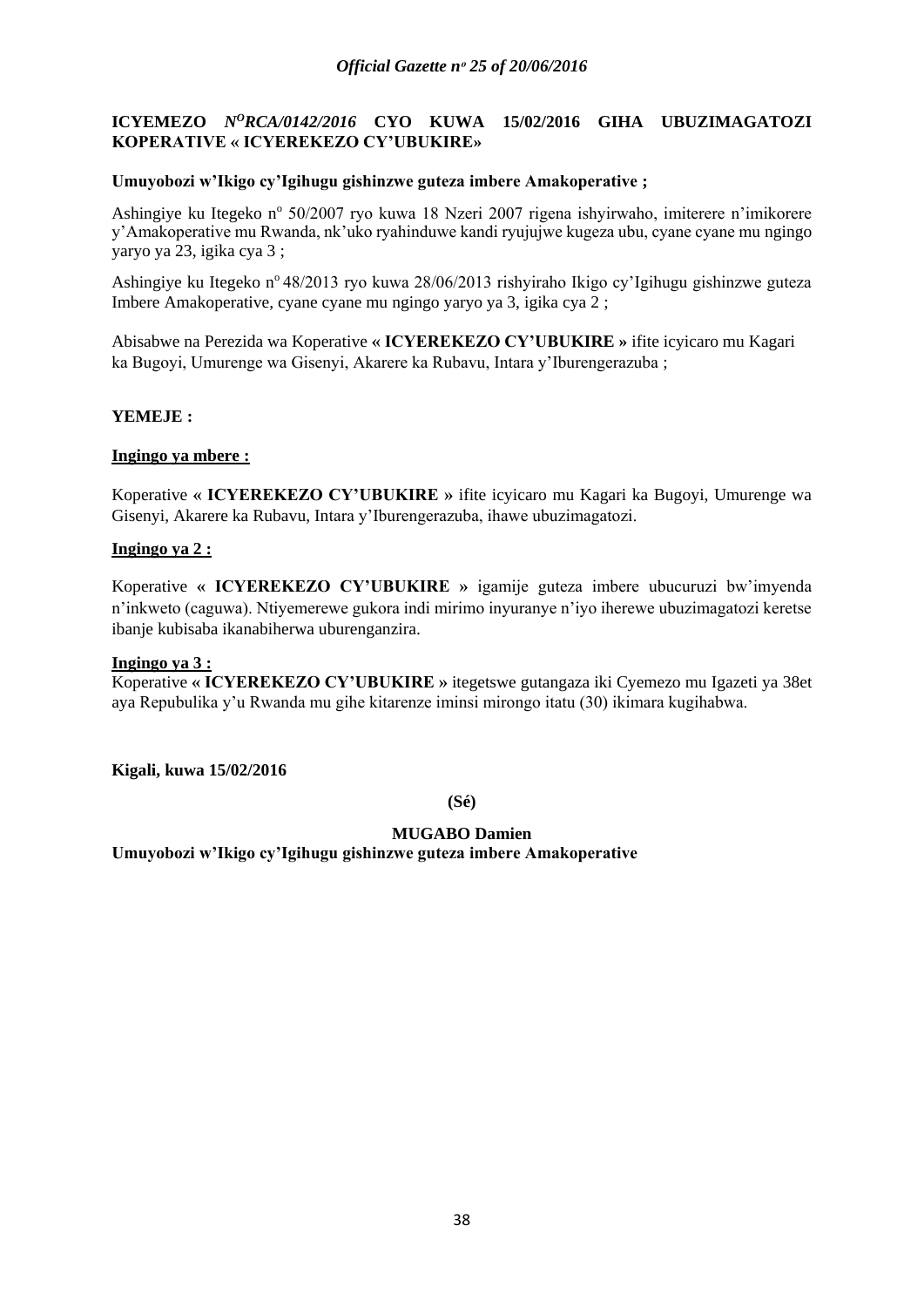**ICYEMEZO** ***N<sup>O</sup>RCA/0142/2016*** **CYO KUWA 15/02/2016 GIHA UBUZIMAGATOZI KOPERATIVE « ICYEREKEZO CY'UBUKIRE»**

**Umuyobozi w'Ikigo cy'Igihugu gishinzwe guteza imbere Amakoperative ;**

Ashingiye ku Itegeko n° 50/2007 ryo kuwa 18 Nzeri 2007 rigena ishyirwaho, imiterere n'imikorere y'Amakoperative mu Rwanda, nk'uko ryahinduwe kandi ryujujwe kugeza ubu, cyane cyane mu ngingo yaryo ya 23, igika cya 3 ;

Ashingiye ku Itegeko n° 48/2013 ryo kuwa 28/06/2013 rishyiraho Ikigo cy'Igihugu gishinzwe guteza Imbere Amakoperative, cyane cyane mu ngingo yaryo ya 3, igika cya 2 ;

Abisabwe na Perezida wa Koperative **« ICYEREKEZO CY'UBUKIRE »** ifite icyicaro mu Kagari ka Bugoyi, Umurenge wa Gisenyi, Akarere ka Rubavu, Intara y'Iburengerazuba ;

**YEMEJE :**

**Ingingo ya mbere :**

Koperative **« ICYEREKEZO CY'UBUKIRE »** ifite icyicaro mu Kagari ka Bugoyi, Umurenge wa Gisenyi, Akarere ka Rubavu, Intara y'Iburengerazuba, ihawe ubuzimagatozi.

**Ingingo ya 2 :**

Koperative **« ICYEREKEZO CY'UBUKIRE »** igamije guteza imbere ubucuruzi bw'imyenda n'inkweto (caguwa). Ntiyemerewe gukora indi mirimo inyuranye n'iyo iherewe ubuzimagatozi keretse ibanje kubisaba ikanabiherwa uburenganzira.

**Ingingo ya 3 :**

Koperative **« ICYEREKEZO CY'UBUKIRE »** itegetswe gutangaza iki Cyemezo mu Igazeti ya 38et aya Repubulika y'u Rwanda mu gihe kitarenze iminsi mirongo itatu (30) ikimara kugihabwa.

**Kigali, kuwa 15/02/2016**

**(Sé)**

**MUGABO Damien**

**Umuyobozi w'Ikigo cy'Igihugu gishinzwe guteza imbere Amakoperative**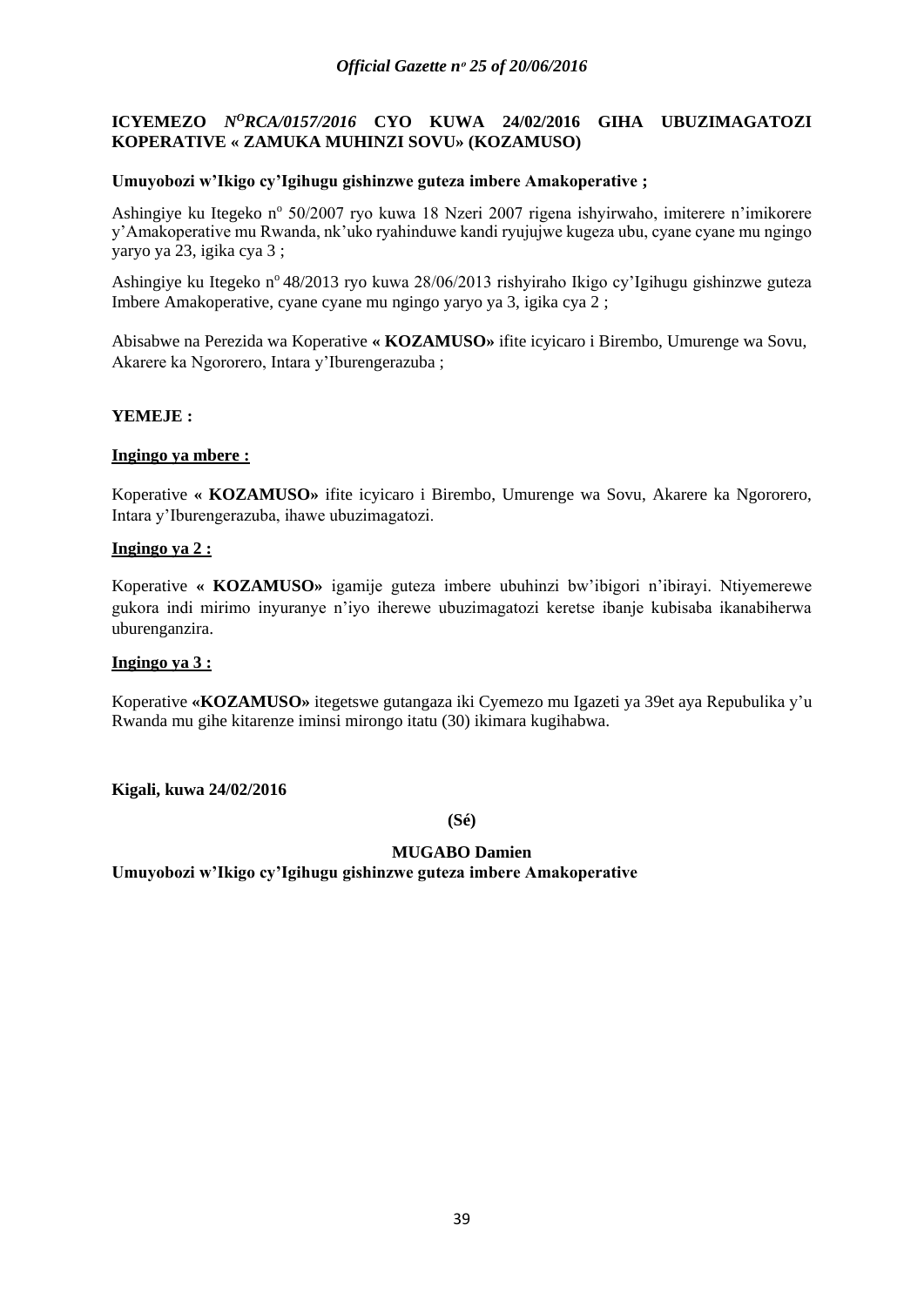**ICYEMEZO *N°RCA/0157/2016* CYO KUWA 24/02/2016 GIHA UBUZIMAGATOZI KOPERATIVE « ZAMUKA MUHINZI SOVU» (KOZAMUSO)**

**Umuyobozi w'Ikigo cy'Igihugu gishinzwe guteza imbere Amakoperative ;**

Ashingiye ku Itegeko n° 50/2007 ryo kuwa 18 Nzeri 2007 rigena ishyirwaho, imiterere n'imikorere y'Amakoperative mu Rwanda, nk'uko ryahinduwe kandi ryujujwe kugeza ubu, cyane cyane mu ngingo yaryo ya 23, igika cya 3 ;

Ashingiye ku Itegeko n° 48/2013 ryo kuwa 28/06/2013 rishyiraho Ikigo cy'Igihugu gishinzwe guteza Imbere Amakoperative, cyane cyane mu ngingo yaryo ya 3, igika cya 2 ;

Abisabwe na Perezida wa Koperative **« KOZAMUSO»** ifite icyicaro i Birembo, Umurenge wa Sovu, Akarere ka Ngororero, Intara y'Iburengerazuba ;

**YEMEJE :**

**Ingingo ya mbere :**

Koperative **« KOZAMUSO»** ifite icyicaro i Birembo, Umurenge wa Sovu, Akarere ka Ngororero, Intara y'Iburengerazuba, ihawe ubuzimagatozi.

**Ingingo ya 2 :**

Koperative **« KOZAMUSO»** igamije guteza imbere ubuhinzi bw'ibigori n'ibirayi. Ntiyemerewe gukora indi mirimo inyuranye n'iyo iherewe ubuzimagatozi keretse ibanje kubisaba ikanabiherwa uburenganzira.

**Ingingo ya 3 :**

Koperative **«KOZAMUSO»** itegetswe gutangaza iki Cyemezo mu Igazeti ya 39et aya Repubulika y'u Rwanda mu gihe kitarenze iminsi mirongo itatu (30) ikimara kugihabwa.

**Kigali, kuwa 24/02/2016**

**(Sé)**

**MUGABO Damien**
**Umuyobozi w'Ikigo cy'Igihugu gishinzwe guteza imbere Amakoperative**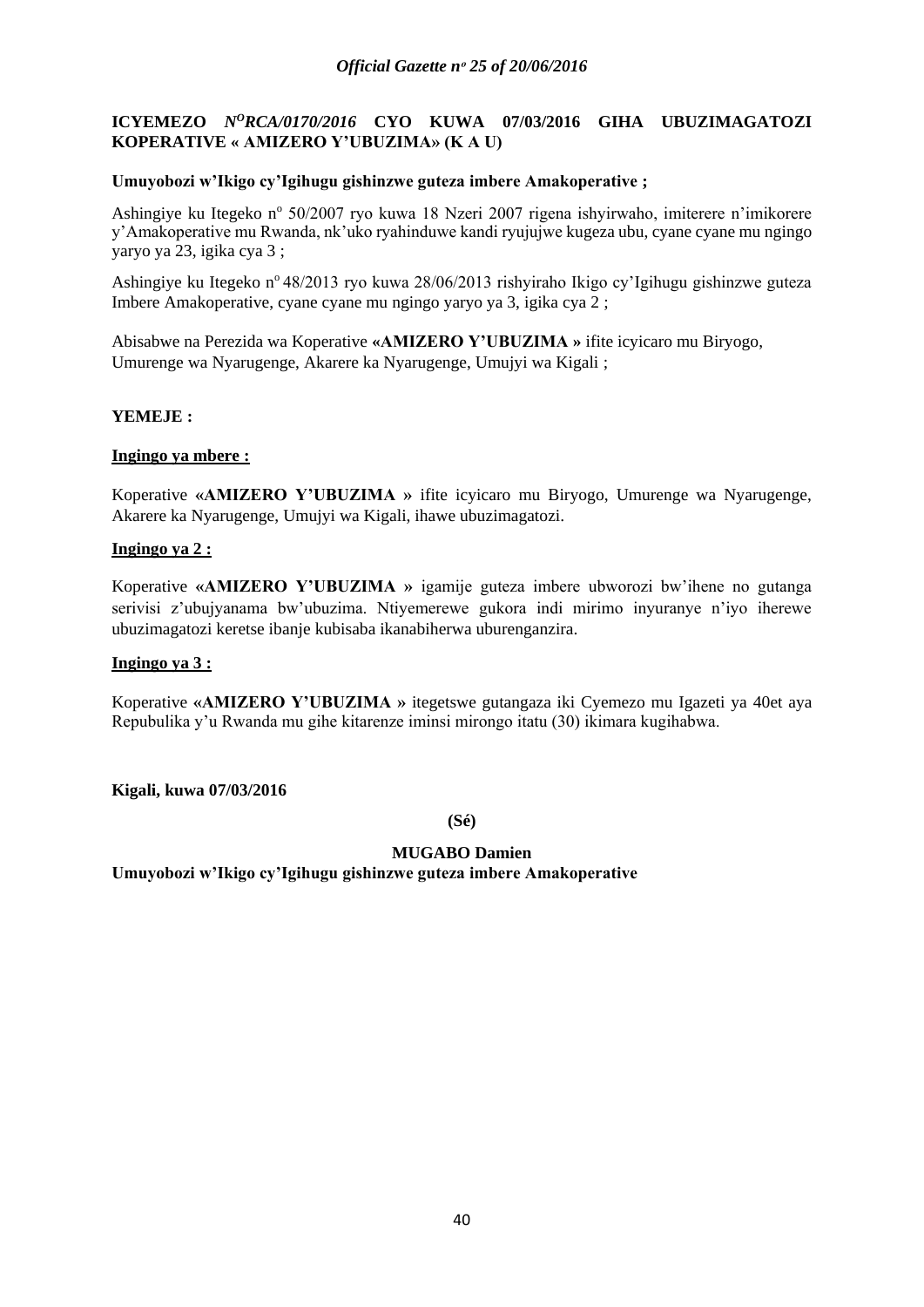**ICYEMEZO** ***N^O^RCA/0170/2016*** **CYO KUWA 07/03/2016 GIHA UBUZIMAGATOZI KOPERATIVE « AMIZERO Y'UBUZIMA» (K A U)**

**Umuyobozi w'Ikigo cy'Igihugu gishinzwe guteza imbere Amakoperative ;**

Ashingiye ku Itegeko n° 50/2007 ryo kuwa 18 Nzeri 2007 rigena ishyirwaho, imiterere n'imikorere y'Amakoperative mu Rwanda, nk'uko ryahinduwe kandi ryujujwe kugeza ubu, cyane cyane mu ngingo yaryo ya 23, igika cya 3 ;

Ashingiye ku Itegeko n° 48/2013 ryo kuwa 28/06/2013 rishyiraho Ikigo cy'Igihugu gishinzwe guteza Imbere Amakoperative, cyane cyane mu ngingo yaryo ya 3, igika cya 2 ;

Abisabwe na Perezida wa Koperative **«AMIZERO Y'UBUZIMA »** ifite icyicaro mu Biryogo, Umurenge wa Nyarugenge, Akarere ka Nyarugenge, Umujyi wa Kigali ;

**YEMEJE :**

**Ingingo ya mbere :**

Koperative **«AMIZERO Y'UBUZIMA »** ifite icyicaro mu Biryogo, Umurenge wa Nyarugenge, Akarere ka Nyarugenge, Umujyi wa Kigali, ihawe ubuzimagatozi.

**Ingingo ya 2 :**

Koperative **«AMIZERO Y'UBUZIMA »** igamije guteza imbere ubworozi bw'ihene no gutanga serivisi z'ubujyanama bw'ubuzima. Ntiyemerewe gukora indi mirimo inyuranye n'iyo iherewe ubuzimagatozi keretse ibanje kubisaba ikanabiherwa uburenganzira.

**Ingingo ya 3 :**

Koperative **«AMIZERO Y'UBUZIMA »** itegetswe gutangaza iki Cyemezo mu Igazeti ya 40et aya Repubulika y'u Rwanda mu gihe kitarenze iminsi mirongo itatu (30) ikimara kugihabwa.

**Kigali, kuwa 07/03/2016**

**(Sé)**

**MUGABO Damien**

**Umuyobozi w'Ikigo cy'Igihugu gishinzwe guteza imbere Amakoperative**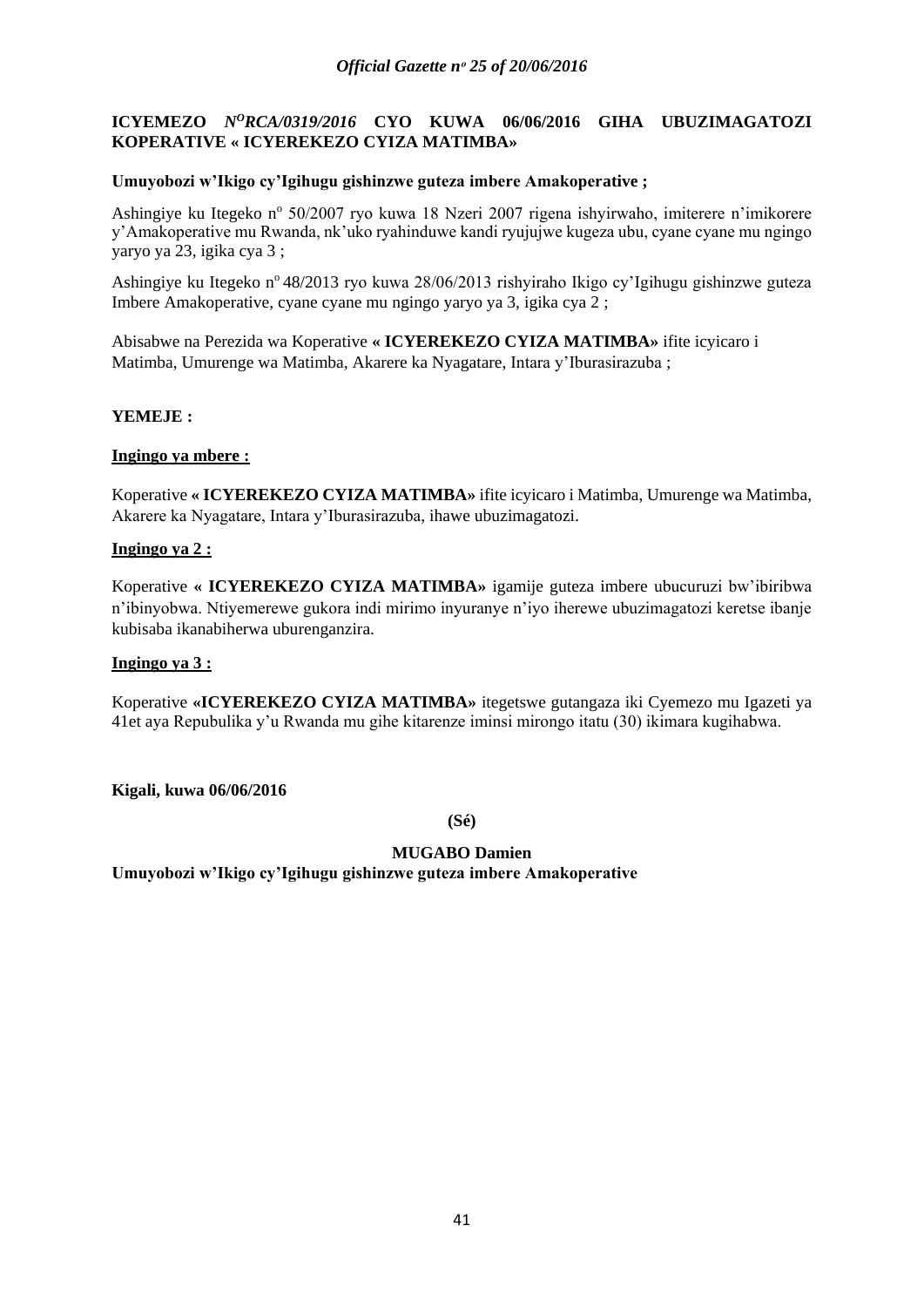**ICYEMEZO** ***N$^{O}$RCA/0319/2016*** **CYO KUWA 06/06/2016 GIHA UBUZIMAGATOZI KOPERATIVE « ICYEREKEZO CYIZA MATIMBA»**

**Umuyobozi w'Ikigo cy'Igihugu gishinzwe guteza imbere Amakoperative ;**

Ashingiye ku Itegeko n$^{o}$ 50/2007 ryo kuwa 18 Nzeri 2007 rigena ishyirwaho, imiterere n'imikorere y'Amakoperative mu Rwanda, nk'uko ryahinduwe kandi ryujujwe kugeza ubu, cyane cyane mu ngingo yaryo ya 23, igika cya 3 ;

Ashingiye ku Itegeko n$^{o}$ 48/2013 ryo kuwa 28/06/2013 rishyiraho Ikigo cy'Igihugu gishinzwe guteza Imbere Amakoperative, cyane cyane mu ngingo yaryo ya 3, igika cya 2 ;

Abisabwe na Perezida wa Koperative **« ICYEREKEZO CYIZA MATIMBA»** ifite icyicaro i Matimba, Umurenge wa Matimba, Akarere ka Nyagatare, Intara y'Iburasirazuba ;

**YEMEJE :**

**<u>Ingingo ya mbere :</u>**

Koperative **« ICYEREKEZO CYIZA MATIMBA»** ifite icyicaro i Matimba, Umurenge wa Matimba, Akarere ka Nyagatare, Intara y'Iburasirazuba, ihawe ubuzimagatozi.

**<u>Ingingo ya 2 :</u>**

Koperative **« ICYEREKEZO CYIZA MATIMBA»** igamije guteza imbere ubucuruzi bw'ibiribwa n'ibinyobwa. Ntiyemerewe gukora indi mirimo inyuranye n'iyo iherewe ubuzimagatozi keretse ibanje kubisaba ikanabiherwa uburenganzira.

**<u>Ingingo ya 3 :</u>**

Koperative **«ICYEREKEZO CYIZA MATIMBA»** itegetswe gutangaza iki Cyemezo mu Igazeti ya 41et aya Repubulika y'u Rwanda mu gihe kitarenze iminsi mirongo itatu (30) ikimara kugihabwa.

**Kigali, kuwa 06/06/2016**

**(Sé)**

**MUGABO Damien**
**Umuyobozi w'Ikigo cy'Igihugu gishinzwe guteza imbere Amakoperative**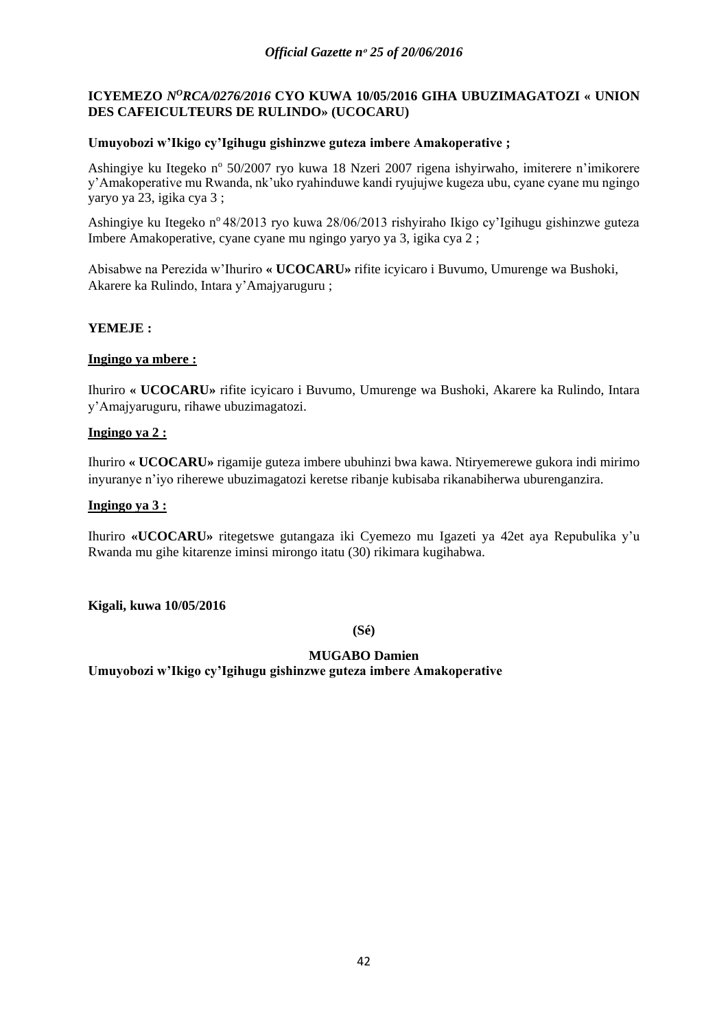**ICYEMEZO *N<sup>O</sup>RCA/0276/2016* CYO KUWA 10/05/2016 GIHA UBUZIMAGATOZI « UNION DES CAFEICULTEURS DE RULINDO» (UCOCARU)**

**Umuyobozi w'Ikigo cy'Igihugu gishinzwe guteza imbere Amakoperative ;**

Ashingiye ku Itegeko n<sup>o</sup> 50/2007 ryo kuwa 18 Nzeri 2007 rigena ishyirwaho, imiterere n'imikorere y'Amakoperative mu Rwanda, nk'uko ryahinduwe kandi ryujujwe kugeza ubu, cyane cyane mu ngingo yaryo ya 23, igika cya 3 ;

Ashingiye ku Itegeko n<sup>o</sup> 48/2013 ryo kuwa 28/06/2013 rishyiraho Ikigo cy'Igihugu gishinzwe guteza Imbere Amakoperative, cyane cyane mu ngingo yaryo ya 3, igika cya 2 ;

Abisabwe na Perezida w'Ihuriro **« UCOCARU»** rifite icyicaro i Buvumo, Umurenge wa Bushoki, Akarere ka Rulindo, Intara y'Amajyaruguru ;

**YEMEJE :**

**Ingingo ya mbere :**

Ihuriro **« UCOCARU»** rifite icyicaro i Buvumo, Umurenge wa Bushoki, Akarere ka Rulindo, Intara y'Amajyaruguru, rihawe ubuzimagatozi.

**Ingingo ya 2 :**

Ihuriro **« UCOCARU»** rigamije guteza imbere ubuhinzi bwa kawa. Ntiryemerewe gukora indi mirimo inyuranye n'iyo riherewe ubuzimagatozi keretse ribanje kubisaba rikanabiherwa uburenganzira.

**Ingingo ya 3 :**

Ihuriro **«UCOCARU»** ritegetswe gutangaza iki Cyemezo mu Igazeti ya 42et aya Repubulika y'u Rwanda mu gihe kitarenze iminsi mirongo itatu (30) rikimara kugihabwa.

**Kigali, kuwa 10/05/2016**

**(Sé)**

**MUGABO Damien**
**Umuyobozi w'Ikigo cy'Igihugu gishinzwe guteza imbere Amakoperative**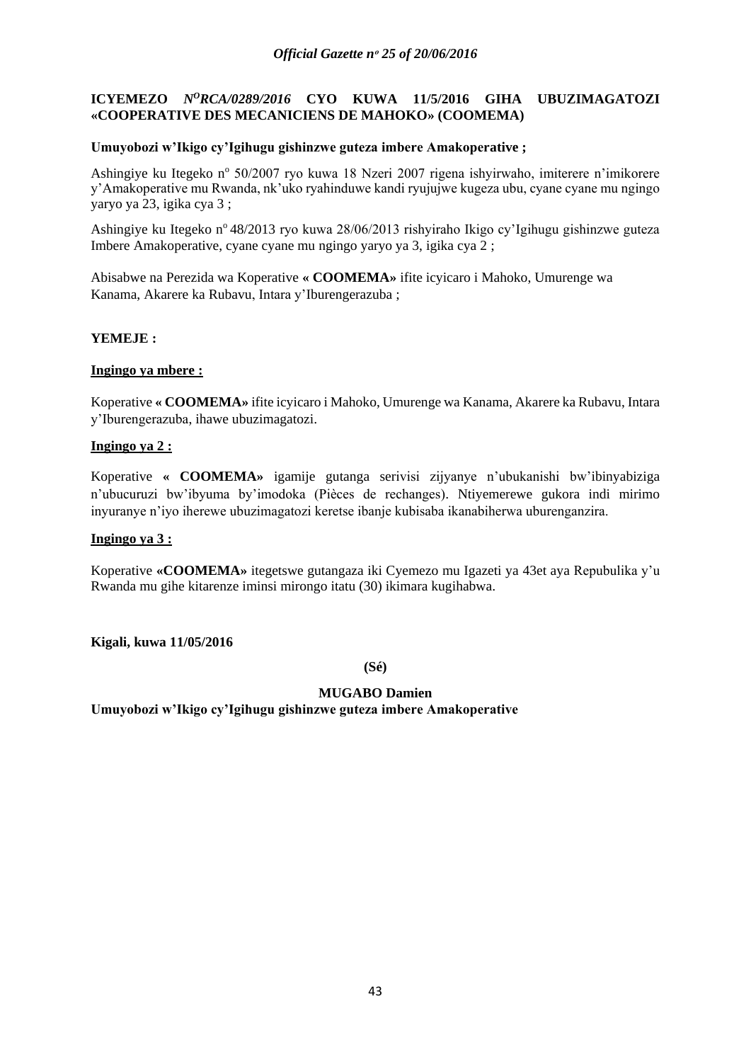**ICYEMEZO** ***N^O RCA/0289/2016*** **CYO KUWA 11/5/2016 GIHA UBUZIMAGATOZI «COOPERATIVE DES MECANICIENS DE MAHOKO» (COOMEMA)**

**Umuyobozi w'Ikigo cy'Igihugu gishinzwe guteza imbere Amakoperative ;**

Ashingiye ku Itegeko n° 50/2007 ryo kuwa 18 Nzeri 2007 rigena ishyirwaho, imiterere n'imikorere y'Amakoperative mu Rwanda, nk'uko ryahinduwe kandi ryujujwe kugeza ubu, cyane cyane mu ngingo yaryo ya 23, igika cya 3 ;

Ashingiye ku Itegeko n° 48/2013 ryo kuwa 28/06/2013 rishyiraho Ikigo cy'Igihugu gishinzwe guteza Imbere Amakoperative, cyane cyane mu ngingo yaryo ya 3, igika cya 2 ;

Abisabwe na Perezida wa Koperative **« COOMEMA»** ifite icyicaro i Mahoko, Umurenge wa Kanama, Akarere ka Rubavu, Intara y'Iburengerazuba ;

**YEMEJE :**

**Ingingo ya mbere :**

Koperative **« COOMEMA»** ifite icyicaro i Mahoko, Umurenge wa Kanama, Akarere ka Rubavu, Intara y'Iburengerazuba, ihawe ubuzimagatozi.

**Ingingo ya 2 :**

Koperative **« COOMEMA»** igamije gutanga serivisi zijyanye n'ubukanishi bw'ibinyabiziga n'ubucuruzi bw'ibyuma by'imodoka (Pièces de rechanges). Ntiyemerewe gukora indi mirimo inyuranye n'iyo iherewe ubuzimagatozi keretse ibanje kubisaba ikanabiherwa uburenganzira.

**Ingingo ya 3 :**

Koperative **«COOMEMA»** itegetswe gutangaza iki Cyemezo mu Igazeti ya 43et aya Repubulika y'u Rwanda mu gihe kitarenze iminsi mirongo itatu (30) ikimara kugihabwa.

**Kigali, kuwa 11/05/2016**

**(Sé)**

**MUGABO Damien**
**Umuyobozi w'Ikigo cy'Igihugu gishinzwe guteza imbere Amakoperative**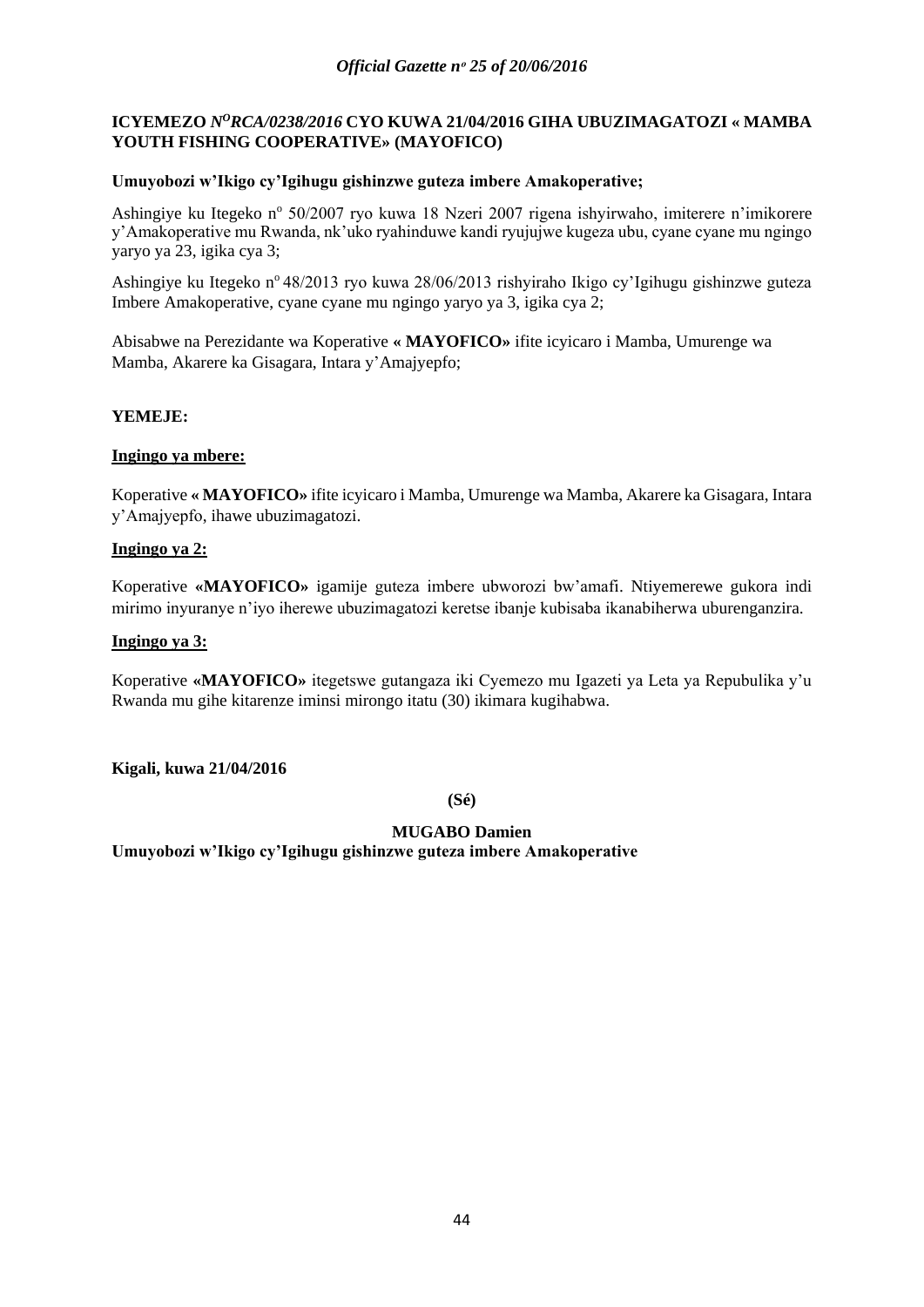**ICYEMEZO *N$^{O}$RCA/0238/2016* CYO KUWA 21/04/2016 GIHA UBUZIMAGATOZI « MAMBA YOUTH FISHING COOPERATIVE» (MAYOFICO)**

**Umuyobozi w'Ikigo cy'Igihugu gishinzwe guteza imbere Amakoperative;**

Ashingiye ku Itegeko n$^{o}$ 50/2007 ryo kuwa 18 Nzeri 2007 rigena ishyirwaho, imiterere n'imikorere y'Amakoperative mu Rwanda, nk'uko ryahinduwe kandi ryujujwe kugeza ubu, cyane cyane mu ngingo yaryo ya 23, igika cya 3;

Ashingiye ku Itegeko n$^{o}$ 48/2013 ryo kuwa 28/06/2013 rishyiraho Ikigo cy'Igihugu gishinzwe guteza Imbere Amakoperative, cyane cyane mu ngingo yaryo ya 3, igika cya 2;

Abisabwe na Perezidante wa Koperative **« MAYOFICO»** ifite icyicaro i Mamba, Umurenge wa Mamba, Akarere ka Gisagara, Intara y'Amajyepfo;

**YEMEJE:**

**Ingingo ya mbere:**

Koperative **« MAYOFICO»** ifite icyicaro i Mamba, Umurenge wa Mamba, Akarere ka Gisagara, Intara y'Amajyepfo, ihawe ubuzimagatozi.

**Ingingo ya 2:**

Koperative **«MAYOFICO»** igamije guteza imbere ubworozi bw'amafi. Ntiyemerewe gukora indi mirimo inyuranye n'iyo iherewe ubuzimagatozi keretse ibanje kubisaba ikanabiherwa uburenganzira.

**Ingingo ya 3:**

Koperative **«MAYOFICO»** itegetswe gutangaza iki Cyemezo mu Igazeti ya Leta ya Repubulika y'u Rwanda mu gihe kitarenze iminsi mirongo itatu (30) ikimara kugihabwa.

**Kigali, kuwa 21/04/2016**

**(Sé)**

**MUGABO Damien**
**Umuyobozi w'Ikigo cy'Igihugu gishinzwe guteza imbere Amakoperative**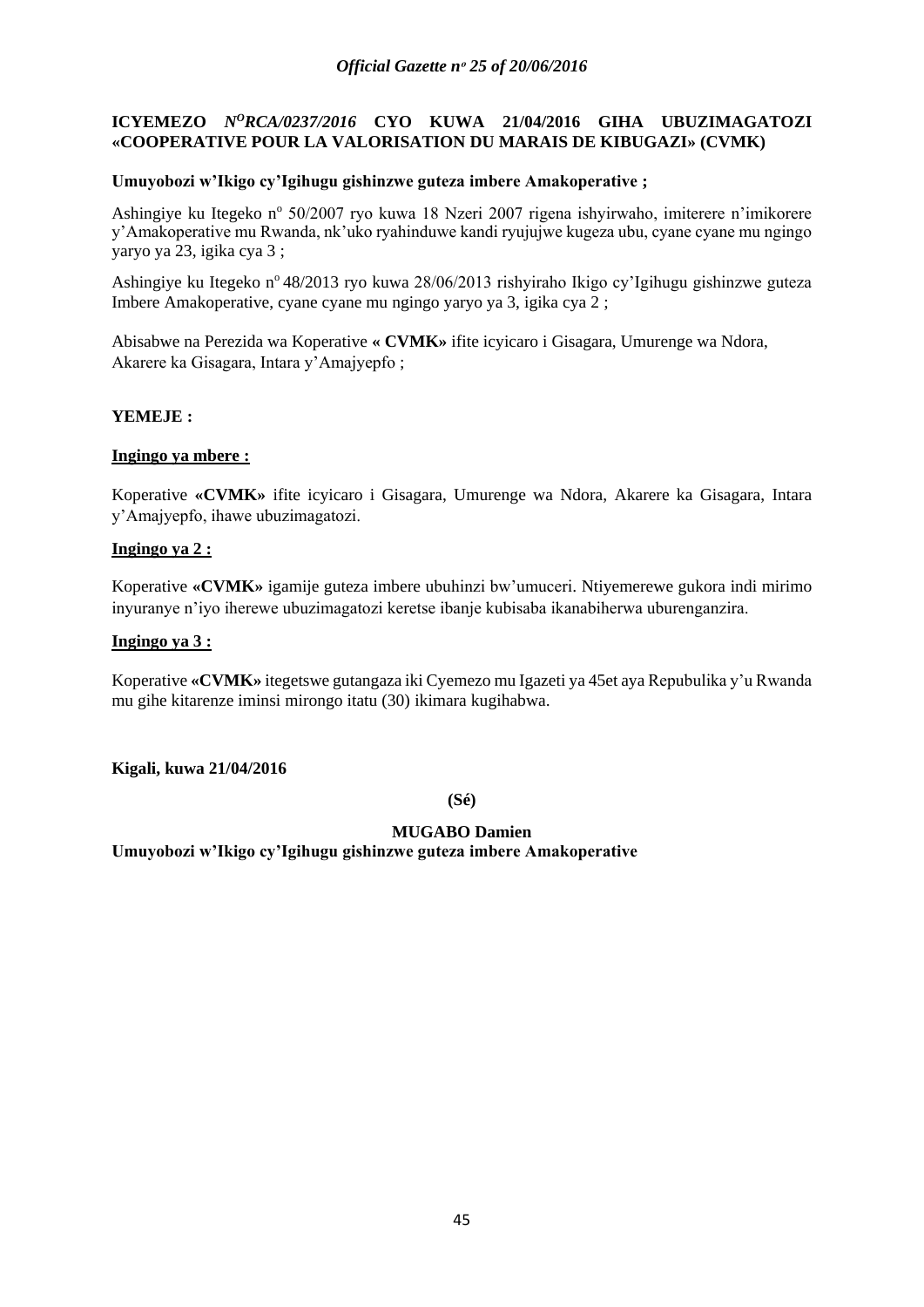**ICYEMEZO** ***N<sup>O</sup>RCA/0237/2016*** **CYO KUWA 21/04/2016 GIHA UBUZIMAGATOZI «COOPERATIVE POUR LA VALORISATION DU MARAIS DE KIBUGAZI» (CVMK)**

**Umuyobozi w'Ikigo cy'Igihugu gishinzwe guteza imbere Amakoperative ;**

Ashingiye ku Itegeko n° 50/2007 ryo kuwa 18 Nzeri 2007 rigena ishyirwaho, imiterere n'imikorere y'Amakoperative mu Rwanda, nk'uko ryahinduwe kandi ryujujwe kugeza ubu, cyane cyane mu ngingo yaryo ya 23, igika cya 3 ;

Ashingiye ku Itegeko n° 48/2013 ryo kuwa 28/06/2013 rishyiraho Ikigo cy'Igihugu gishinzwe guteza Imbere Amakoperative, cyane cyane mu ngingo yaryo ya 3, igika cya 2 ;

Abisabwe na Perezida wa Koperative **« CVMK»** ifite icyicaro i Gisagara, Umurenge wa Ndora, Akarere ka Gisagara, Intara y'Amajyepfo ;

**YEMEJE :**

**Ingingo ya mbere :**

Koperative **«CVMK»** ifite icyicaro i Gisagara, Umurenge wa Ndora, Akarere ka Gisagara, Intara y'Amajyepfo, ihawe ubuzimagatozi.

**Ingingo ya 2 :**

Koperative **«CVMK»** igamije guteza imbere ubuhinzi bw'umuceri. Ntiyemerewe gukora indi mirimo inyuranye n'iyo iherewe ubuzimagatozi keretse ibanje kubisaba ikanabiherwa uburenganzira.

**Ingingo ya 3 :**

Koperative **«CVMK»** itegetswe gutangaza iki Cyemezo mu Igazeti ya 45et aya Repubulika y'u Rwanda mu gihe kitarenze iminsi mirongo itatu (30) ikimara kugihabwa.

**Kigali, kuwa 21/04/2016**

**(Sé)**

**MUGABO Damien**
**Umuyobozi w'Ikigo cy'Igihugu gishinzwe guteza imbere Amakoperative**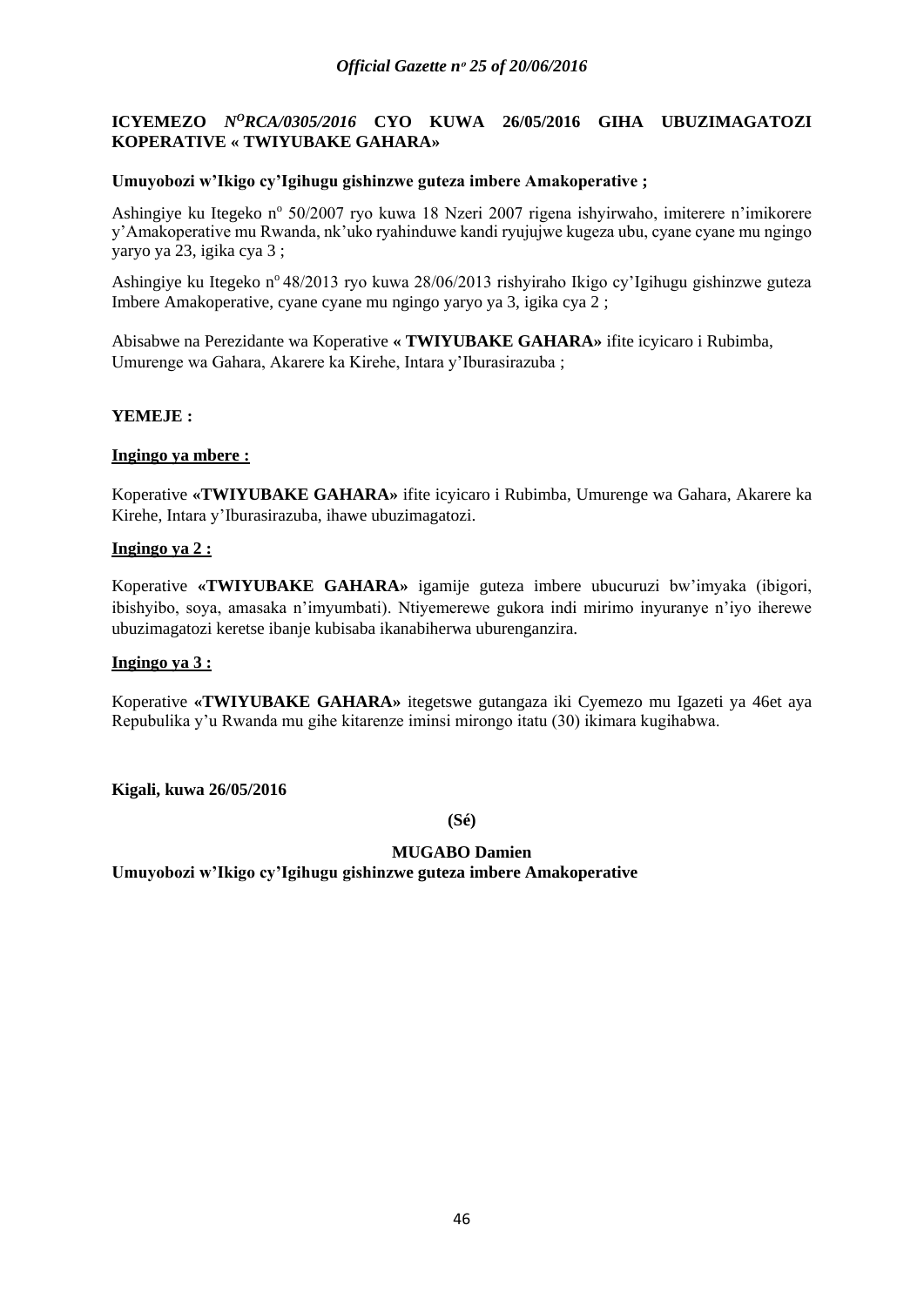**ICYEMEZO** ***N<sup>O</sup>RCA/0305/2016*** **CYO KUWA 26/05/2016 GIHA UBUZIMAGATOZI KOPERATIVE « TWIYUBAKE GAHARA»**

**Umuyobozi w'Ikigo cy'Igihugu gishinzwe guteza imbere Amakoperative ;**

Ashingiye ku Itegeko n<sup>o</sup> 50/2007 ryo kuwa 18 Nzeri 2007 rigena ishyirwaho, imiterere n'imikorere y'Amakoperative mu Rwanda, nk'uko ryahinduwe kandi ryujujwe kugeza ubu, cyane cyane mu ngingo yaryo ya 23, igika cya 3 ;

Ashingiye ku Itegeko n<sup>o</sup> 48/2013 ryo kuwa 28/06/2013 rishyiraho Ikigo cy'Igihugu gishinzwe guteza Imbere Amakoperative, cyane cyane mu ngingo yaryo ya 3, igika cya 2 ;

Abisabwe na Perezidante wa Koperative **« TWIYUBAKE GAHARA»** ifite icyicaro i Rubimba, Umurenge wa Gahara, Akarere ka Kirehe, Intara y'Iburasirazuba ;

**YEMEJE :**

**Ingingo ya mbere :**

Koperative **«TWIYUBAKE GAHARA»** ifite icyicaro i Rubimba, Umurenge wa Gahara, Akarere ka Kirehe, Intara y'Iburasirazuba, ihawe ubuzimagatozi.

**Ingingo ya 2 :**

Koperative **«TWIYUBAKE GAHARA»** igamije guteza imbere ubucuruzi bw'imyaka (ibigori, ibishyibo, soya, amasaka n'imyumbati). Ntiyemerewe gukora indi mirimo inyuranye n'iyo iherewe ubuzimagatozi keretse ibanje kubisaba ikanabiherwa uburenganzira.

**Ingingo ya 3 :**

Koperative **«TWIYUBAKE GAHARA»** itegetswe gutangaza iki Cyemezo mu Igazeti ya 46et aya Repubulika y'u Rwanda mu gihe kitarenze iminsi mirongo itatu (30) ikimara kugihabwa.

**Kigali, kuwa 26/05/2016**

**(Sé)**

**MUGABO Damien**

**Umuyobozi w'Ikigo cy'Igihugu gishinzwe guteza imbere Amakoperative**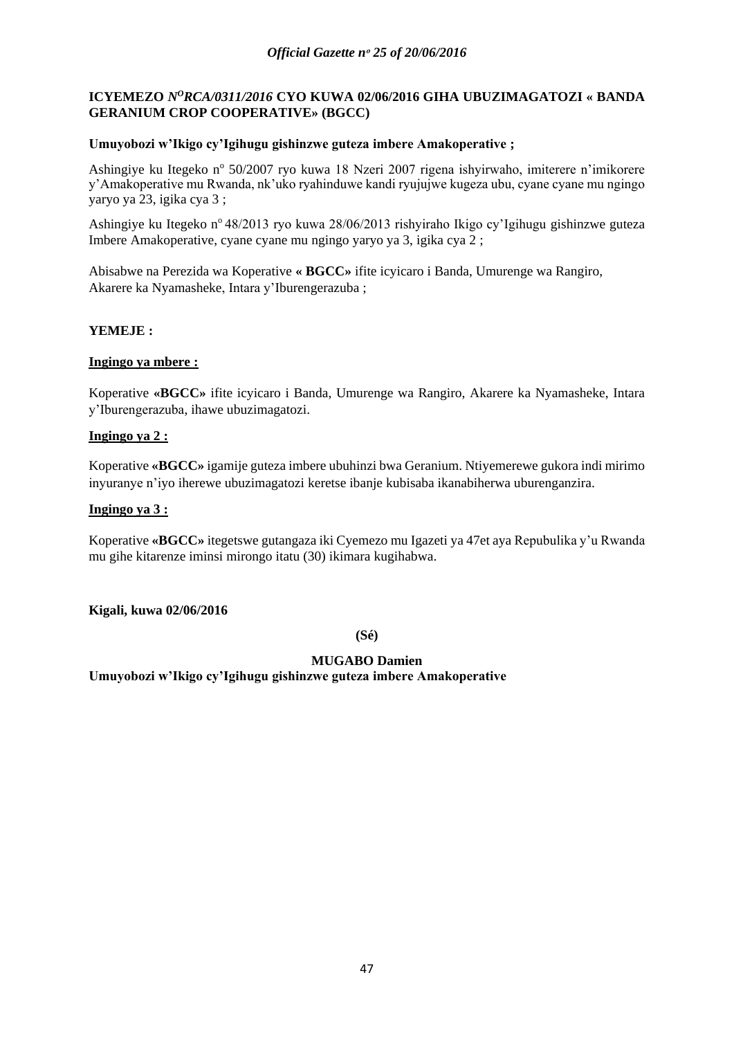**ICYEMEZO *N<sup>O</sup>RCA/0311/2016* CYO KUWA 02/06/2016 GIHA UBUZIMAGATOZI « BANDA GERANIUM CROP COOPERATIVE» (BGCC)**

**Umuyobozi w'Ikigo cy'Igihugu gishinzwe guteza imbere Amakoperative ;**

Ashingiye ku Itegeko n° 50/2007 ryo kuwa 18 Nzeri 2007 rigena ishyirwaho, imiterere n'imikorere y'Amakoperative mu Rwanda, nk'uko ryahinduwe kandi ryujujwe kugeza ubu, cyane cyane mu ngingo yaryo ya 23, igika cya 3 ;

Ashingiye ku Itegeko n° 48/2013 ryo kuwa 28/06/2013 rishyiraho Ikigo cy'Igihugu gishinzwe guteza Imbere Amakoperative, cyane cyane mu ngingo yaryo ya 3, igika cya 2 ;

Abisabwe na Perezida wa Koperative **« BGCC»** ifite icyicaro i Banda, Umurenge wa Rangiro, Akarere ka Nyamasheke, Intara y'Iburengerazuba ;

**YEMEJE :**

**<u>Ingingo ya mbere :</u>**

Koperative **«BGCC»** ifite icyicaro i Banda, Umurenge wa Rangiro, Akarere ka Nyamasheke, Intara y'Iburengerazuba, ihawe ubuzimagatozi.

**<u>Ingingo ya 2 :</u>**

Koperative **«BGCC»** igamije guteza imbere ubuhinzi bwa Geranium. Ntiyemerewe gukora indi mirimo inyuranye n'iyo iherewe ubuzimagatozi keretse ibanje kubisaba ikanabiherwa uburenganzira.

**<u>Ingingo ya 3 :</u>**

Koperative **«BGCC»** itegetswe gutangaza iki Cyemezo mu Igazeti ya 47et aya Repubulika y'u Rwanda mu gihe kitarenze iminsi mirongo itatu (30) ikimara kugihabwa.

**Kigali, kuwa 02/06/2016**

**(Sé)**

**MUGABO Damien**
**Umuyobozi w'Ikigo cy'Igihugu gishinzwe guteza imbere Amakoperative**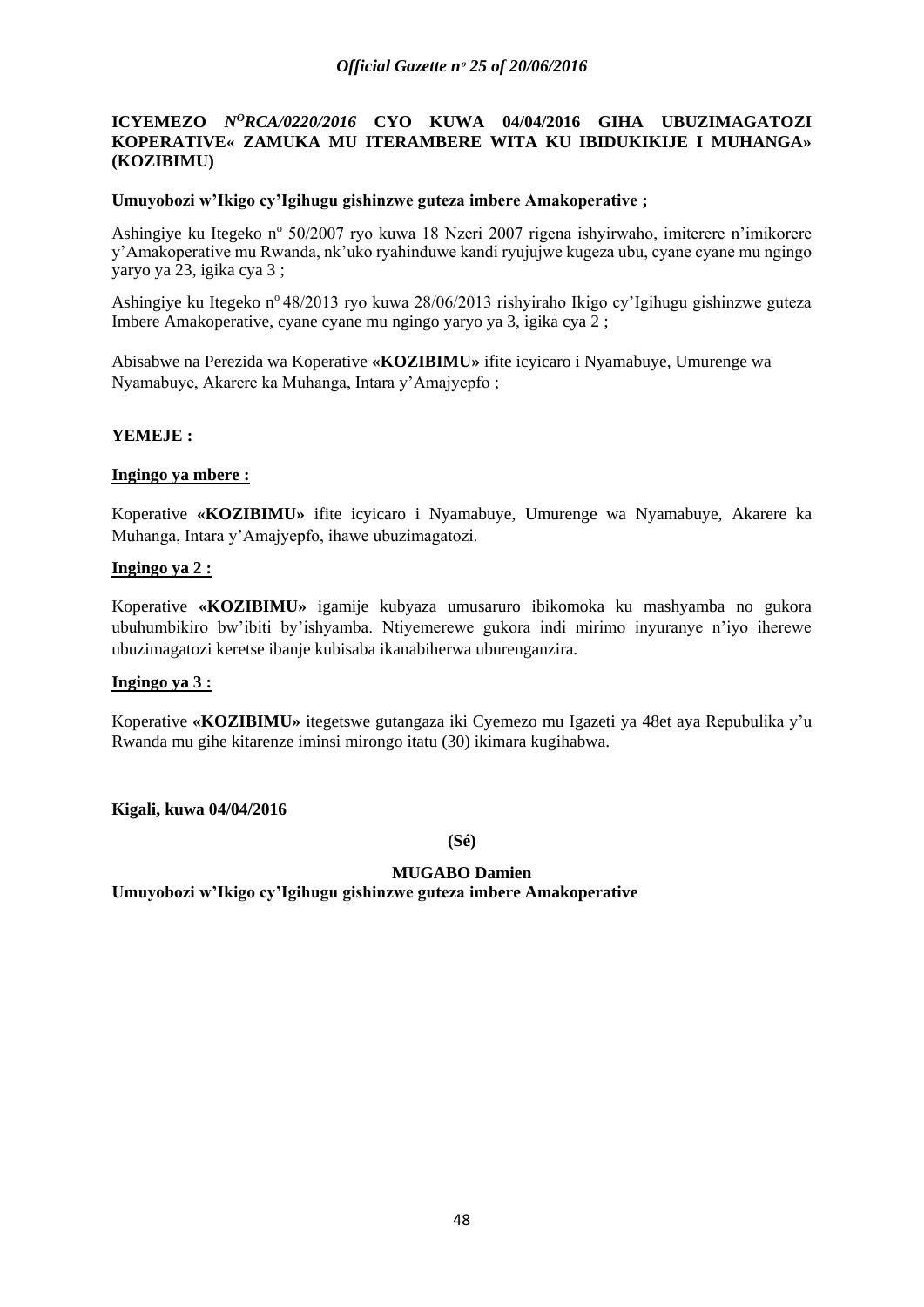**ICYEMEZO *N<sup>O</sup>RCA/0220/2016* CYO KUWA 04/04/2016 GIHA UBUZIMAGATOZI KOPERATIVE« ZAMUKA MU ITERAMBERE WITA KU IBIDUKIKIJE I MUHANGA» (KOZIBIMU)**

**Umuyobozi w'Ikigo cy'Igihugu gishinzwe guteza imbere Amakoperative ;**

Ashingiye ku Itegeko n° 50/2007 ryo kuwa 18 Nzeri 2007 rigena ishyirwaho, imiterere n'imikorere y'Amakoperative mu Rwanda, nk'uko ryahinduwe kandi ryujujwe kugeza ubu, cyane cyane mu ngingo yaryo ya 23, igika cya 3 ;

Ashingiye ku Itegeko n° 48/2013 ryo kuwa 28/06/2013 rishyiraho Ikigo cy'Igihugu gishinzwe guteza Imbere Amakoperative, cyane cyane mu ngingo yaryo ya 3, igika cya 2 ;

Abisabwe na Perezida wa Koperative **«KOZIBIMU»** ifite icyicaro i Nyamabuye, Umurenge wa Nyamabuye, Akarere ka Muhanga, Intara y'Amajyepfo ;

**YEMEJE :**

**<u>Ingingo ya mbere :</u>**

Koperative **«KOZIBIMU»** ifite icyicaro i Nyamabuye, Umurenge wa Nyamabuye, Akarere ka Muhanga, Intara y'Amajyepfo, ihawe ubuzimagatozi.

**<u>Ingingo ya 2 :</u>**

Koperative **«KOZIBIMU»** igamije kubyaza umusaruro ibikomoka ku mashyamba no gukora ubuhumbikiro bw'ibiti by'ishyamba. Ntiyemerewe gukora indi mirimo inyuranye n'iyo iherewe ubuzimagatozi keretse ibanje kubisaba ikanabiherwa uburenganzira.

**<u>Ingingo ya 3 :</u>**

Koperative **«KOZIBIMU»** itegetswe gutangaza iki Cyemezo mu Igazeti ya 48et aya Repubulika y'u Rwanda mu gihe kitarenze iminsi mirongo itatu (30) ikimara kugihabwa.

**Kigali, kuwa 04/04/2016**

**(Sé)**

**MUGABO Damien**
**Umuyobozi w'Ikigo cy'Igihugu gishinzwe guteza imbere Amakoperative**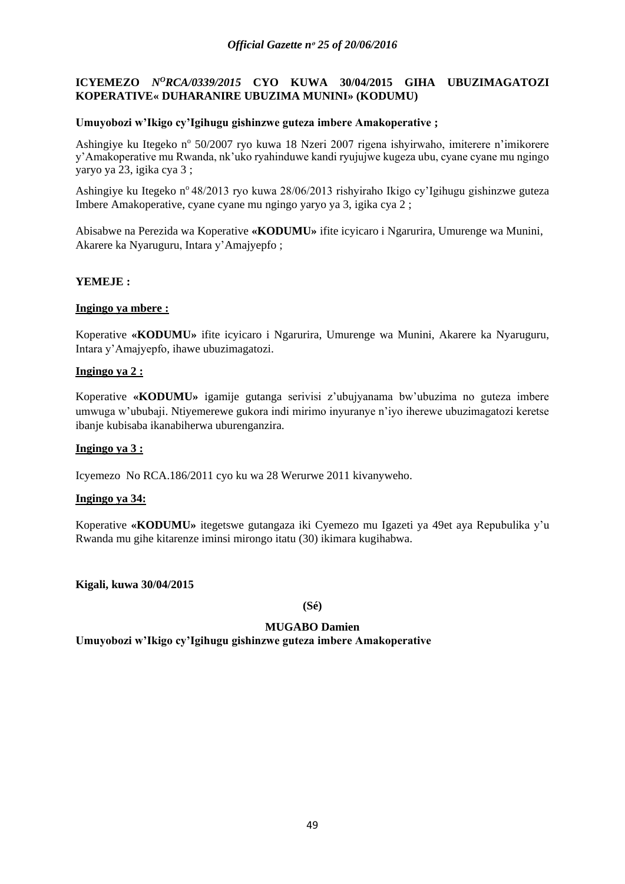**ICYEMEZO *N^O^RCA/0339/2015* CYO KUWA 30/04/2015 GIHA UBUZIMAGATOZI KOPERATIVE« DUHARANIRE UBUZIMA MUNINI» (KODUMU)**

**Umuyobozi w'Ikigo cy'Igihugu gishinzwe guteza imbere Amakoperative ;**

Ashingiye ku Itegeko nº 50/2007 ryo kuwa 18 Nzeri 2007 rigena ishyirwaho, imiterere n'imikorere y'Amakoperative mu Rwanda, nk'uko ryahinduwe kandi ryujujwe kugeza ubu, cyane cyane mu ngingo yaryo ya 23, igika cya 3 ;

Ashingiye ku Itegeko nº 48/2013 ryo kuwa 28/06/2013 rishyiraho Ikigo cy'Igihugu gishinzwe guteza Imbere Amakoperative, cyane cyane mu ngingo yaryo ya 3, igika cya 2 ;

Abisabwe na Perezida wa Koperative **«KODUMU»** ifite icyicaro i Ngarurira, Umurenge wa Munini, Akarere ka Nyaruguru, Intara y'Amajyepfo ;

**YEMEJE :**

**Ingingo ya mbere :**

Koperative **«KODUMU»** ifite icyicaro i Ngarurira, Umurenge wa Munini, Akarere ka Nyaruguru, Intara y'Amajyepfo, ihawe ubuzimagatozi.

**Ingingo ya 2 :**

Koperative **«KODUMU»** igamije gutanga serivisi z'ubujyanama bw'ubuzima no guteza imbere umwuga w'ububaji. Ntiyemerewe gukora indi mirimo inyuranye n'iyo iherewe ubuzimagatozi keretse ibanje kubisaba ikanabiherwa uburenganzira.

**Ingingo ya 3 :**

Icyemezo No RCA.186/2011 cyo ku wa 28 Werurwe 2011 kivanyweho.

**Ingingo ya 34:**

Koperative **«KODUMU»** itegetswe gutangaza iki Cyemezo mu Igazeti ya 49et aya Repubulika y'u Rwanda mu gihe kitarenze iminsi mirongo itatu (30) ikimara kugihabwa.

**Kigali, kuwa 30/04/2015**

**(Sé)**

**MUGABO Damien**

**Umuyobozi w'Ikigo cy'Igihugu gishinzwe guteza imbere Amakoperative**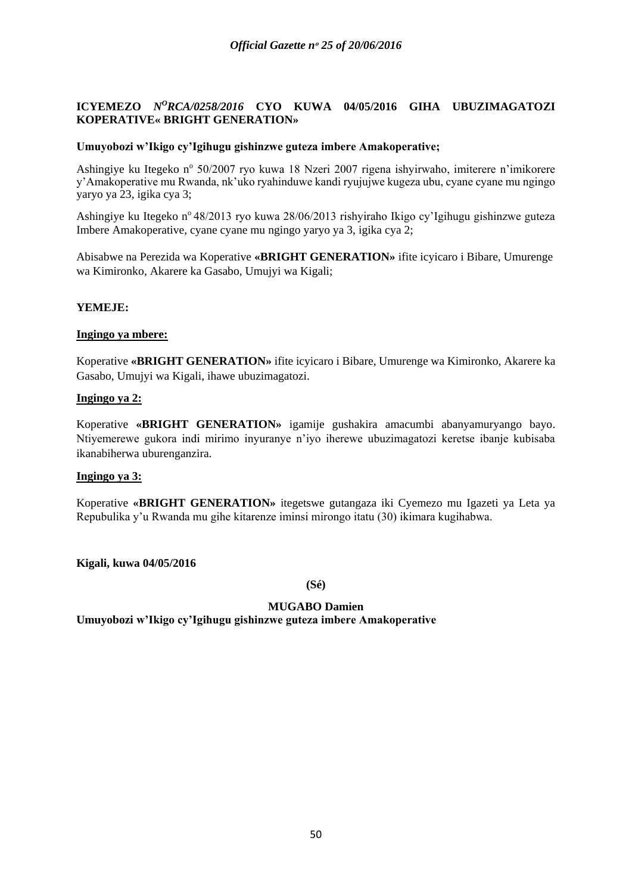**ICYEMEZO** ***N°RCA/0258/2016*** **CYO KUWA 04/05/2016 GIHA UBUZIMAGATOZI KOPERATIVE« BRIGHT GENERATION»**

**Umuyobozi w'Ikigo cy'Igihugu gishinzwe guteza imbere Amakoperative;**

Ashingiye ku Itegeko n° 50/2007 ryo kuwa 18 Nzeri 2007 rigena ishyirwaho, imiterere n'imikorere y'Amakoperative mu Rwanda, nk'uko ryahinduwe kandi ryujujwe kugeza ubu, cyane cyane mu ngingo yaryo ya 23, igika cya 3;

Ashingiye ku Itegeko n° 48/2013 ryo kuwa 28/06/2013 rishyiraho Ikigo cy'Igihugu gishinzwe guteza Imbere Amakoperative, cyane cyane mu ngingo yaryo ya 3, igika cya 2;

Abisabwe na Perezida wa Koperative **«BRIGHT GENERATION»** ifite icyicaro i Bibare, Umurenge wa Kimironko, Akarere ka Gasabo, Umujyi wa Kigali;

**YEMEJE:**

**Ingingo ya mbere:**

Koperative **«BRIGHT GENERATION»** ifite icyicaro i Bibare, Umurenge wa Kimironko, Akarere ka Gasabo, Umujyi wa Kigali, ihawe ubuzimagatozi.

**Ingingo ya 2:**

Koperative **«BRIGHT GENERATION»** igamije gushakira amacumbi abanyamuryango bayo. Ntiyemerewe gukora indi mirimo inyuranye n'iyo iherewe ubuzimagatozi keretse ibanje kubisaba ikanabiherwa uburenganzira.

**Ingingo ya 3:**

Koperative **«BRIGHT GENERATION»** itegetswe gutangaza iki Cyemezo mu Igazeti ya Leta ya Repubulika y'u Rwanda mu gihe kitarenze iminsi mirongo itatu (30) ikimara kugihabwa.

**Kigali, kuwa 04/05/2016**

**(Sé)**

**MUGABO Damien**

**Umuyobozi w'Ikigo cy'Igihugu gishinzwe guteza imbere Amakoperative**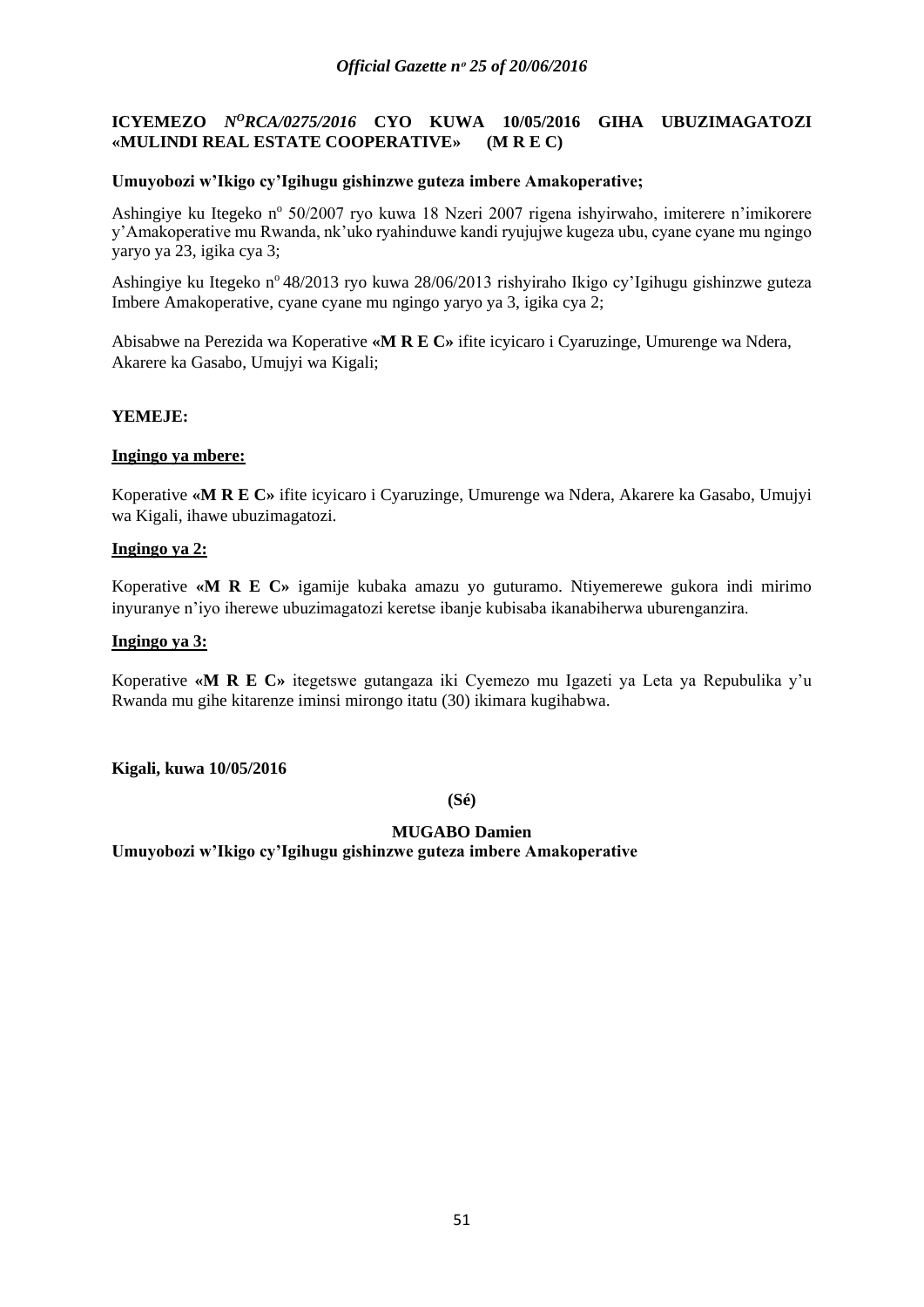**ICYEMEZO** ***N<sup>O</sup>RCA/0275/2016*** **CYO KUWA 10/05/2016 GIHA UBUZIMAGATOZI «MULINDI REAL ESTATE COOPERATIVE» (M R E C)**

**Umuyobozi w'Ikigo cy'Igihugu gishinzwe guteza imbere Amakoperative;**

Ashingiye ku Itegeko n° 50/2007 ryo kuwa 18 Nzeri 2007 rigena ishyirwaho, imiterere n'imikorere y'Amakoperative mu Rwanda, nk'uko ryahinduwe kandi ryujujwe kugeza ubu, cyane cyane mu ngingo yaryo ya 23, igika cya 3;

Ashingiye ku Itegeko n° 48/2013 ryo kuwa 28/06/2013 rishyiraho Ikigo cy'Igihugu gishinzwe guteza Imbere Amakoperative, cyane cyane mu ngingo yaryo ya 3, igika cya 2;

Abisabwe na Perezida wa Koperative **«M R E C»** ifite icyicaro i Cyaruzinge, Umurenge wa Ndera, Akarere ka Gasabo, Umujyi wa Kigali;

**YEMEJE:**

**Ingingo ya mbere:**

Koperative **«M R E C»** ifite icyicaro i Cyaruzinge, Umurenge wa Ndera, Akarere ka Gasabo, Umujyi wa Kigali, ihawe ubuzimagatozi.

**Ingingo ya 2:**

Koperative **«M R E C»** igamije kubaka amazu yo guturamo. Ntiyemerewe gukora indi mirimo inyuranye n'iyo iherewe ubuzimagatozi keretse ibanje kubisaba ikanabiherwa uburenganzira.

**Ingingo ya 3:**

Koperative **«M R E C»** itegetswe gutangaza iki Cyemezo mu Igazeti ya Leta ya Repubulika y'u Rwanda mu gihe kitarenze iminsi mirongo itatu (30) ikimara kugihabwa.

**Kigali, kuwa 10/05/2016**

**(Sé)**

**MUGABO Damien**

**Umuyobozi w'Ikigo cy'Igihugu gishinzwe guteza imbere Amakoperative**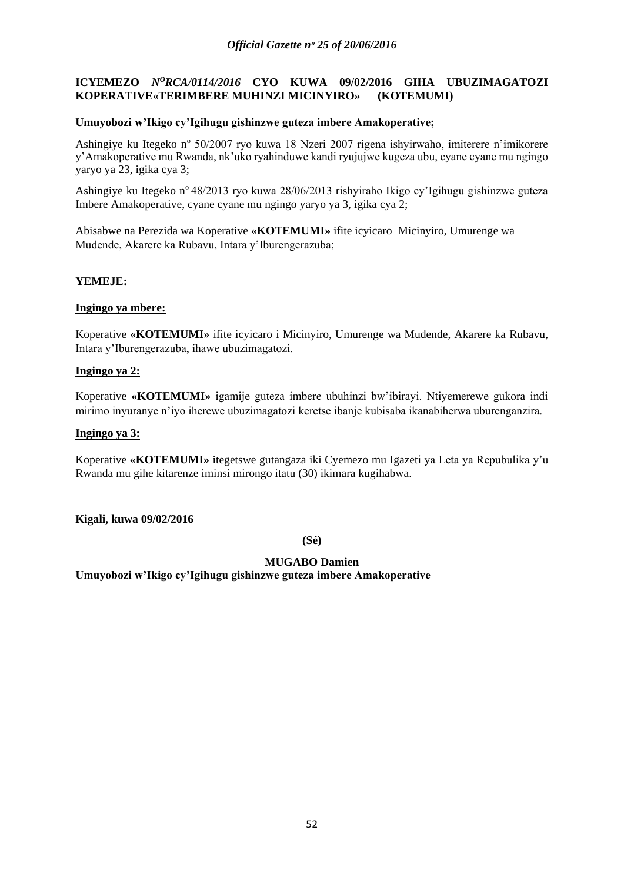**ICYEMEZO *N$^{O}$RCA/0114/2016* CYO KUWA 09/02/2016 GIHA UBUZIMAGATOZI KOPERATIVE«TERIMBERE MUHINZI MICINYIRO» (KOTEMUMI)**

**Umuyobozi w'Ikigo cy'Igihugu gishinzwe guteza imbere Amakoperative;**

Ashingiye ku Itegeko n$^{o}$ 50/2007 ryo kuwa 18 Nzeri 2007 rigena ishyirwaho, imiterere n'imikorere y'Amakoperative mu Rwanda, nk'uko ryahinduwe kandi ryujujwe kugeza ubu, cyane cyane mu ngingo yaryo ya 23, igika cya 3;

Ashingiye ku Itegeko n$^{o}$ 48/2013 ryo kuwa 28/06/2013 rishyiraho Ikigo cy'Igihugu gishinzwe guteza Imbere Amakoperative, cyane cyane mu ngingo yaryo ya 3, igika cya 2;

Abisabwe na Perezida wa Koperative **«KOTEMUMI»** ifite icyicaro Micinyiro, Umurenge wa Mudende, Akarere ka Rubavu, Intara y'Iburengerazuba;

**YEMEJE:**

**Ingingo ya mbere:**

Koperative **«KOTEMUMI»** ifite icyicaro i Micinyiro, Umurenge wa Mudende, Akarere ka Rubavu, Intara y'Iburengerazuba, ihawe ubuzimagatozi.

**Ingingo ya 2:**

Koperative **«KOTEMUMI»** igamije guteza imbere ubuhinzi bw'ibirayi. Ntiyemerewe gukora indi mirimo inyuranye n'iyo iherewe ubuzimagatozi keretse ibanje kubisaba ikanabiherwa uburenganzira.

**Ingingo ya 3:**

Koperative **«KOTEMUMI»** itegetswe gutangaza iki Cyemezo mu Igazeti ya Leta ya Repubulika y'u Rwanda mu gihe kitarenze iminsi mirongo itatu (30) ikimara kugihabwa.

**Kigali, kuwa 09/02/2016**

**(Sé)**

**MUGABO Damien**
**Umuyobozi w'Ikigo cy'Igihugu gishinzwe guteza imbere Amakoperative**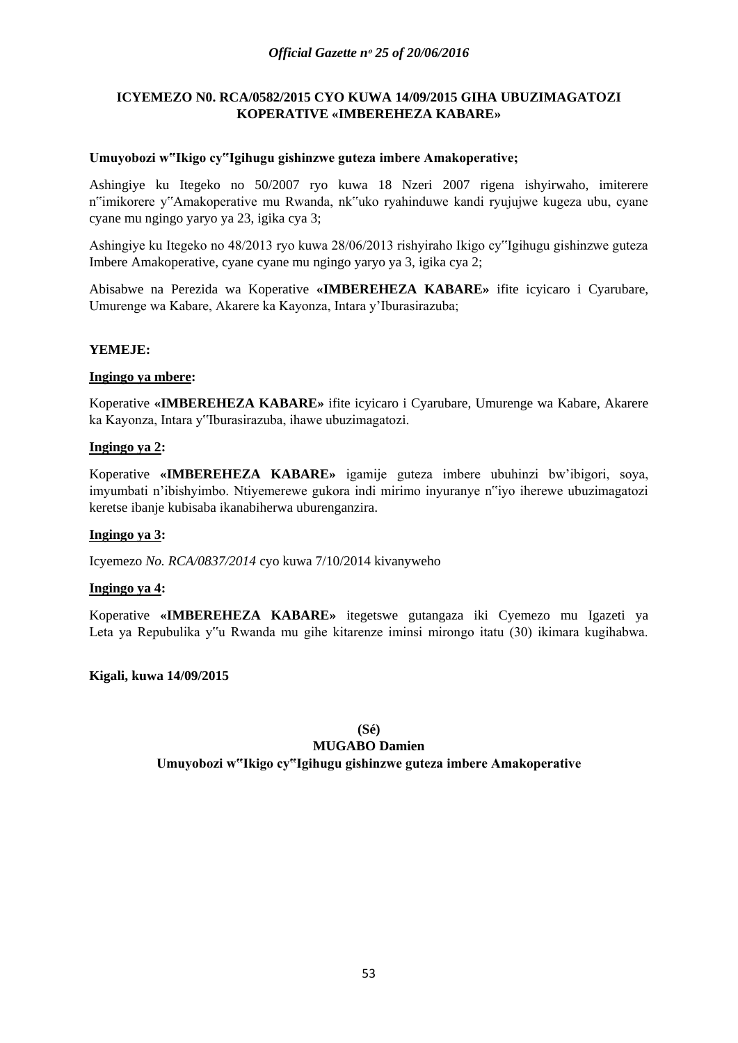**ICYEMEZO N0. RCA/0582/2015 CYO KUWA 14/09/2015 GIHA UBUZIMAGATOZI KOPERATIVE «IMBEREHEZA KABARE»**

**Umuyobozi w'Ikigo cy'Igihugu gishinzwe guteza imbere Amakoperative;**

Ashingiye ku Itegeko no 50/2007 ryo kuwa 18 Nzeri 2007 rigena ishyirwaho, imiterere n'imikorere y'Amakoperative mu Rwanda, nk'uko ryahinduwe kandi ryujujwe kugeza ubu, cyane cyane mu ngingo yaryo ya 23, igika cya 3;

Ashingiye ku Itegeko no 48/2013 ryo kuwa 28/06/2013 rishyiraho Ikigo cy'Igihugu gishinzwe guteza Imbere Amakoperative, cyane cyane mu ngingo yaryo ya 3, igika cya 2;

Abisabwe na Perezida wa Koperative **«IMBEREHEZA KABARE»** ifite icyicaro i Cyarubare, Umurenge wa Kabare, Akarere ka Kayonza, Intara y'Iburasirazuba;

**YEMEJE:**

**Ingingo ya mbere:**

Koperative **«IMBEREHEZA KABARE»** ifite icyicaro i Cyarubare, Umurenge wa Kabare, Akarere ka Kayonza, Intara y'Iburasirazuba, ihawe ubuzimagatozi.

**Ingingo ya 2:**

Koperative **«IMBEREHEZA KABARE»** igamije guteza imbere ubuhinzi bw'ibigori, soya, imyumbati n'ibishyimbo. Ntiyemerewe gukora indi mirimo inyuranye n'iyo iherewe ubuzimagatozi keretse ibanje kubisaba ikanabiherwa uburenganzira.

**Ingingo ya 3:**

Icyemezo *No. RCA/0837/2014* cyo kuwa 7/10/2014 kivanyweho

**Ingingo ya 4:**

Koperative **«IMBEREHEZA KABARE»** itegetswe gutangaza iki Cyemezo mu Igazeti ya Leta ya Repubulika y'u Rwanda mu gihe kitarenze iminsi mirongo itatu (30) ikimara kugihabwa.

**Kigali, kuwa 14/09/2015**

**(Sé)**
**MUGABO Damien**
**Umuyobozi w'Ikigo cy'Igihugu gishinzwe guteza imbere Amakoperative**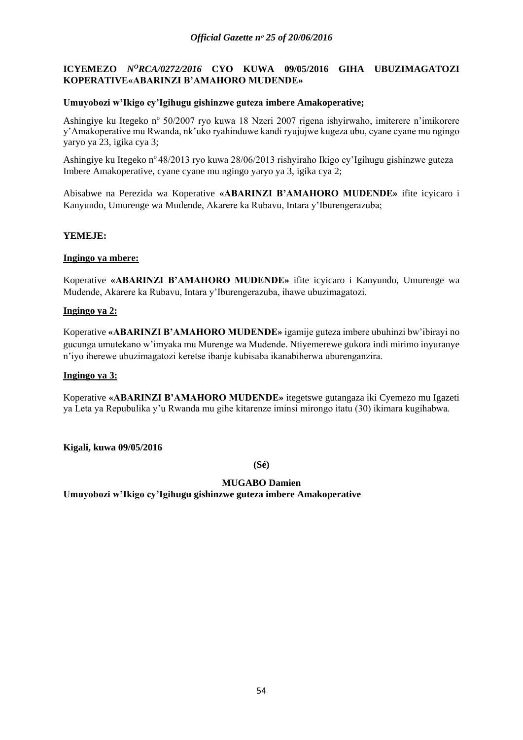**ICYEMEZO** ***N<sup>O</sup>RCA/0272/2016*** **CYO KUWA 09/05/2016 GIHA UBUZIMAGATOZI KOPERATIVE«ABARINZI B'AMAHORO MUDENDE»**

**Umuyobozi w'Ikigo cy'Igihugu gishinzwe guteza imbere Amakoperative;**

Ashingiye ku Itegeko n° 50/2007 ryo kuwa 18 Nzeri 2007 rigena ishyirwaho, imiterere n'imikorere y'Amakoperative mu Rwanda, nk'uko ryahinduwe kandi ryujujwe kugeza ubu, cyane cyane mu ngingo yaryo ya 23, igika cya 3;

Ashingiye ku Itegeko n° 48/2013 ryo kuwa 28/06/2013 rishyiraho Ikigo cy'Igihugu gishinzwe guteza Imbere Amakoperative, cyane cyane mu ngingo yaryo ya 3, igika cya 2;

Abisabwe na Perezida wa Koperative **«ABARINZI B'AMAHORO MUDENDE»** ifite icyicaro i Kanyundo, Umurenge wa Mudende, Akarere ka Rubavu, Intara y'Iburengerazuba;

**YEMEJE:**

**Ingingo ya mbere:**

Koperative **«ABARINZI B'AMAHORO MUDENDE»** ifite icyicaro i Kanyundo, Umurenge wa Mudende, Akarere ka Rubavu, Intara y'Iburengerazuba, ihawe ubuzimagatozi.

**Ingingo ya 2:**

Koperative **«ABARINZI B'AMAHORO MUDENDE»** igamije guteza imbere ubuhinzi bw'ibirayi no gucunga umutekano w'imyaka mu Murenge wa Mudende. Ntiyemerewe gukora indi mirimo inyuranye n'iyo iherewe ubuzimagatozi keretse ibanje kubisaba ikanabiherwa uburenganzira.

**Ingingo ya 3:**

Koperative **«ABARINZI B'AMAHORO MUDENDE»** itegetswe gutangaza iki Cyemezo mu Igazeti ya Leta ya Repubulika y'u Rwanda mu gihe kitarenze iminsi mirongo itatu (30) ikimara kugihabwa.

**Kigali, kuwa 09/05/2016**

**(Sé)**

**MUGABO Damien**
**Umuyobozi w'Ikigo cy'Igihugu gishinzwe guteza imbere Amakoperative**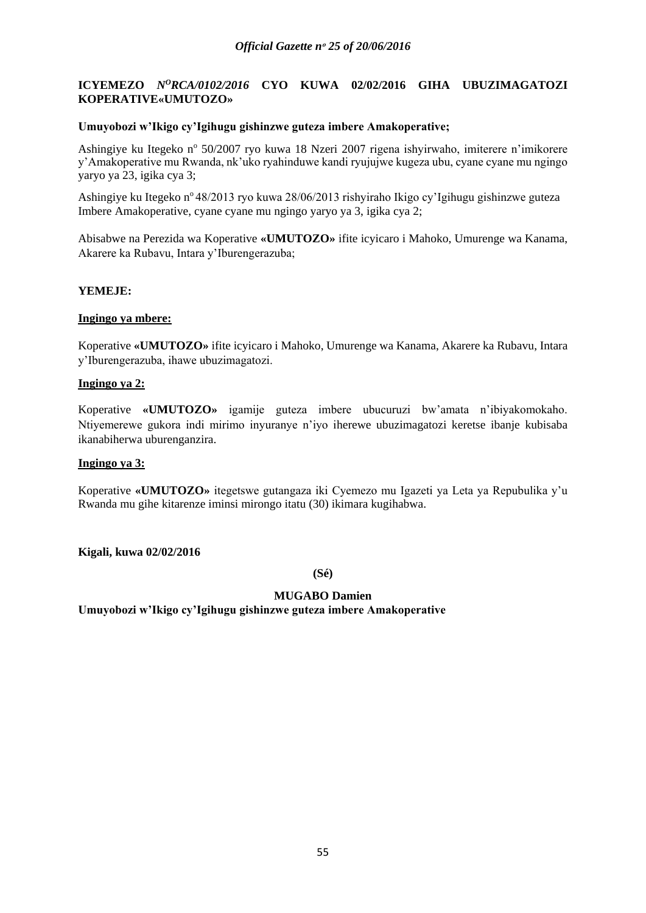**ICYEMEZO *N^O^RCA/0102/2016* CYO KUWA 02/02/2016 GIHA UBUZIMAGATOZI KOPERATIVE«UMUTOZO»**

**Umuyobozi w'Ikigo cy'Igihugu gishinzwe guteza imbere Amakoperative;**

Ashingiye ku Itegeko n° 50/2007 ryo kuwa 18 Nzeri 2007 rigena ishyirwaho, imiterere n'imikorere y'Amakoperative mu Rwanda, nk'uko ryahinduwe kandi ryujujwe kugeza ubu, cyane cyane mu ngingo yaryo ya 23, igika cya 3;

Ashingiye ku Itegeko n° 48/2013 ryo kuwa 28/06/2013 rishyiraho Ikigo cy'Igihugu gishinzwe guteza Imbere Amakoperative, cyane cyane mu ngingo yaryo ya 3, igika cya 2;

Abisabwe na Perezida wa Koperative **«UMUTOZO»** ifite icyicaro i Mahoko, Umurenge wa Kanama, Akarere ka Rubavu, Intara y'Iburengerazuba;

**YEMEJE:**

**Ingingo ya mbere:**

Koperative **«UMUTOZO»** ifite icyicaro i Mahoko, Umurenge wa Kanama, Akarere ka Rubavu, Intara y'Iburengerazuba, ihawe ubuzimagatozi.

**Ingingo ya 2:**

Koperative **«UMUTOZO»** igamije guteza imbere ubucuruzi bw'amata n'ibiyakomokaho. Ntiyemerewe gukora indi mirimo inyuranye n'iyo iherewe ubuzimagatozi keretse ibanje kubisaba ikanabiherwa uburenganzira.

**Ingingo ya 3:**

Koperative **«UMUTOZO»** itegetswe gutangaza iki Cyemezo mu Igazeti ya Leta ya Repubulika y'u Rwanda mu gihe kitarenze iminsi mirongo itatu (30) ikimara kugihabwa.

**Kigali, kuwa 02/02/2016**

**(Sé)**

**MUGABO Damien**

**Umuyobozi w'Ikigo cy'Igihugu gishinzwe guteza imbere Amakoperative**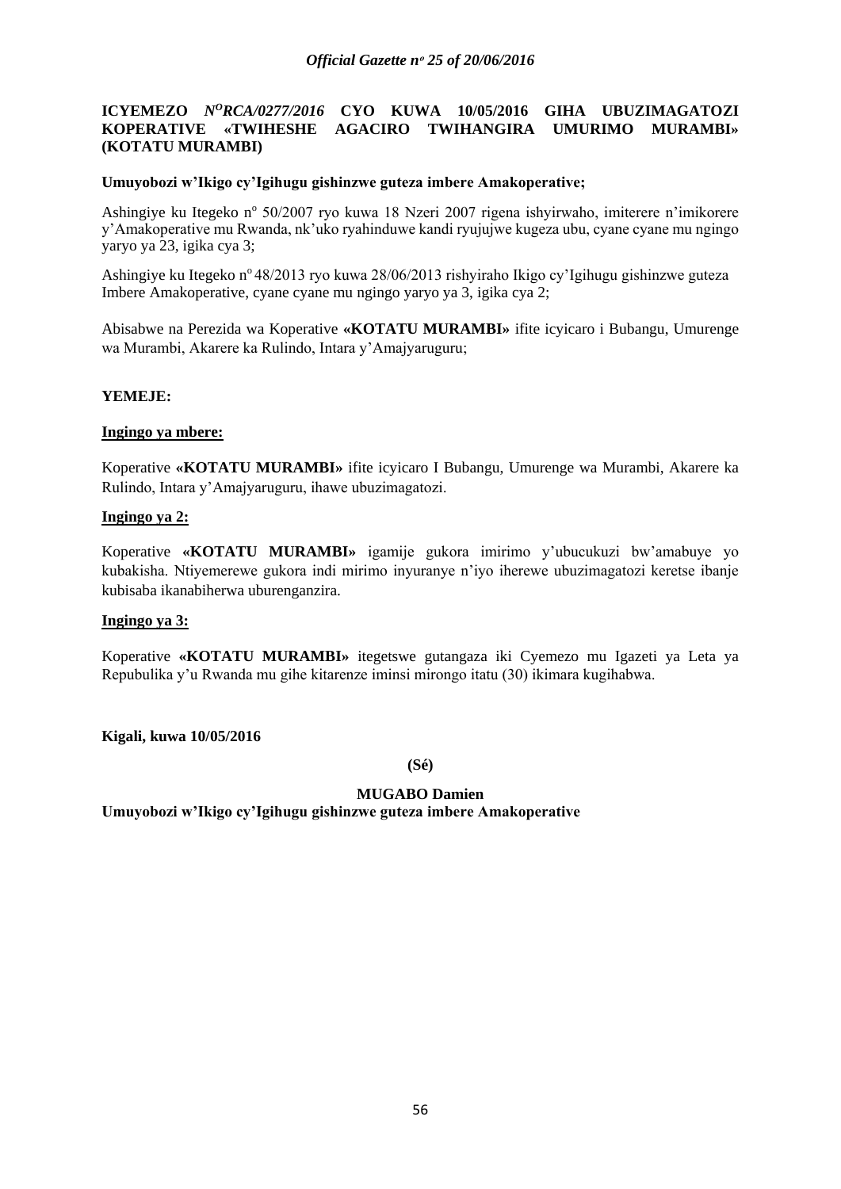**ICYEMEZO** ***N<sup>O</sup>RCA/0277/2016*** **CYO KUWA 10/05/2016 GIHA UBUZIMAGATOZI KOPERATIVE «TWIHESHE AGACIRO TWIHANGIRA UMURIMO MURAMBI» (KOTATU MURAMBI)**

**Umuyobozi w'Ikigo cy'Igihugu gishinzwe guteza imbere Amakoperative;**

Ashingiye ku Itegeko n<sup>o</sup> 50/2007 ryo kuwa 18 Nzeri 2007 rigena ishyirwaho, imiterere n'imikorere y'Amakoperative mu Rwanda, nk'uko ryahinduwe kandi ryujujwe kugeza ubu, cyane cyane mu ngingo yaryo ya 23, igika cya 3;

Ashingiye ku Itegeko n<sup>o</sup> 48/2013 ryo kuwa 28/06/2013 rishyiraho Ikigo cy'Igihugu gishinzwe guteza Imbere Amakoperative, cyane cyane mu ngingo yaryo ya 3, igika cya 2;

Abisabwe na Perezida wa Koperative **«KOTATU MURAMBI»** ifite icyicaro i Bubangu, Umurenge wa Murambi, Akarere ka Rulindo, Intara y'Amajyaruguru;

**YEMEJE:**

**Ingingo ya mbere:**

Koperative **«KOTATU MURAMBI»** ifite icyicaro I Bubangu, Umurenge wa Murambi, Akarere ka Rulindo, Intara y'Amajyaruguru, ihawe ubuzimagatozi.

**Ingingo ya 2:**

Koperative **«KOTATU MURAMBI»** igamije gukora imirimo y'ubucukuzi bw'amabuye yo kubakisha. Ntiyemerewe gukora indi mirimo inyuranye n'iyo iherewe ubuzimagatozi keretse ibanje kubisaba ikanabiherwa uburenganzira.

**Ingingo ya 3:**

Koperative **«KOTATU MURAMBI»** itegetswe gutangaza iki Cyemezo mu Igazeti ya Leta ya Repubulika y'u Rwanda mu gihe kitarenze iminsi mirongo itatu (30) ikimara kugihabwa.

**Kigali, kuwa 10/05/2016**

**(Sé)**

**MUGABO Damien**
**Umuyobozi w'Ikigo cy'Igihugu gishinzwe guteza imbere Amakoperative**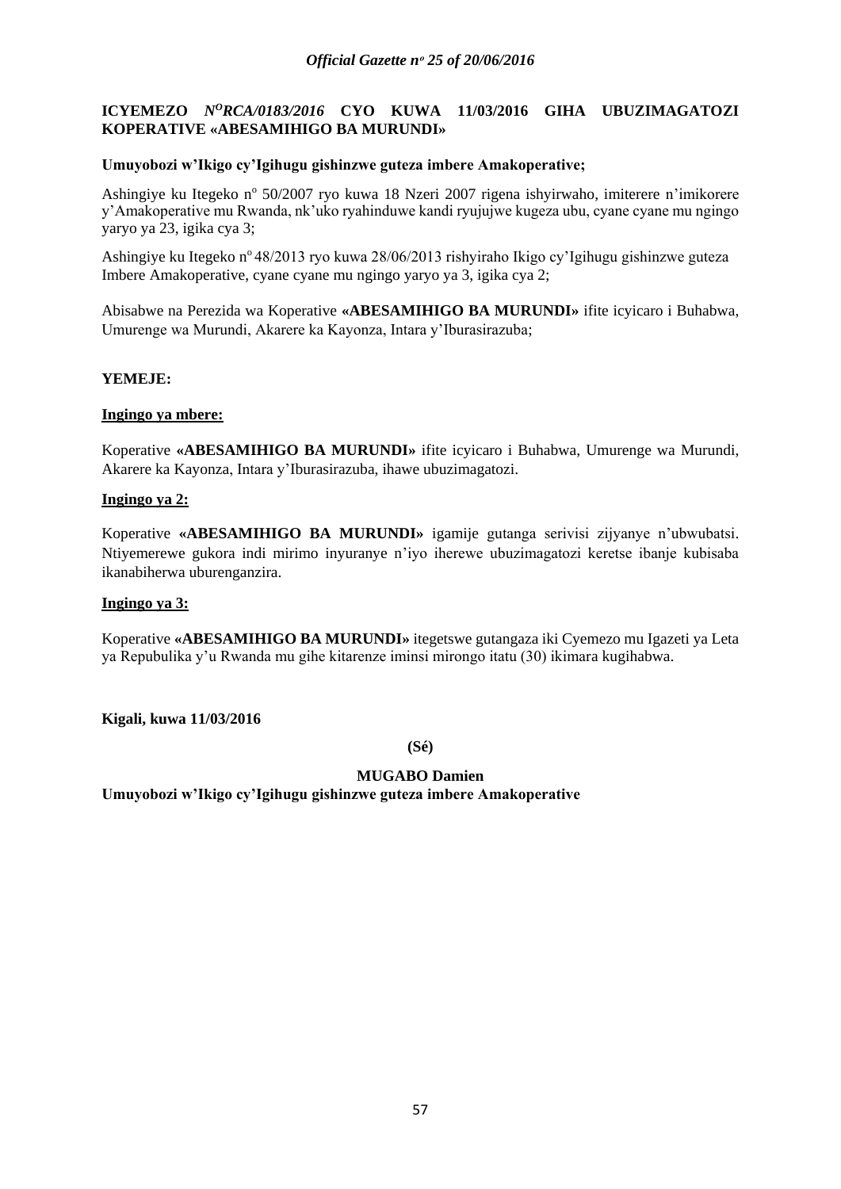**ICYEMEZO** ***N$^{O}$RCA/0183/2016*** **CYO KUWA 11/03/2016 GIHA UBUZIMAGATOZI KOPERATIVE «ABESAMIHIGO BA MURUNDI»**

**Umuyobozi w'Ikigo cy'Igihugu gishinzwe guteza imbere Amakoperative;**

Ashingiye ku Itegeko n$^{o}$ 50/2007 ryo kuwa 18 Nzeri 2007 rigena ishyirwaho, imiterere n'imikorere y'Amakoperative mu Rwanda, nk'uko ryahinduwe kandi ryujujwe kugeza ubu, cyane cyane mu ngingo yaryo ya 23, igika cya 3;

Ashingiye ku Itegeko n$^{o}$ 48/2013 ryo kuwa 28/06/2013 rishyiraho Ikigo cy'Igihugu gishinzwe guteza Imbere Amakoperative, cyane cyane mu ngingo yaryo ya 3, igika cya 2;

Abisabwe na Perezida wa Koperative **«ABESAMIHIGO BA MURUNDI»** ifite icyicaro i Buhabwa, Umurenge wa Murundi, Akarere ka Kayonza, Intara y'Iburasirazuba;

**YEMEJE:**

**Ingingo ya mbere:**

Koperative **«ABESAMIHIGO BA MURUNDI»** ifite icyicaro i Buhabwa, Umurenge wa Murundi, Akarere ka Kayonza, Intara y'Iburasirazuba, ihawe ubuzimagatozi.

**Ingingo ya 2:**

Koperative **«ABESAMIHIGO BA MURUNDI»** igamije gutanga serivisi zijyanye n'ubwubatsi. Ntiyemerewe gukora indi mirimo inyuranye n'iyo iherewe ubuzimagatozi keretse ibanje kubisaba ikanabiherwa uburenganzira.

**Ingingo ya 3:**

Koperative **«ABESAMIHIGO BA MURUNDI»** itegetswe gutangaza iki Cyemezo mu Igazeti ya Leta ya Repubulika y'u Rwanda mu gihe kitarenze iminsi mirongo itatu (30) ikimara kugihabwa.

**Kigali, kuwa 11/03/2016**

**(Sé)**

**MUGABO Damien**
**Umuyobozi w'Ikigo cy'Igihugu gishinzwe guteza imbere Amakoperative**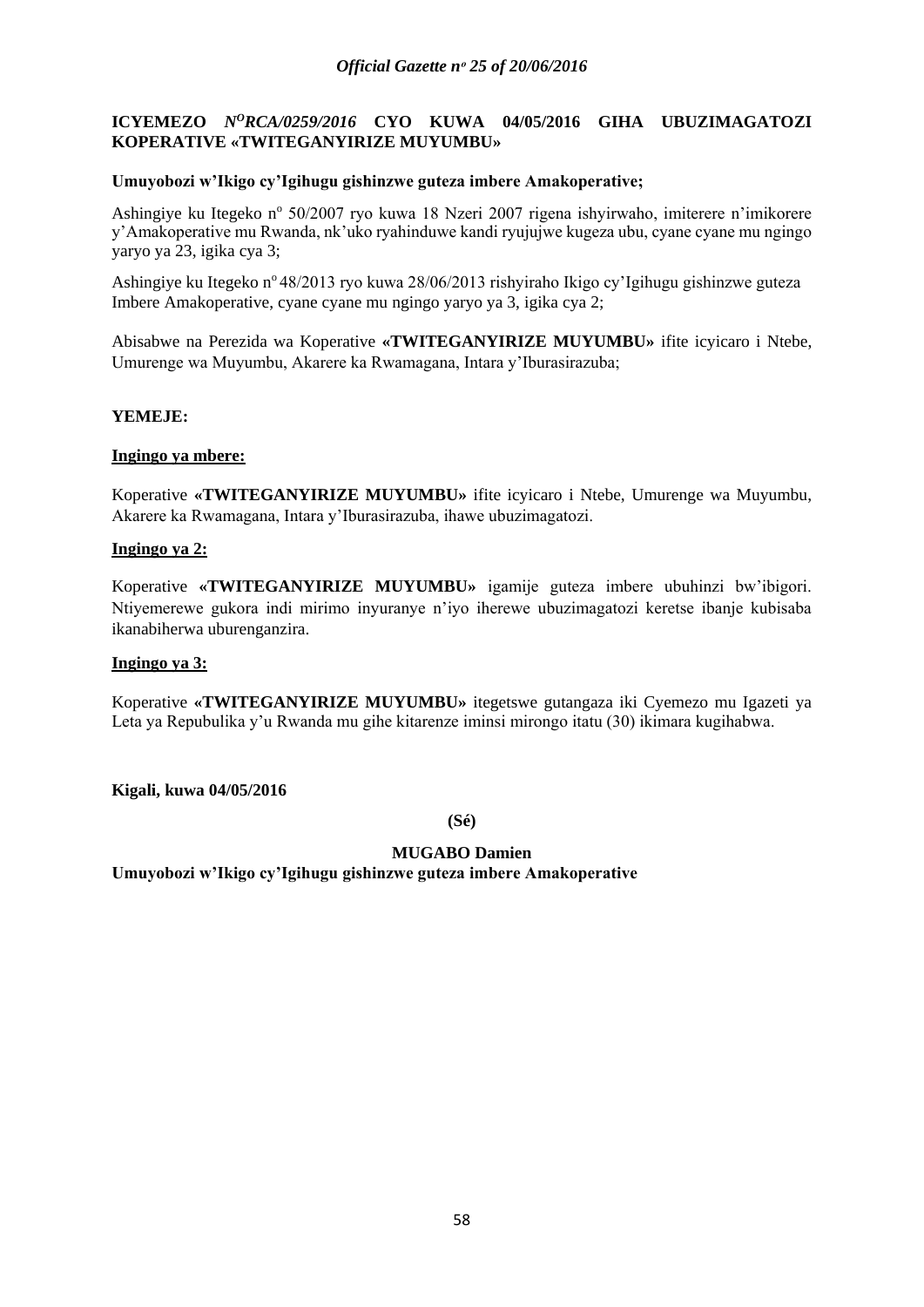**ICYEMEZO *N^O^RCA/0259/2016* CYO KUWA 04/05/2016 GIHA UBUZIMAGATOZI KOPERATIVE «TWITEGANYIRIZE MUYUMBU»**

**Umuyobozi w'Ikigo cy'Igihugu gishinzwe guteza imbere Amakoperative;**

Ashingiye ku Itegeko n° 50/2007 ryo kuwa 18 Nzeri 2007 rigena ishyirwaho, imiterere n'imikorere y'Amakoperative mu Rwanda, nk'uko ryahinduwe kandi ryujujwe kugeza ubu, cyane cyane mu ngingo yaryo ya 23, igika cya 3;

Ashingiye ku Itegeko n° 48/2013 ryo kuwa 28/06/2013 rishyiraho Ikigo cy'Igihugu gishinzwe guteza Imbere Amakoperative, cyane cyane mu ngingo yaryo ya 3, igika cya 2;

Abisabwe na Perezida wa Koperative **«TWITEGANYIRIZE MUYUMBU»** ifite icyicaro i Ntebe, Umurenge wa Muyumbu, Akarere ka Rwamagana, Intara y'Iburasirazuba;

**YEMEJE:**

**<u>Ingingo ya mbere:</u>**

Koperative **«TWITEGANYIRIZE MUYUMBU»** ifite icyicaro i Ntebe, Umurenge wa Muyumbu, Akarere ka Rwamagana, Intara y'Iburasirazuba, ihawe ubuzimagatozi.

**<u>Ingingo ya 2:</u>**

Koperative **«TWITEGANYIRIZE MUYUMBU»** igamije guteza imbere ubuhinzi bw'ibigori. Ntiyemerewe gukora indi mirimo inyuranye n'iyo iherewe ubuzimagatozi keretse ibanje kubisaba ikanabiherwa uburenganzira.

**<u>Ingingo ya 3:</u>**

Koperative **«TWITEGANYIRIZE MUYUMBU»** itegetswe gutangaza iki Cyemezo mu Igazeti ya Leta ya Repubulika y'u Rwanda mu gihe kitarenze iminsi mirongo itatu (30) ikimara kugihabwa.

**Kigali, kuwa 04/05/2016**

**(Sé)**

**MUGABO Damien**
**Umuyobozi w'Ikigo cy'Igihugu gishinzwe guteza imbere Amakoperative**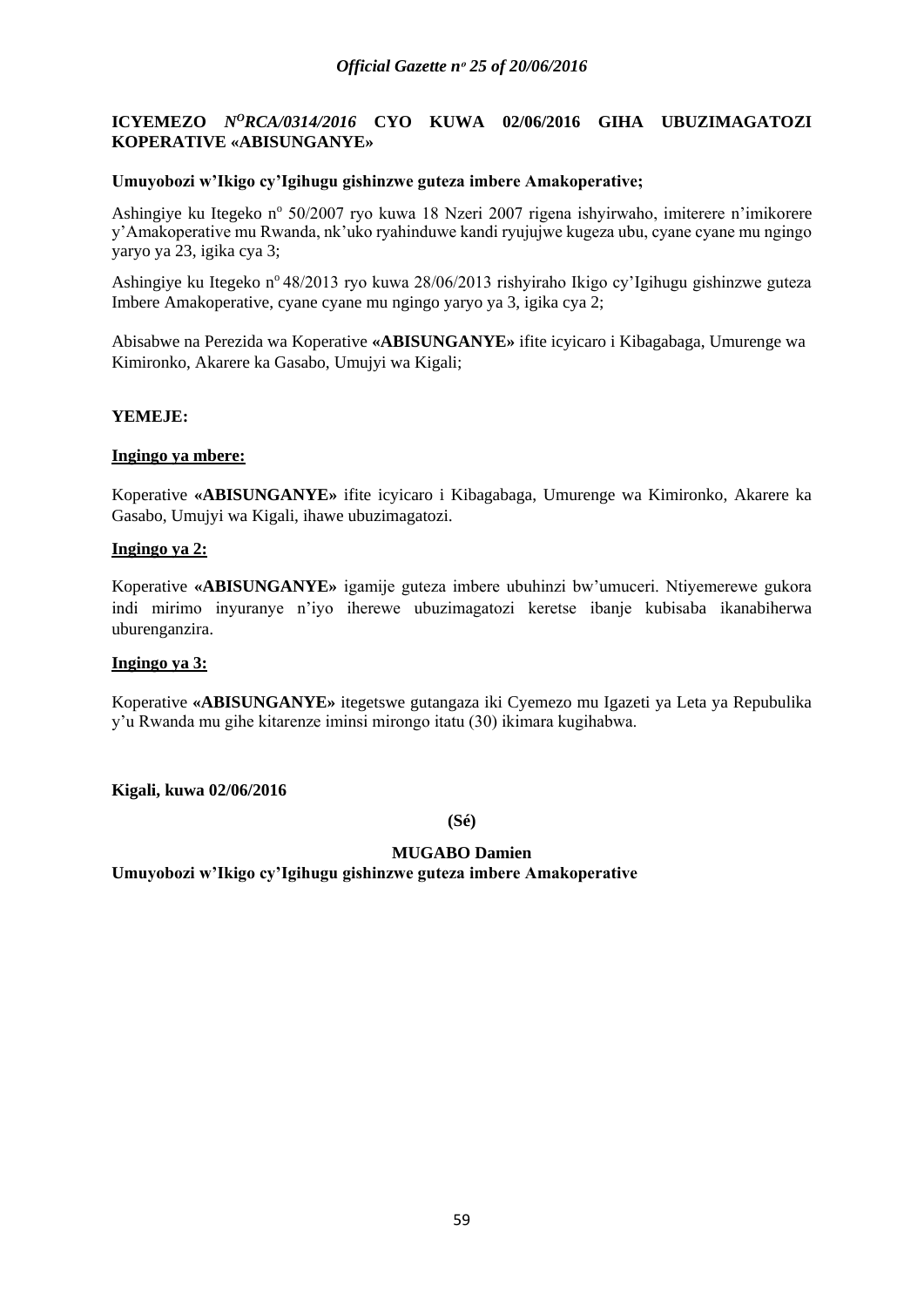**ICYEMEZO** ***N<sup>O</sup>RCA/0314/2016*** **CYO KUWA 02/06/2016 GIHA UBUZIMAGATOZI KOPERATIVE «ABISUNGANYE»**

**Umuyobozi w'Ikigo cy'Igihugu gishinzwe guteza imbere Amakoperative;**

Ashingiye ku Itegeko n<sup>o</sup> 50/2007 ryo kuwa 18 Nzeri 2007 rigena ishyirwaho, imiterere n'imikorere y'Amakoperative mu Rwanda, nk'uko ryahinduwe kandi ryujujwe kugeza ubu, cyane cyane mu ngingo yaryo ya 23, igika cya 3;

Ashingiye ku Itegeko n<sup>o</sup> 48/2013 ryo kuwa 28/06/2013 rishyiraho Ikigo cy'Igihugu gishinzwe guteza Imbere Amakoperative, cyane cyane mu ngingo yaryo ya 3, igika cya 2;

Abisabwe na Perezida wa Koperative **«ABISUNGANYE»** ifite icyicaro i Kibagabaga, Umurenge wa Kimironko, Akarere ka Gasabo, Umujyi wa Kigali;

**YEMEJE:**

**Ingingo ya mbere:**

Koperative **«ABISUNGANYE»** ifite icyicaro i Kibagabaga, Umurenge wa Kimironko, Akarere ka Gasabo, Umujyi wa Kigali, ihawe ubuzimagatozi.

**Ingingo ya 2:**

Koperative **«ABISUNGANYE»** igamije guteza imbere ubuhinzi bw'umuceri. Ntiyemerewe gukora indi mirimo inyuranye n'iyo iherewe ubuzimagatozi keretse ibanje kubisaba ikanabiherwa uburenganzira.

**Ingingo ya 3:**

Koperative **«ABISUNGANYE»** itegetswe gutangaza iki Cyemezo mu Igazeti ya Leta ya Repubulika y'u Rwanda mu gihe kitarenze iminsi mirongo itatu (30) ikimara kugihabwa.

**Kigali, kuwa 02/06/2016**

**(Sé)**

**MUGABO Damien**
**Umuyobozi w'Ikigo cy'Igihugu gishinzwe guteza imbere Amakoperative**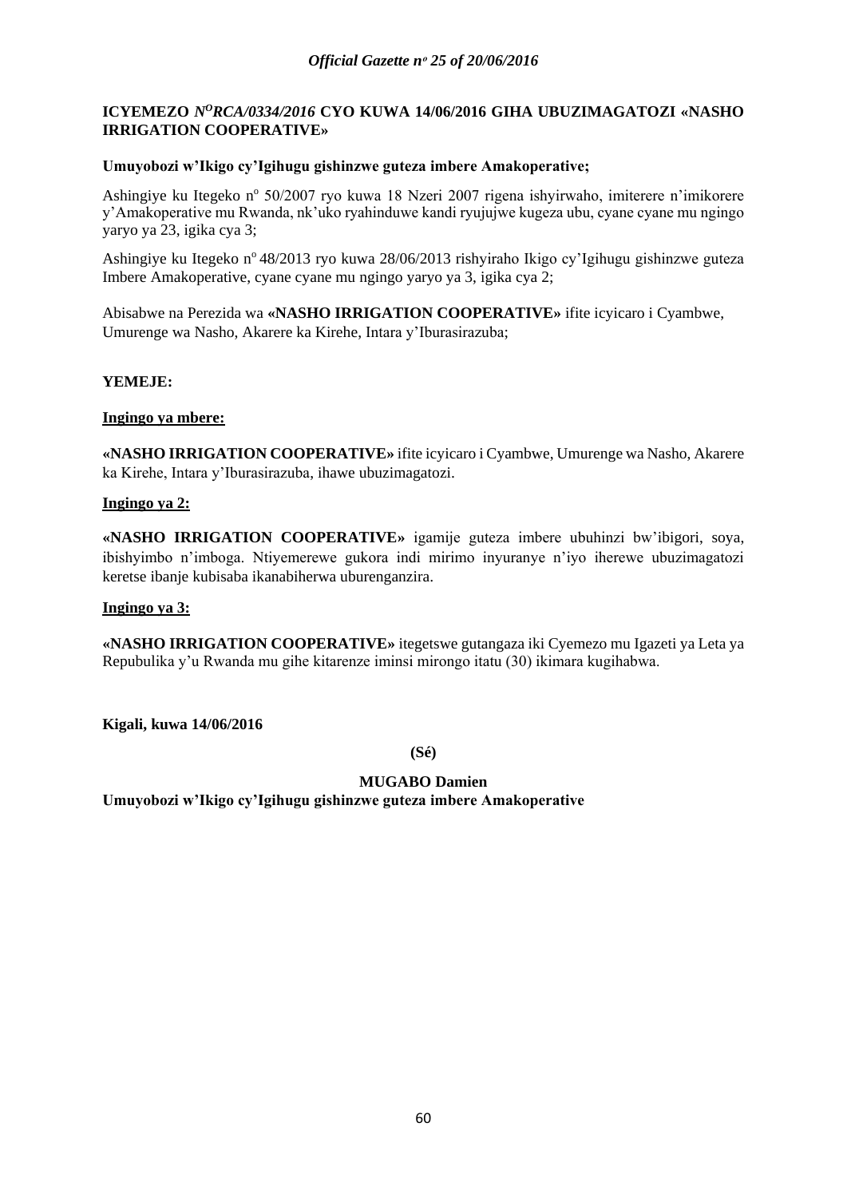**ICYEMEZO *N$^{O}$RCA/0334/2016* CYO KUWA 14/06/2016 GIHA UBUZIMAGATOZI «NASHO IRRIGATION COOPERATIVE»**

**Umuyobozi w'Ikigo cy'Igihugu gishinzwe guteza imbere Amakoperative;**

Ashingiye ku Itegeko n$^{o}$ 50/2007 ryo kuwa 18 Nzeri 2007 rigena ishyirwaho, imiterere n'imikorere y'Amakoperative mu Rwanda, nk'uko ryahinduwe kandi ryujujwe kugeza ubu, cyane cyane mu ngingo yaryo ya 23, igika cya 3;

Ashingiye ku Itegeko n$^{o}$ 48/2013 ryo kuwa 28/06/2013 rishyiraho Ikigo cy'Igihugu gishinzwe guteza Imbere Amakoperative, cyane cyane mu ngingo yaryo ya 3, igika cya 2;

Abisabwe na Perezida wa **«NASHO IRRIGATION COOPERATIVE»** ifite icyicaro i Cyambwe, Umurenge wa Nasho, Akarere ka Kirehe, Intara y'Iburasirazuba;

**YEMEJE:**

**Ingingo ya mbere:**

**«NASHO IRRIGATION COOPERATIVE»** ifite icyicaro i Cyambwe, Umurenge wa Nasho, Akarere ka Kirehe, Intara y'Iburasirazuba, ihawe ubuzimagatozi.

**Ingingo ya 2:**

**«NASHO IRRIGATION COOPERATIVE»** igamije guteza imbere ubuhinzi bw'ibigori, soya, ibishyimbo n'imboga. Ntiyemerewe gukora indi mirimo inyuranye n'iyo iherewe ubuzimagatozi keretse ibanje kubisaba ikanabiherwa uburenganzira.

**Ingingo ya 3:**

**«NASHO IRRIGATION COOPERATIVE»** itegetswe gutangaza iki Cyemezo mu Igazeti ya Leta ya Repubulika y'u Rwanda mu gihe kitarenze iminsi mirongo itatu (30) ikimara kugihabwa.

**Kigali, kuwa 14/06/2016**

**(Sé)**

**MUGABO Damien**
**Umuyobozi w'Ikigo cy'Igihugu gishinzwe guteza imbere Amakoperative**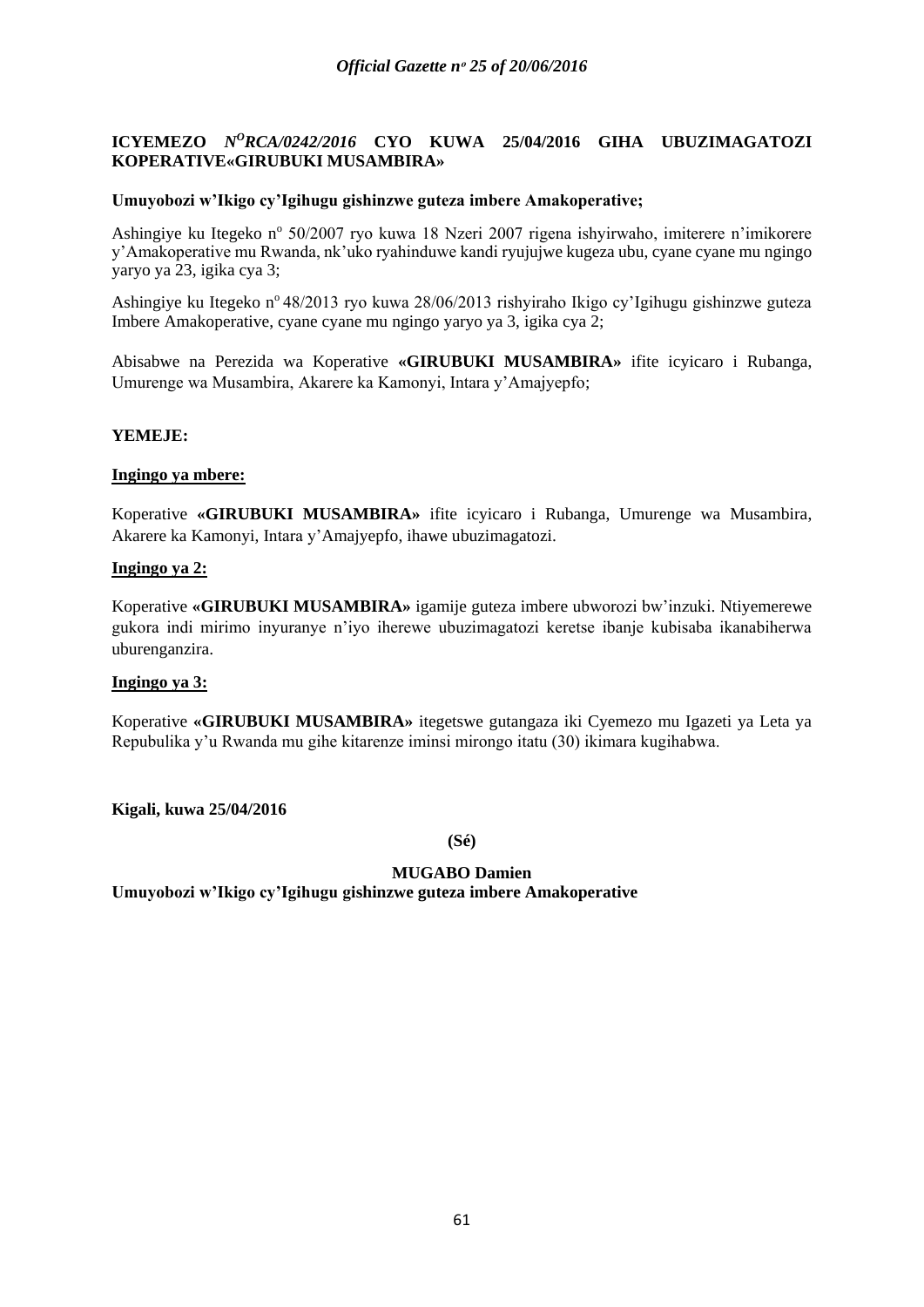**ICYEMEZO *N<sup>O</sup>RCA/0242/2016* CYO KUWA 25/04/2016 GIHA UBUZIMAGATOZI KOPERATIVE«GIRUBUKI MUSAMBIRA»**

**Umuyobozi w'Ikigo cy'Igihugu gishinzwe guteza imbere Amakoperative;**

Ashingiye ku Itegeko nº 50/2007 ryo kuwa 18 Nzeri 2007 rigena ishyirwaho, imiterere n'imikorere y'Amakoperative mu Rwanda, nk'uko ryahinduwe kandi ryujujwe kugeza ubu, cyane cyane mu ngingo yaryo ya 23, igika cya 3;

Ashingiye ku Itegeko nº 48/2013 ryo kuwa 28/06/2013 rishyiraho Ikigo cy'Igihugu gishinzwe guteza Imbere Amakoperative, cyane cyane mu ngingo yaryo ya 3, igika cya 2;

Abisabwe na Perezida wa Koperative **«GIRUBUKI MUSAMBIRA»** ifite icyicaro i Rubanga, Umurenge wa Musambira, Akarere ka Kamonyi, Intara y'Amajyepfo;

**YEMEJE:**

**Ingingo ya mbere:**

Koperative **«GIRUBUKI MUSAMBIRA»** ifite icyicaro i Rubanga, Umurenge wa Musambira, Akarere ka Kamonyi, Intara y'Amajyepfo, ihawe ubuzimagatozi.

**Ingingo ya 2:**

Koperative **«GIRUBUKI MUSAMBIRA»** igamije guteza imbere ubworozi bw'inzuki. Ntiyemerewe gukora indi mirimo inyuranye n'iyo iherewe ubuzimagatozi keretse ibanje kubisaba ikanabiherwa uburenganzira.

**Ingingo ya 3:**

Koperative **«GIRUBUKI MUSAMBIRA»** itegetswe gutangaza iki Cyemezo mu Igazeti ya Leta ya Repubulika y'u Rwanda mu gihe kitarenze iminsi mirongo itatu (30) ikimara kugihabwa.

**Kigali, kuwa 25/04/2016**

**(Sé)**

**MUGABO Damien**
**Umuyobozi w'Ikigo cy'Igihugu gishinzwe guteza imbere Amakoperative**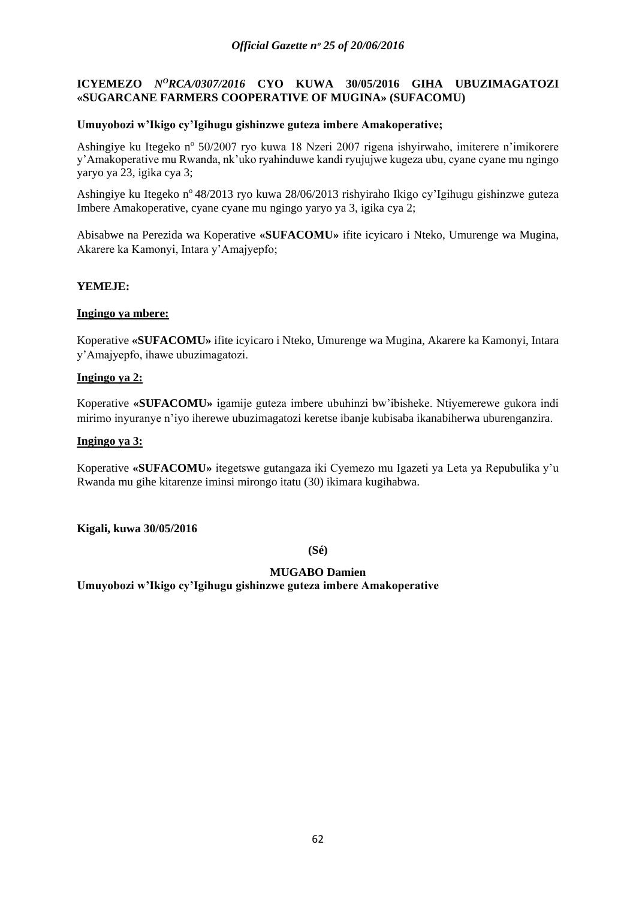**ICYEMEZO *N$^{O}$RCA/0307/2016* CYO KUWA 30/05/2016 GIHA UBUZIMAGATOZI «SUGARCANE FARMERS COOPERATIVE OF MUGINA» (SUFACOMU)**

**Umuyobozi w'Ikigo cy'Igihugu gishinzwe guteza imbere Amakoperative;**

Ashingiye ku Itegeko n$^{o}$ 50/2007 ryo kuwa 18 Nzeri 2007 rigena ishyirwaho, imiterere n'imikorere y'Amakoperative mu Rwanda, nk'uko ryahinduwe kandi ryujujwe kugeza ubu, cyane cyane mu ngingo yaryo ya 23, igika cya 3;

Ashingiye ku Itegeko n$^{o}$ 48/2013 ryo kuwa 28/06/2013 rishyiraho Ikigo cy'Igihugu gishinzwe guteza Imbere Amakoperative, cyane cyane mu ngingo yaryo ya 3, igika cya 2;

Abisabwe na Perezida wa Koperative **«SUFACOMU»** ifite icyicaro i Nteko, Umurenge wa Mugina, Akarere ka Kamonyi, Intara y'Amajyepfo;

**YEMEJE:**

**Ingingo ya mbere:**

Koperative **«SUFACOMU»** ifite icyicaro i Nteko, Umurenge wa Mugina, Akarere ka Kamonyi, Intara y'Amajyepfo, ihawe ubuzimagatozi.

**Ingingo ya 2:**

Koperative **«SUFACOMU»** igamije guteza imbere ubuhinzi bw'ibisheke. Ntiyemerewe gukora indi mirimo inyuranye n'iyo iherewe ubuzimagatozi keretse ibanje kubisaba ikanabiherwa uburenganzira.

**Ingingo ya 3:**

Koperative **«SUFACOMU»** itegetswe gutangaza iki Cyemezo mu Igazeti ya Leta ya Repubulika y'u Rwanda mu gihe kitarenze iminsi mirongo itatu (30) ikimara kugihabwa.

**Kigali, kuwa 30/05/2016**

**(Sé)**

**MUGABO Damien**
**Umuyobozi w'Ikigo cy'Igihugu gishinzwe guteza imbere Amakoperative**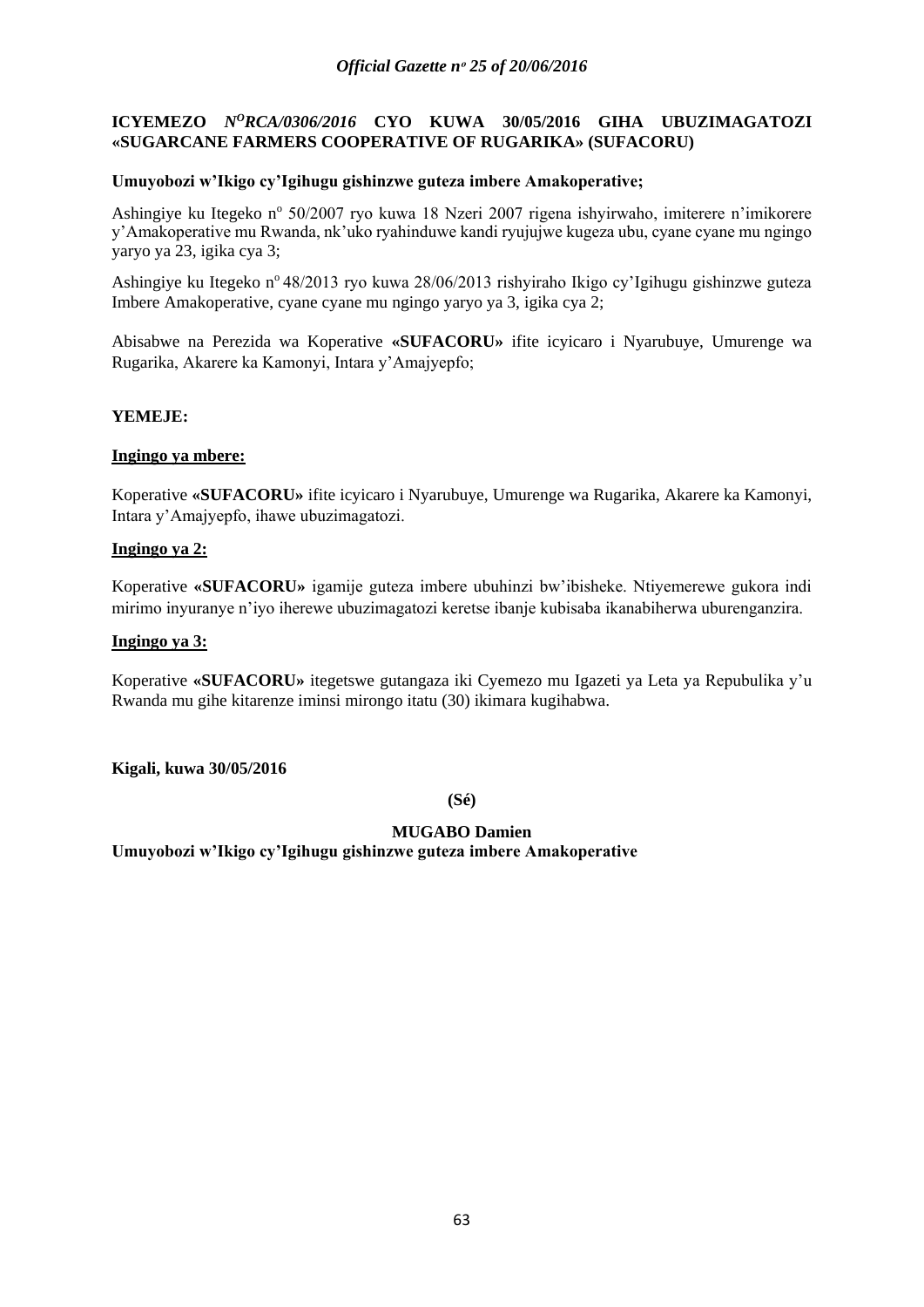**ICYEMEZO** ***N$^{O}$RCA/0306/2016*** **CYO KUWA 30/05/2016 GIHA UBUZIMAGATOZI «SUGARCANE FARMERS COOPERATIVE OF RUGARIKA» (SUFACORU)**

**Umuyobozi w'Ikigo cy'Igihugu gishinzwe guteza imbere Amakoperative;**

Ashingiye ku Itegeko n° 50/2007 ryo kuwa 18 Nzeri 2007 rigena ishyirwaho, imiterere n'imikorere y'Amakoperative mu Rwanda, nk'uko ryahinduwe kandi ryujujwe kugeza ubu, cyane cyane mu ngingo yaryo ya 23, igika cya 3;

Ashingiye ku Itegeko n° 48/2013 ryo kuwa 28/06/2013 rishyiraho Ikigo cy'Igihugu gishinzwe guteza Imbere Amakoperative, cyane cyane mu ngingo yaryo ya 3, igika cya 2;

Abisabwe na Perezida wa Koperative **«SUFACORU»** ifite icyicaro i Nyarubuye, Umurenge wa Rugarika, Akarere ka Kamonyi, Intara y'Amajyepfo;

**YEMEJE:**

**Ingingo ya mbere:**

Koperative **«SUFACORU»** ifite icyicaro i Nyarubuye, Umurenge wa Rugarika, Akarere ka Kamonyi, Intara y'Amajyepfo, ihawe ubuzimagatozi.

**Ingingo ya 2:**

Koperative **«SUFACORU»** igamije guteza imbere ubuhinzi bw'ibisheke. Ntiyemerewe gukora indi mirimo inyuranye n'iyo iherewe ubuzimagatozi keretse ibanje kubisaba ikanabiherwa uburenganzira.

**Ingingo ya 3:**

Koperative **«SUFACORU»** itegetswe gutangaza iki Cyemezo mu Igazeti ya Leta ya Repubulika y'u Rwanda mu gihe kitarenze iminsi mirongo itatu (30) ikimara kugihabwa.

**Kigali, kuwa 30/05/2016**

**(Sé)**

**MUGABO Damien**
**Umuyobozi w'Ikigo cy'Igihugu gishinzwe guteza imbere Amakoperative**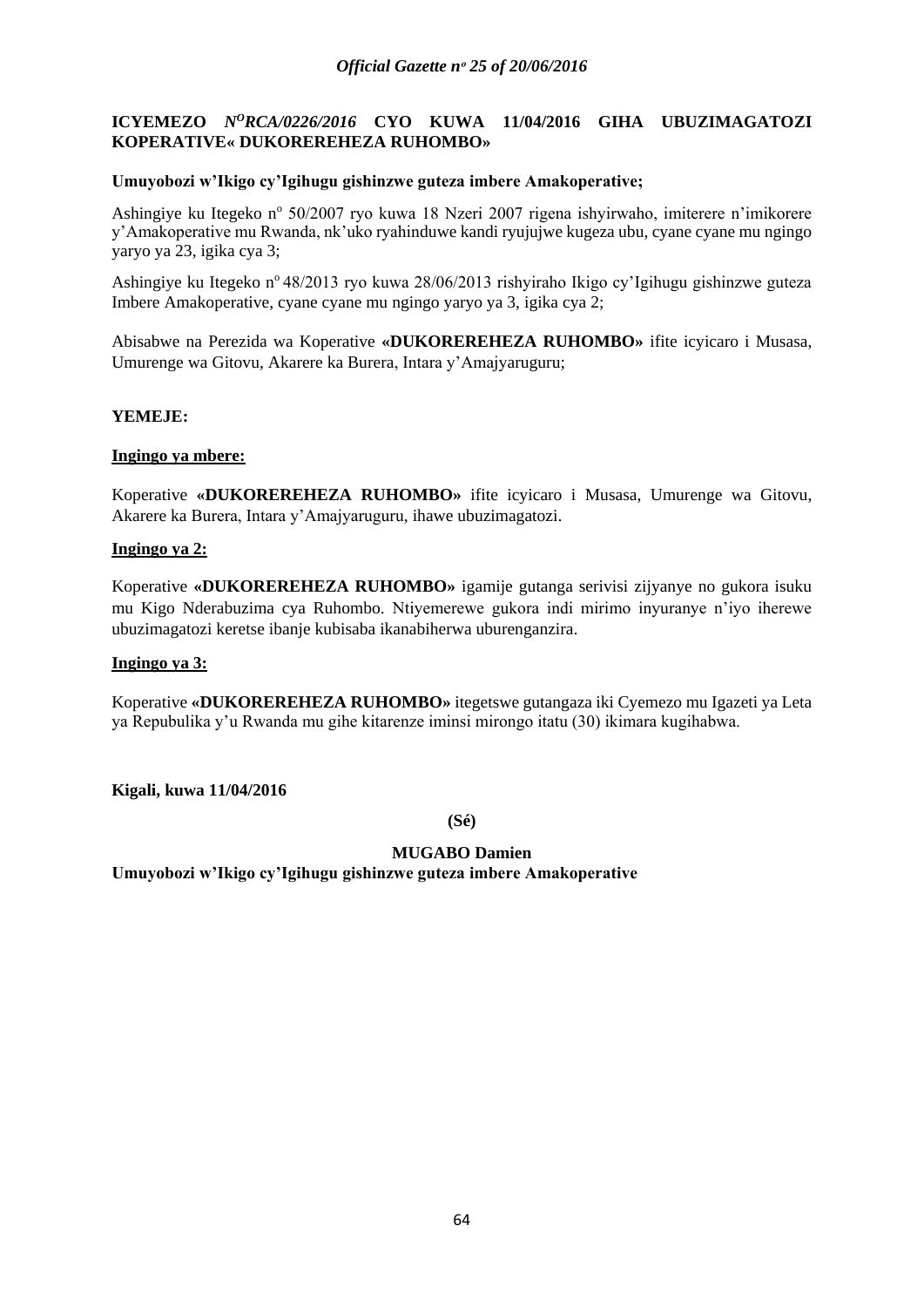**ICYEMEZO** ***N***$^{O}$***RCA/0226/2016*** **CYO KUWA 11/04/2016 GIHA UBUZIMAGATOZI KOPERATIVE« DUKOREREHEZA RUHOMBO»**

**Umuyobozi w'Ikigo cy'Igihugu gishinzwe guteza imbere Amakoperative;**

Ashingiye ku Itegeko n° 50/2007 ryo kuwa 18 Nzeri 2007 rigena ishyirwaho, imiterere n'imikorere y'Amakoperative mu Rwanda, nk'uko ryahinduwe kandi ryujujwe kugeza ubu, cyane cyane mu ngingo yaryo ya 23, igika cya 3;

Ashingiye ku Itegeko n° 48/2013 ryo kuwa 28/06/2013 rishyiraho Ikigo cy'Igihugu gishinzwe guteza Imbere Amakoperative, cyane cyane mu ngingo yaryo ya 3, igika cya 2;

Abisabwe na Perezida wa Koperative **«DUKOREREHEZA RUHOMBO»** ifite icyicaro i Musasa, Umurenge wa Gitovu, Akarere ka Burera, Intara y'Amajyaruguru;

**YEMEJE:**

**Ingingo ya mbere:**

Koperative **«DUKOREREHEZA RUHOMBO»** ifite icyicaro i Musasa, Umurenge wa Gitovu, Akarere ka Burera, Intara y'Amajyaruguru, ihawe ubuzimagatozi.

**Ingingo ya 2:**

Koperative **«DUKOREREHEZA RUHOMBO»** igamije gutanga serivisi zijyanye no gukora isuku mu Kigo Nderabuzima cya Ruhombo. Ntiyemerewe gukora indi mirimo inyuranye n'iyo iherewe ubuzimagatozi keretse ibanje kubisaba ikanabiherwa uburenganzira.

**Ingingo ya 3:**

Koperative **«DUKOREREHEZA RUHOMBO»** itegetswe gutangaza iki Cyemezo mu Igazeti ya Leta ya Repubulika y'u Rwanda mu gihe kitarenze iminsi mirongo itatu (30) ikimara kugihabwa.

**Kigali, kuwa 11/04/2016**

**(Sé)**

**MUGABO Damien**

**Umuyobozi w'Ikigo cy'Igihugu gishinzwe guteza imbere Amakoperative**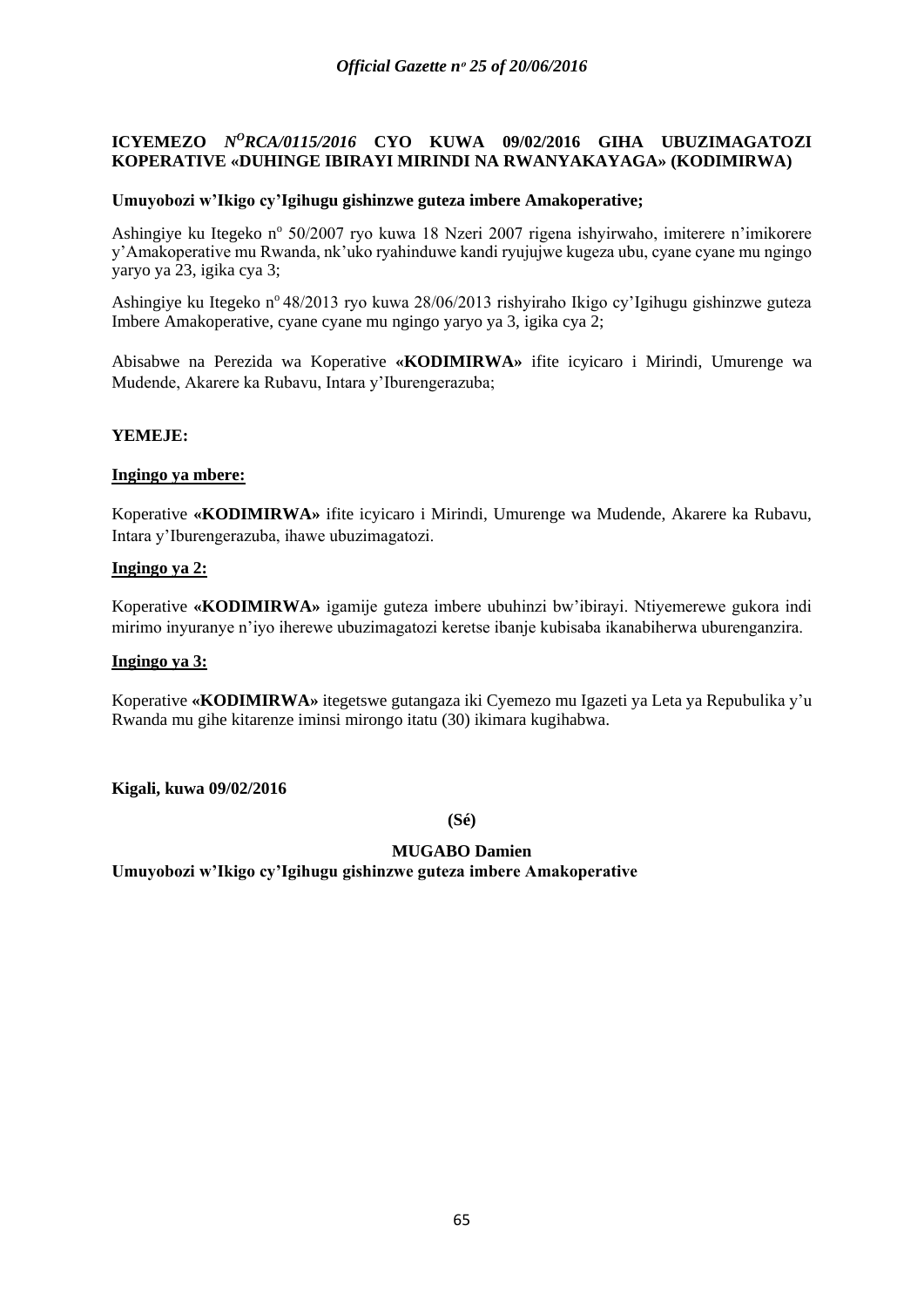**ICYEMEZO *N<sup>O</sup>RCA/0115/2016* CYO KUWA 09/02/2016 GIHA UBUZIMAGATOZI KOPERATIVE «DUHINGE IBIRAYI MIRINDI NA RWANYAKAYAGA» (KODIMIRWA)**

**Umuyobozi w'Ikigo cy'Igihugu gishinzwe guteza imbere Amakoperative;**

Ashingiye ku Itegeko n<sup>o</sup> 50/2007 ryo kuwa 18 Nzeri 2007 rigena ishyirwaho, imiterere n'imikorere y'Amakoperative mu Rwanda, nk'uko ryahinduwe kandi ryujujwe kugeza ubu, cyane cyane mu ngingo yaryo ya 23, igika cya 3;

Ashingiye ku Itegeko n<sup>o</sup> 48/2013 ryo kuwa 28/06/2013 rishyiraho Ikigo cy'Igihugu gishinzwe guteza Imbere Amakoperative, cyane cyane mu ngingo yaryo ya 3, igika cya 2;

Abisabwe na Perezida wa Koperative **«KODIMIRWA»** ifite icyicaro i Mirindi, Umurenge wa Mudende, Akarere ka Rubavu, Intara y'Iburengerazuba;

**YEMEJE:**

**<u>Ingingo ya mbere:</u>**

Koperative **«KODIMIRWA»** ifite icyicaro i Mirindi, Umurenge wa Mudende, Akarere ka Rubavu, Intara y'Iburengerazuba, ihawe ubuzimagatozi.

**<u>Ingingo ya 2:</u>**

Koperative **«KODIMIRWA»** igamije guteza imbere ubuhinzi bw'ibirayi. Ntiyemerewe gukora indi mirimo inyuranye n'iyo iherewe ubuzimagatozi keretse ibanje kubisaba ikanabiherwa uburenganzira.

**<u>Ingingo ya 3:</u>**

Koperative **«KODIMIRWA»** itegetswe gutangaza iki Cyemezo mu Igazeti ya Leta ya Repubulika y'u Rwanda mu gihe kitarenze iminsi mirongo itatu (30) ikimara kugihabwa.

**Kigali, kuwa 09/02/2016**

**(Sé)**

**MUGABO Damien**
**Umuyobozi w'Ikigo cy'Igihugu gishinzwe guteza imbere Amakoperative**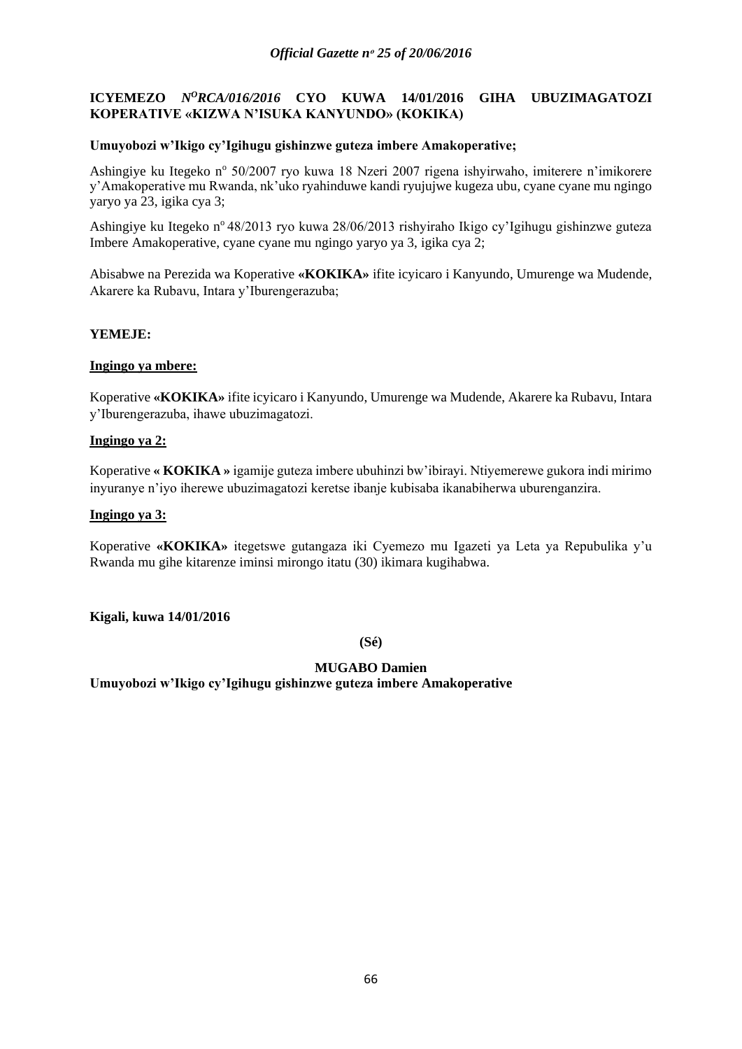**ICYEMEZO *N^O^RCA/016/2016* CYO KUWA 14/01/2016 GIHA UBUZIMAGATOZI KOPERATIVE «KIZWA N'ISUKA KANYUNDO» (KOKIKA)**

**Umuyobozi w'Ikigo cy'Igihugu gishinzwe guteza imbere Amakoperative;**

Ashingiye ku Itegeko n° 50/2007 ryo kuwa 18 Nzeri 2007 rigena ishyirwaho, imiterere n'imikorere y'Amakoperative mu Rwanda, nk'uko ryahinduwe kandi ryujujwe kugeza ubu, cyane cyane mu ngingo yaryo ya 23, igika cya 3;

Ashingiye ku Itegeko n° 48/2013 ryo kuwa 28/06/2013 rishyiraho Ikigo cy'Igihugu gishinzwe guteza Imbere Amakoperative, cyane cyane mu ngingo yaryo ya 3, igika cya 2;

Abisabwe na Perezida wa Koperative **«KOKIKA»** ifite icyicaro i Kanyundo, Umurenge wa Mudende, Akarere ka Rubavu, Intara y'Iburengerazuba;

**YEMEJE:**

**Ingingo ya mbere:**

Koperative **«KOKIKA»** ifite icyicaro i Kanyundo, Umurenge wa Mudende, Akarere ka Rubavu, Intara y'Iburengerazuba, ihawe ubuzimagatozi.

**Ingingo ya 2:**

Koperative **« KOKIKA »** igamije guteza imbere ubuhinzi bw'ibirayi. Ntiyemerewe gukora indi mirimo inyuranye n'iyo iherewe ubuzimagatozi keretse ibanje kubisaba ikanabiherwa uburenganzira.

**Ingingo ya 3:**

Koperative **«KOKIKA»** itegetswe gutangaza iki Cyemezo mu Igazeti ya Leta ya Repubulika y'u Rwanda mu gihe kitarenze iminsi mirongo itatu (30) ikimara kugihabwa.

**Kigali, kuwa 14/01/2016**

**(Sé)**

**MUGABO Damien**
**Umuyobozi w'Ikigo cy'Igihugu gishinzwe guteza imbere Amakoperative**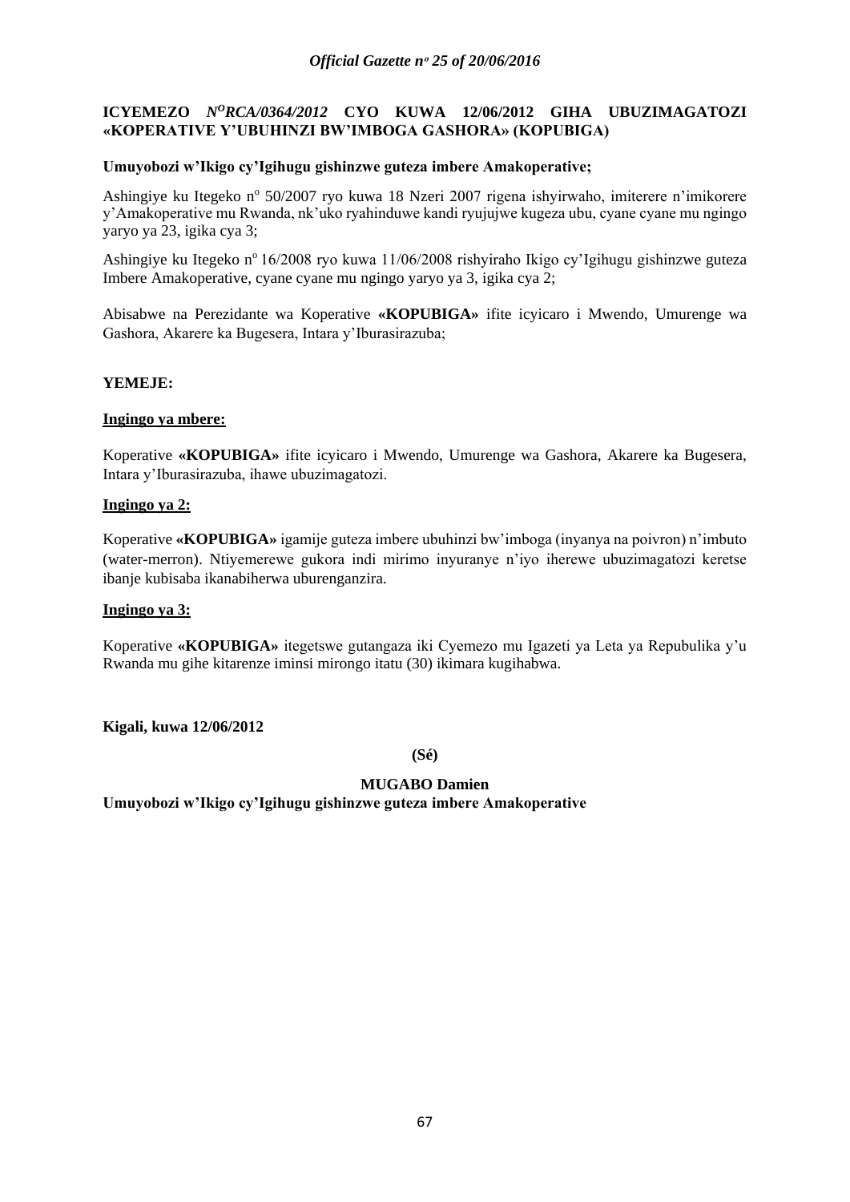**ICYEMEZO *N<sup>O</sup>RCA/0364/2012* CYO KUWA 12/06/2012 GIHA UBUZIMAGATOZI «KOPERATIVE Y'UBUHINZI BW'IMBOGA GASHORA» (KOPUBIGA)**

**Umuyobozi w'Ikigo cy'Igihugu gishinzwe guteza imbere Amakoperative;**

Ashingiye ku Itegeko n° 50/2007 ryo kuwa 18 Nzeri 2007 rigena ishyirwaho, imiterere n'imikorere y'Amakoperative mu Rwanda, nk'uko ryahinduwe kandi ryujujwe kugeza ubu, cyane cyane mu ngingo yaryo ya 23, igika cya 3;

Ashingiye ku Itegeko n° 16/2008 ryo kuwa 11/06/2008 rishyiraho Ikigo cy'Igihugu gishinzwe guteza Imbere Amakoperative, cyane cyane mu ngingo yaryo ya 3, igika cya 2;

Abisabwe na Perezidante wa Koperative **«KOPUBIGA»** ifite icyicaro i Mwendo, Umurenge wa Gashora, Akarere ka Bugesera, Intara y'Iburasirazuba;

**YEMEJE:**

**Ingingo ya mbere:**

Koperative **«KOPUBIGA»** ifite icyicaro i Mwendo, Umurenge wa Gashora, Akarere ka Bugesera, Intara y'Iburasirazuba, ihawe ubuzimagatozi.

**Ingingo ya 2:**

Koperative **«KOPUBIGA»** igamije guteza imbere ubuhinzi bw'imboga (inyanya na poivron) n'imbuto (water-merron). Ntiyemerewe gukora indi mirimo inyuranye n'iyo iherewe ubuzimagatozi keretse ibanje kubisaba ikanabiherwa uburenganzira.

**Ingingo ya 3:**

Koperative **«KOPUBIGA»** itegetswe gutangaza iki Cyemezo mu Igazeti ya Leta ya Repubulika y'u Rwanda mu gihe kitarenze iminsi mirongo itatu (30) ikimara kugihabwa.

**Kigali, kuwa 12/06/2012**

**(Sé)**

**MUGABO Damien**
**Umuyobozi w'Ikigo cy'Igihugu gishinzwe guteza imbere Amakoperative**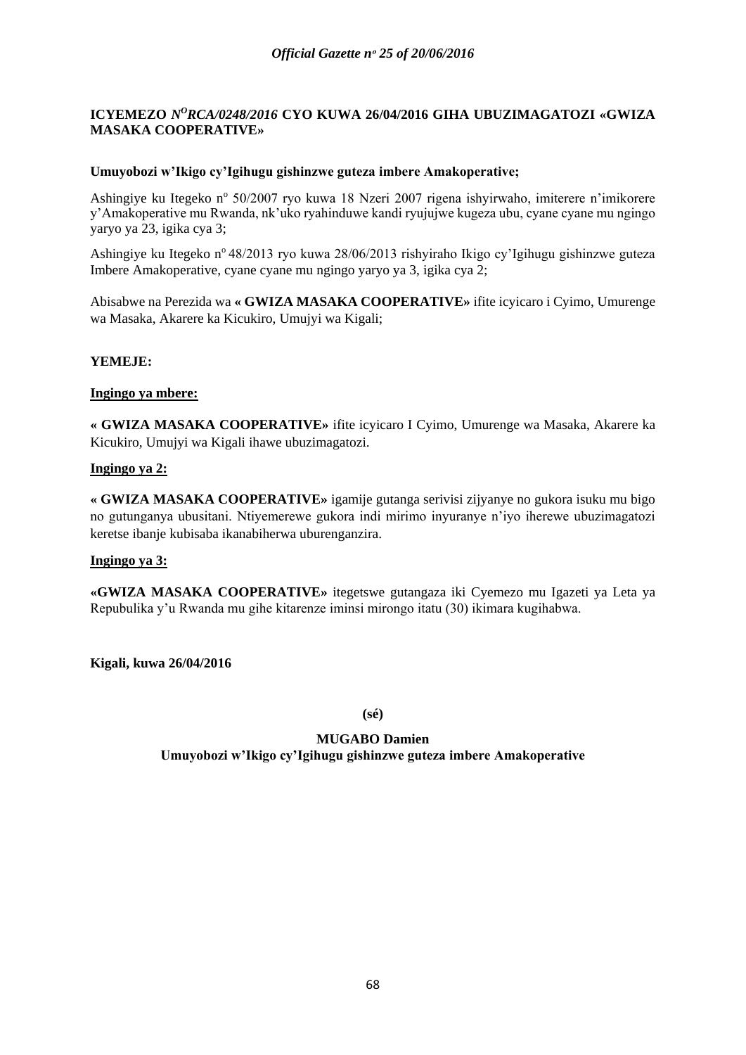**ICYEMEZO *N$^{O}$RCA/0248/2016* CYO KUWA 26/04/2016 GIHA UBUZIMAGATOZI «GWIZA MASAKA COOPERATIVE»**

**Umuyobozi w'Ikigo cy'Igihugu gishinzwe guteza imbere Amakoperative;**

Ashingiye ku Itegeko n$^{o}$ 50/2007 ryo kuwa 18 Nzeri 2007 rigena ishyirwaho, imiterere n'imikorere y'Amakoperative mu Rwanda, nk'uko ryahinduwe kandi ryujujwe kugeza ubu, cyane cyane mu ngingo yaryo ya 23, igika cya 3;

Ashingiye ku Itegeko n$^{o}$ 48/2013 ryo kuwa 28/06/2013 rishyiraho Ikigo cy'Igihugu gishinzwe guteza Imbere Amakoperative, cyane cyane mu ngingo yaryo ya 3, igika cya 2;

Abisabwe na Perezida wa **« GWIZA MASAKA COOPERATIVE»** ifite icyicaro i Cyimo, Umurenge wa Masaka, Akarere ka Kicukiro, Umujyi wa Kigali;

**YEMEJE:**

**Ingingo ya mbere:**

**« GWIZA MASAKA COOPERATIVE»** ifite icyicaro I Cyimo, Umurenge wa Masaka, Akarere ka Kicukiro, Umujyi wa Kigali ihawe ubuzimagatozi.

**Ingingo ya 2:**

**« GWIZA MASAKA COOPERATIVE»** igamije gutanga serivisi zijyanye no gukora isuku mu bigo no gutunganya ubusitani. Ntiyemerewe gukora indi mirimo inyuranye n'iyo iherewe ubuzimagatozi keretse ibanje kubisaba ikanabiherwa uburenganzira.

**Ingingo ya 3:**

**«GWIZA MASAKA COOPERATIVE»** itegetswe gutangaza iki Cyemezo mu Igazeti ya Leta ya Repubulika y'u Rwanda mu gihe kitarenze iminsi mirongo itatu (30) ikimara kugihabwa.

**Kigali, kuwa 26/04/2016**

**(sé)**

**MUGABO Damien**
**Umuyobozi w'Ikigo cy'Igihugu gishinzwe guteza imbere Amakoperative**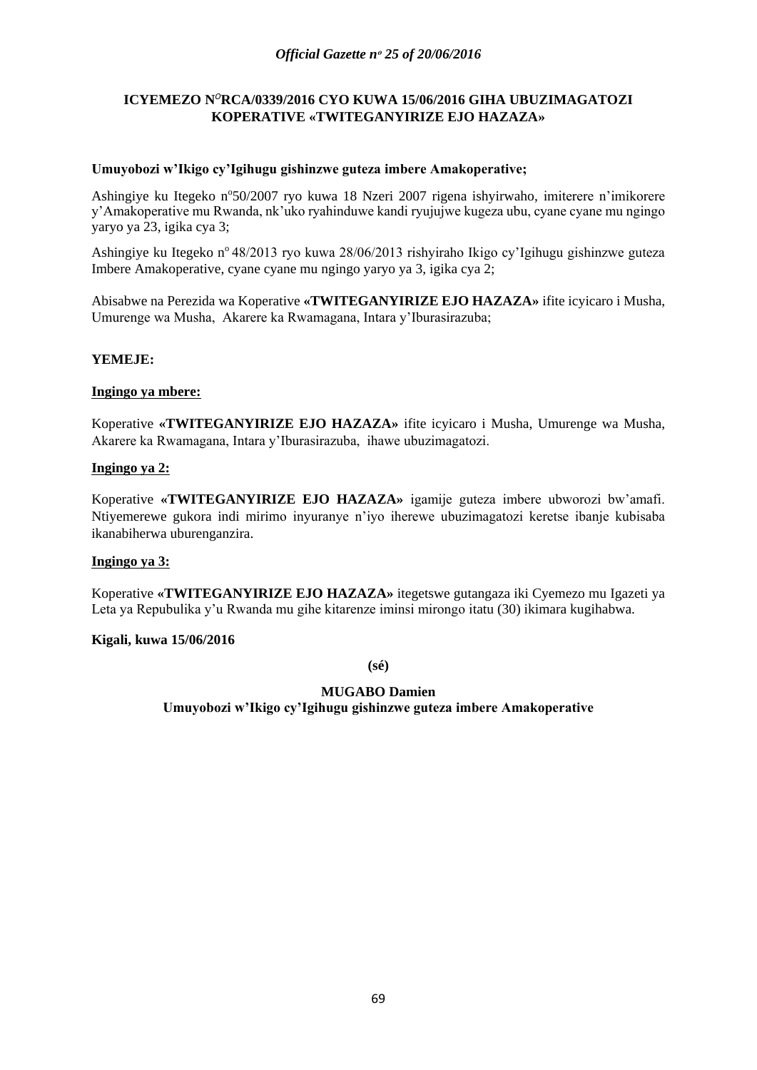**ICYEMEZO N°RCA/0339/2016 CYO KUWA 15/06/2016 GIHA UBUZIMAGATOZI KOPERATIVE «TWITEGANYIRIZE EJO HAZAZA»**

**Umuyobozi w'Ikigo cy'Igihugu gishinzwe guteza imbere Amakoperative;**

Ashingiye ku Itegeko n°50/2007 ryo kuwa 18 Nzeri 2007 rigena ishyirwaho, imiterere n'imikorere y'Amakoperative mu Rwanda, nk'uko ryahinduwe kandi ryujujwe kugeza ubu, cyane cyane mu ngingo yaryo ya 23, igika cya 3;

Ashingiye ku Itegeko n° 48/2013 ryo kuwa 28/06/2013 rishyiraho Ikigo cy'Igihugu gishinzwe guteza Imbere Amakoperative, cyane cyane mu ngingo yaryo ya 3, igika cya 2;

Abisabwe na Perezida wa Koperative **«TWITEGANYIRIZE EJO HAZAZA»** ifite icyicaro i Musha, Umurenge wa Musha, Akarere ka Rwamagana, Intara y'Iburasirazuba;

**YEMEJE:**

**Ingingo ya mbere:**

Koperative **«TWITEGANYIRIZE EJO HAZAZA»** ifite icyicaro i Musha, Umurenge wa Musha, Akarere ka Rwamagana, Intara y'Iburasirazuba, ihawe ubuzimagatozi.

**Ingingo ya 2:**

Koperative **«TWITEGANYIRIZE EJO HAZAZA»** igamije guteza imbere ubworozi bw'amafi. Ntiyemerewe gukora indi mirimo inyuranye n'iyo iherewe ubuzimagatozi keretse ibanje kubisaba ikanabiherwa uburenganzira.

**Ingingo ya 3:**

Koperative **«TWITEGANYIRIZE EJO HAZAZA»** itegetswe gutangaza iki Cyemezo mu Igazeti ya Leta ya Repubulika y'u Rwanda mu gihe kitarenze iminsi mirongo itatu (30) ikimara kugihabwa.

**Kigali, kuwa 15/06/2016**

**(sé)**

**MUGABO Damien**
**Umuyobozi w'Ikigo cy'Igihugu gishinzwe guteza imbere Amakoperative**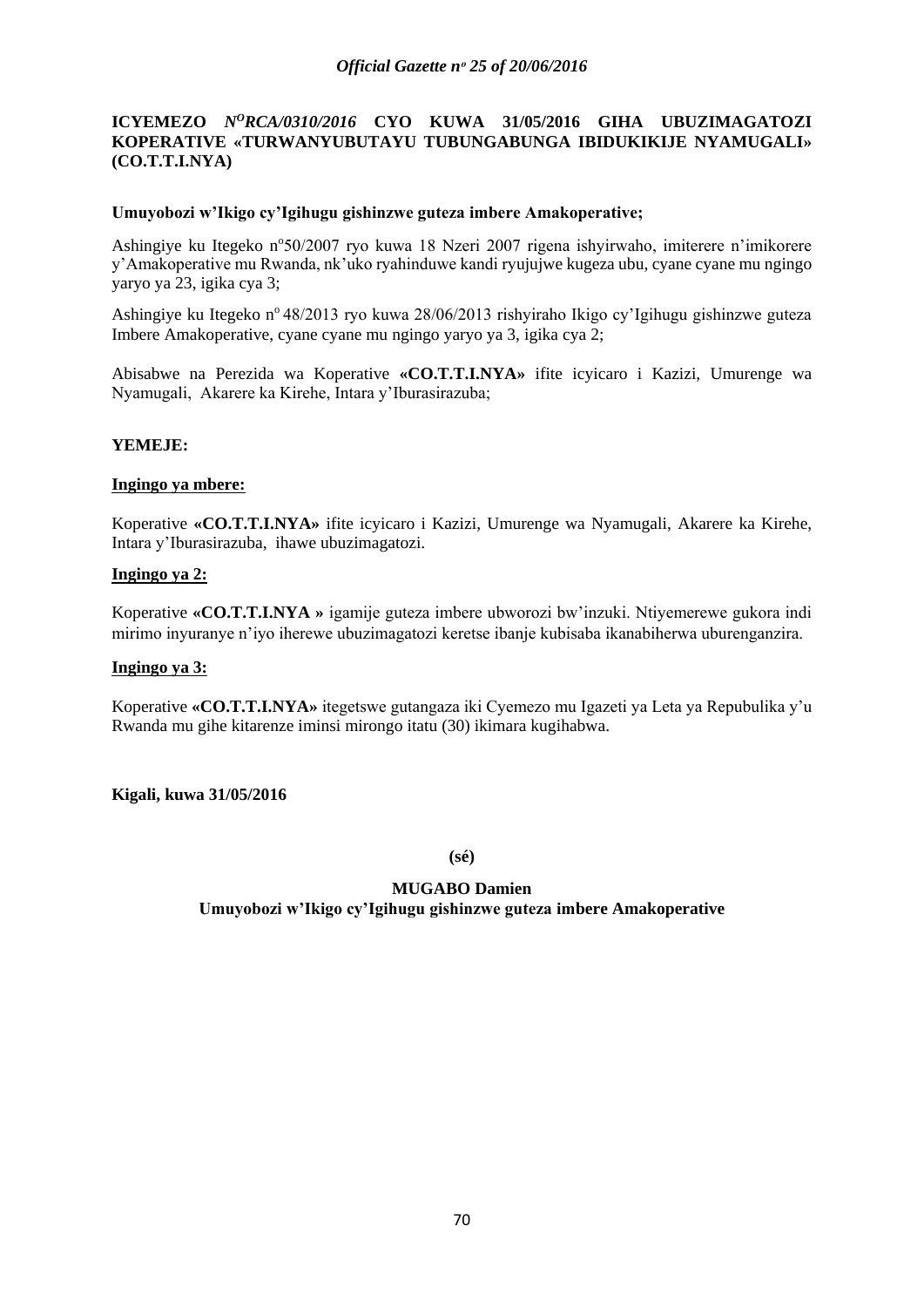**ICYEMEZO** ***N$^{O}$RCA/0310/2016*** **CYO KUWA 31/05/2016 GIHA UBUZIMAGATOZI KOPERATIVE «TURWANYUBUTAYU TUBUNGABUNGA IBIDUKIKIJE NYAMUGALI» (CO.T.T.I.NYA)**

**Umuyobozi w'Ikigo cy'Igihugu gishinzwe guteza imbere Amakoperative;**

Ashingiye ku Itegeko n°50/2007 ryo kuwa 18 Nzeri 2007 rigena ishyirwaho, imiterere n'imikorere y'Amakoperative mu Rwanda, nk'uko ryahinduwe kandi ryujujwe kugeza ubu, cyane cyane mu ngingo yaryo ya 23, igika cya 3;

Ashingiye ku Itegeko n° 48/2013 ryo kuwa 28/06/2013 rishyiraho Ikigo cy'Igihugu gishinzwe guteza Imbere Amakoperative, cyane cyane mu ngingo yaryo ya 3, igika cya 2;

Abisabwe na Perezida wa Koperative **«CO.T.T.I.NYA»** ifite icyicaro i Kazizi, Umurenge wa Nyamugali, Akarere ka Kirehe, Intara y'Iburasirazuba;

**YEMEJE:**

**Ingingo ya mbere:**

Koperative **«CO.T.T.I.NYA»** ifite icyicaro i Kazizi, Umurenge wa Nyamugali, Akarere ka Kirehe, Intara y'Iburasirazuba, ihawe ubuzimagatozi.

**Ingingo ya 2:**

Koperative **«CO.T.T.I.NYA »** igamije guteza imbere ubworozi bw'inzuki. Ntiyemerewe gukora indi mirimo inyuranye n'iyo iherewe ubuzimagatozi keretse ibanje kubisaba ikanabiherwa uburenganzira.

**Ingingo ya 3:**

Koperative **«CO.T.T.I.NYA»** itegetswe gutangaza iki Cyemezo mu Igazeti ya Leta ya Repubulika y'u Rwanda mu gihe kitarenze iminsi mirongo itatu (30) ikimara kugihabwa.

**Kigali, kuwa 31/05/2016**

**(sé)**

**MUGABO Damien**
**Umuyobozi w'Ikigo cy'Igihugu gishinzwe guteza imbere Amakoperative**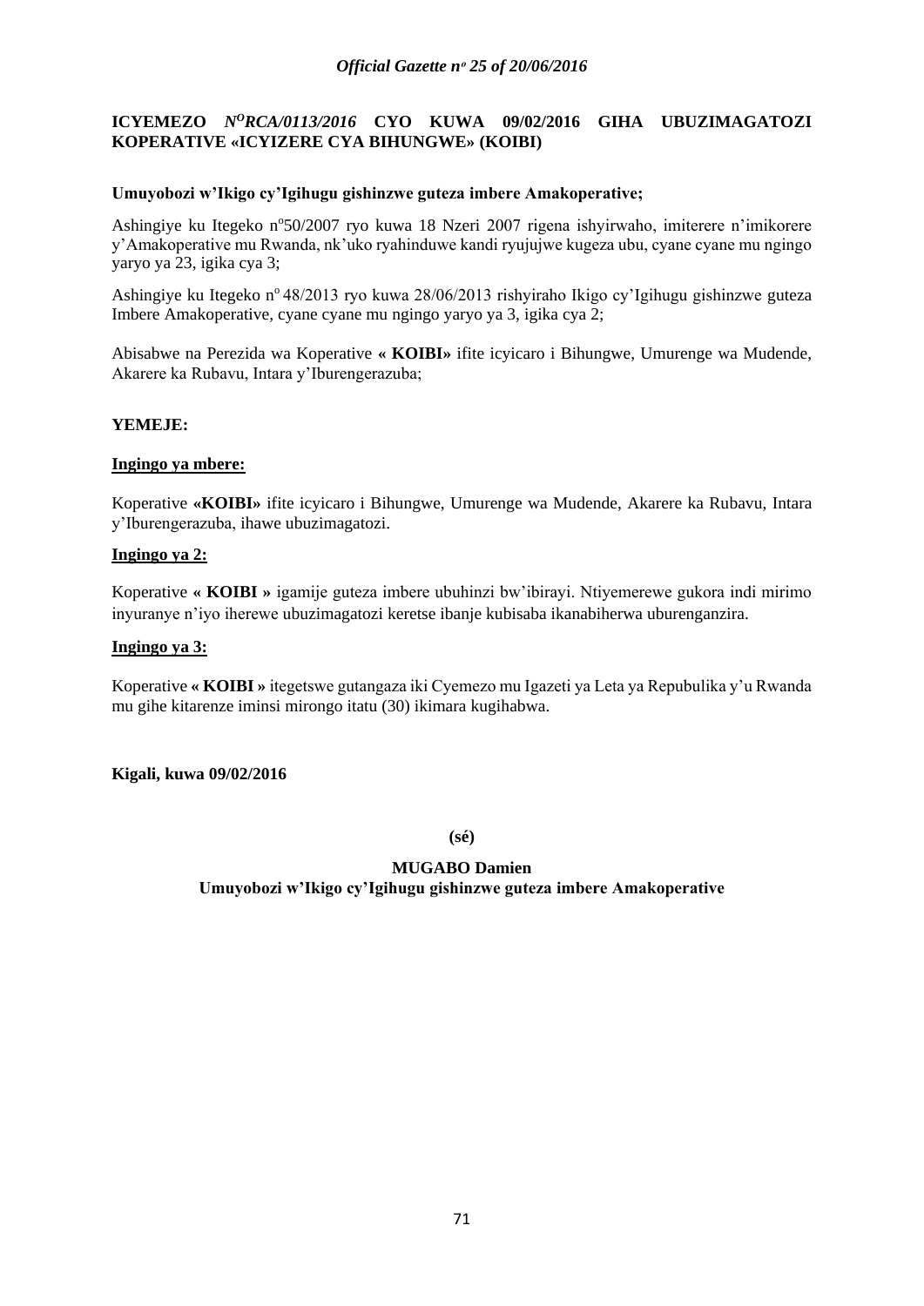**ICYEMEZO *N^O RCA/0113/2016* CYO KUWA 09/02/2016 GIHA UBUZIMAGATOZI KOPERATIVE «ICYIZERE CYA BIHUNGWE» (KOIBI)**

**Umuyobozi w'Ikigo cy'Igihugu gishinzwe guteza imbere Amakoperative;**

Ashingiye ku Itegeko nº50/2007 ryo kuwa 18 Nzeri 2007 rigena ishyirwaho, imiterere n'imikorere y'Amakoperative mu Rwanda, nk'uko ryahinduwe kandi ryujujwe kugeza ubu, cyane cyane mu ngingo yaryo ya 23, igika cya 3;

Ashingiye ku Itegeko nº 48/2013 ryo kuwa 28/06/2013 rishyiraho Ikigo cy'Igihugu gishinzwe guteza Imbere Amakoperative, cyane cyane mu ngingo yaryo ya 3, igika cya 2;

Abisabwe na Perezida wa Koperative **« KOIBI»** ifite icyicaro i Bihungwe, Umurenge wa Mudende, Akarere ka Rubavu, Intara y'Iburengerazuba;

**YEMEJE:**

**Ingingo ya mbere:**

Koperative **«KOIBI»** ifite icyicaro i Bihungwe, Umurenge wa Mudende, Akarere ka Rubavu, Intara y'Iburengerazuba, ihawe ubuzimagatozi.

**Ingingo ya 2:**

Koperative **« KOIBI »** igamije guteza imbere ubuhinzi bw'ibirayi. Ntiyemerewe gukora indi mirimo inyuranye n'iyo iherewe ubuzimagatozi keretse ibanje kubisaba ikanabiherwa uburenganzira.

**Ingingo ya 3:**

Koperative **« KOIBI »** itegetswe gutangaza iki Cyemezo mu Igazeti ya Leta ya Repubulika y'u Rwanda mu gihe kitarenze iminsi mirongo itatu (30) ikimara kugihabwa.

**Kigali, kuwa 09/02/2016**

**(sé)**

**MUGABO Damien**
**Umuyobozi w'Ikigo cy'Igihugu gishinzwe guteza imbere Amakoperative**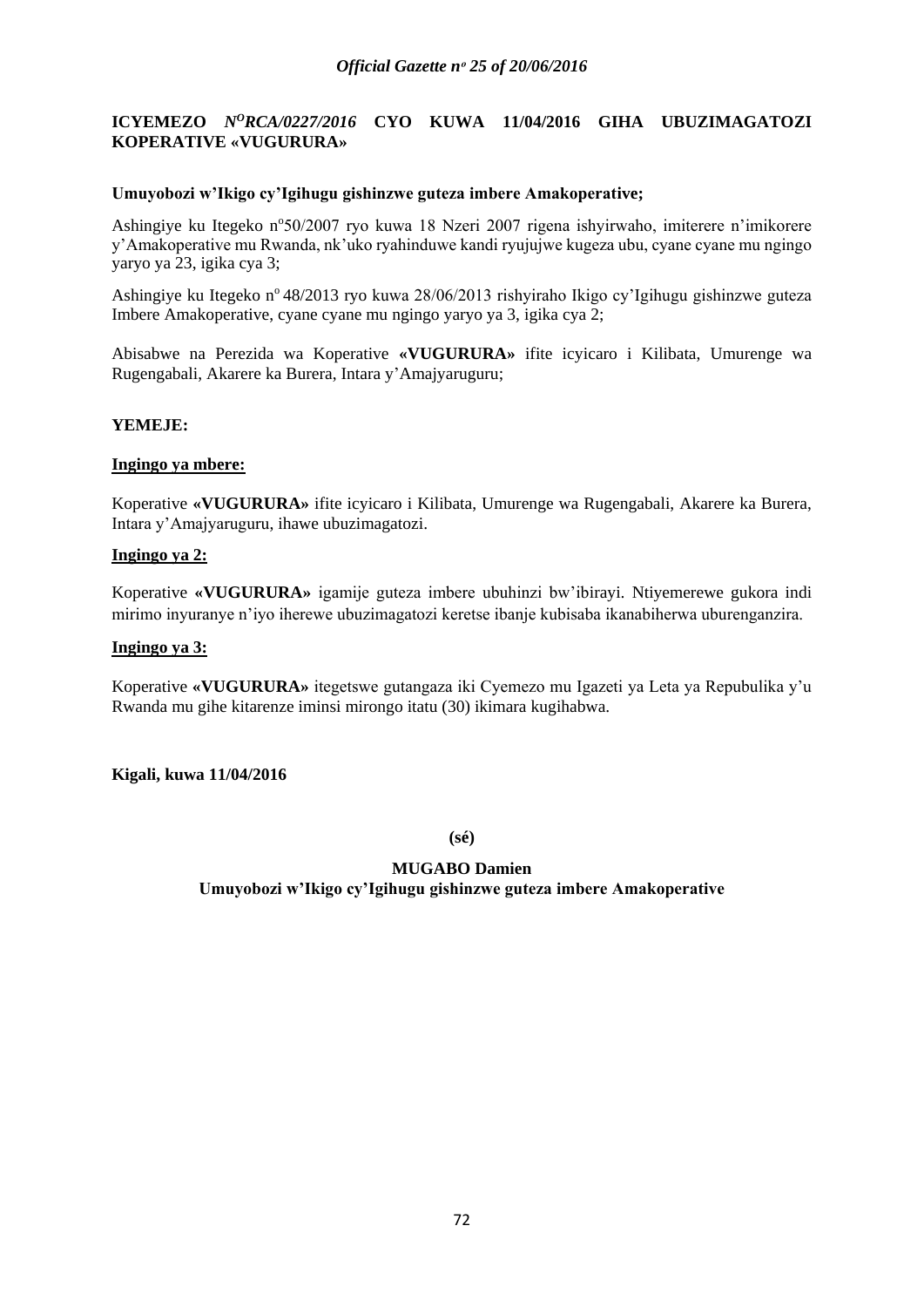**ICYEMEZO *N°RCA/0227/2016* CYO KUWA 11/04/2016 GIHA UBUZIMAGATOZI KOPERATIVE «VUGURURA»**

**Umuyobozi w'Ikigo cy'Igihugu gishinzwe guteza imbere Amakoperative;**

Ashingiye ku Itegeko n°50/2007 ryo kuwa 18 Nzeri 2007 rigena ishyirwaho, imiterere n'imikorere y'Amakoperative mu Rwanda, nk'uko ryahinduwe kandi ryujujwe kugeza ubu, cyane cyane mu ngingo yaryo ya 23, igika cya 3;

Ashingiye ku Itegeko n° 48/2013 ryo kuwa 28/06/2013 rishyiraho Ikigo cy'Igihugu gishinzwe guteza Imbere Amakoperative, cyane cyane mu ngingo yaryo ya 3, igika cya 2;

Abisabwe na Perezida wa Koperative **«VUGURURA»** ifite icyicaro i Kilibata, Umurenge wa Rugengabali, Akarere ka Burera, Intara y'Amajyaruguru;

**YEMEJE:**

**Ingingo ya mbere:**

Koperative **«VUGURURA»** ifite icyicaro i Kilibata, Umurenge wa Rugengabali, Akarere ka Burera, Intara y'Amajyaruguru, ihawe ubuzimagatozi.

**Ingingo ya 2:**

Koperative **«VUGURURA»** igamije guteza imbere ubuhinzi bw'ibirayi. Ntiyemerewe gukora indi mirimo inyuranye n'iyo iherewe ubuzimagatozi keretse ibanje kubisaba ikanabiherwa uburenganzira.

**Ingingo ya 3:**

Koperative **«VUGURURA»** itegetswe gutangaza iki Cyemezo mu Igazeti ya Leta ya Repubulika y'u Rwanda mu gihe kitarenze iminsi mirongo itatu (30) ikimara kugihabwa.

**Kigali, kuwa 11/04/2016**

**(sé)**

**MUGABO Damien**
**Umuyobozi w'Ikigo cy'Igihugu gishinzwe guteza imbere Amakoperative**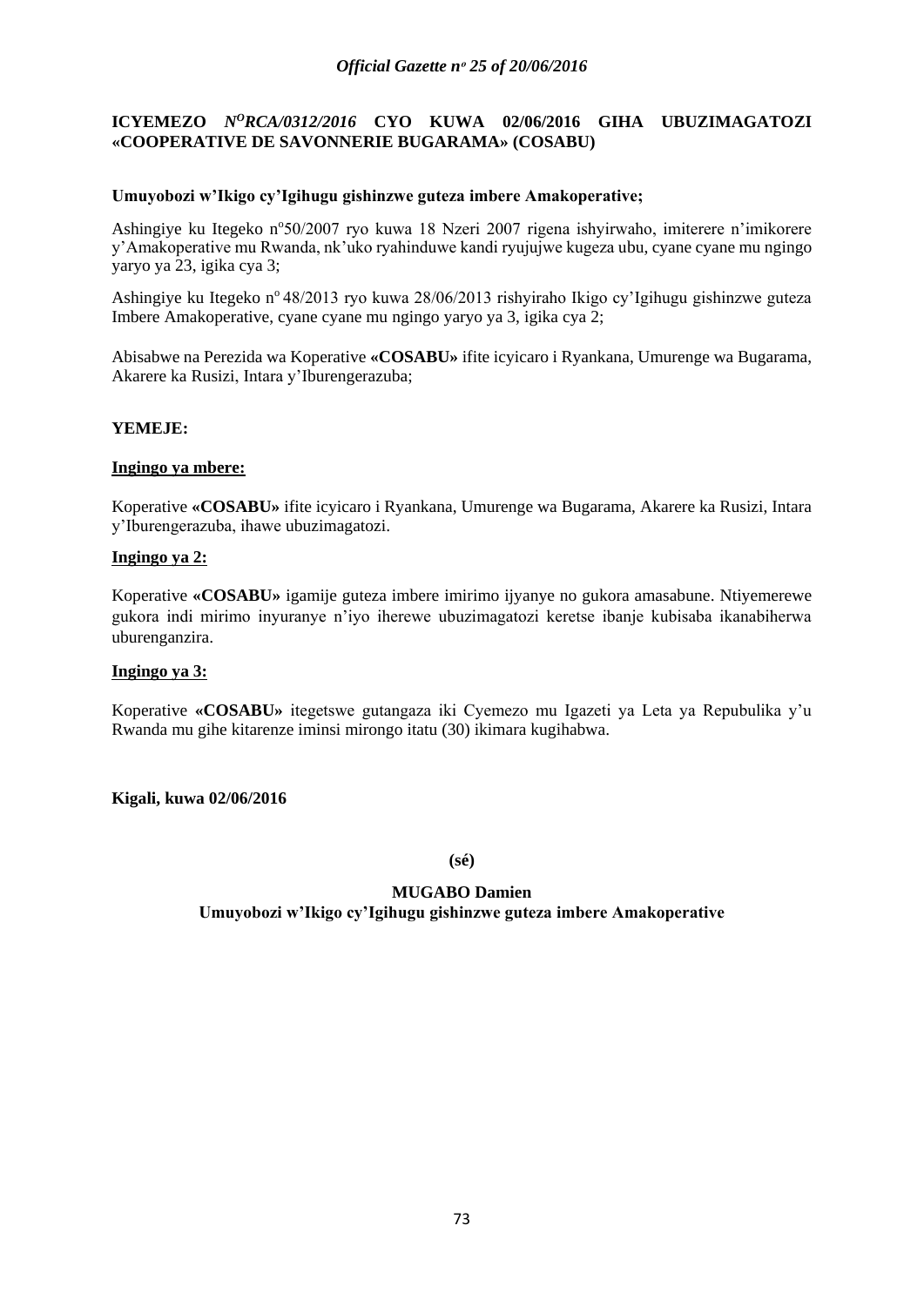**ICYEMEZO** ***N<sup>O</sup>RCA/0312/2016*** **CYO KUWA 02/06/2016 GIHA UBUZIMAGATOZI «COOPERATIVE DE SAVONNERIE BUGARAMA» (COSABU)**

**Umuyobozi w'Ikigo cy'Igihugu gishinzwe guteza imbere Amakoperative;**

Ashingiye ku Itegeko n°50/2007 ryo kuwa 18 Nzeri 2007 rigena ishyirwaho, imiterere n'imikorere y'Amakoperative mu Rwanda, nk'uko ryahinduwe kandi ryujujwe kugeza ubu, cyane cyane mu ngingo yaryo ya 23, igika cya 3;

Ashingiye ku Itegeko n° 48/2013 ryo kuwa 28/06/2013 rishyiraho Ikigo cy'Igihugu gishinzwe guteza Imbere Amakoperative, cyane cyane mu ngingo yaryo ya 3, igika cya 2;

Abisabwe na Perezida wa Koperative **«COSABU»** ifite icyicaro i Ryankana, Umurenge wa Bugarama, Akarere ka Rusizi, Intara y'Iburengerazuba;

**YEMEJE:**

**Ingingo ya mbere:**

Koperative **«COSABU»** ifite icyicaro i Ryankana, Umurenge wa Bugarama, Akarere ka Rusizi, Intara y'Iburengerazuba, ihawe ubuzimagatozi.

**Ingingo ya 2:**

Koperative **«COSABU»** igamije guteza imbere imirimo ijyanye no gukora amasabune. Ntiyemerewe gukora indi mirimo inyuranye n'iyo iherewe ubuzimagatozi keretse ibanje kubisaba ikanabiherwa uburenganzira.

**Ingingo ya 3:**

Koperative **«COSABU»** itegetswe gutangaza iki Cyemezo mu Igazeti ya Leta ya Repubulika y'u Rwanda mu gihe kitarenze iminsi mirongo itatu (30) ikimara kugihabwa.

**Kigali, kuwa 02/06/2016**

**(sé)**

**MUGABO Damien**
**Umuyobozi w'Ikigo cy'Igihugu gishinzwe guteza imbere Amakoperative**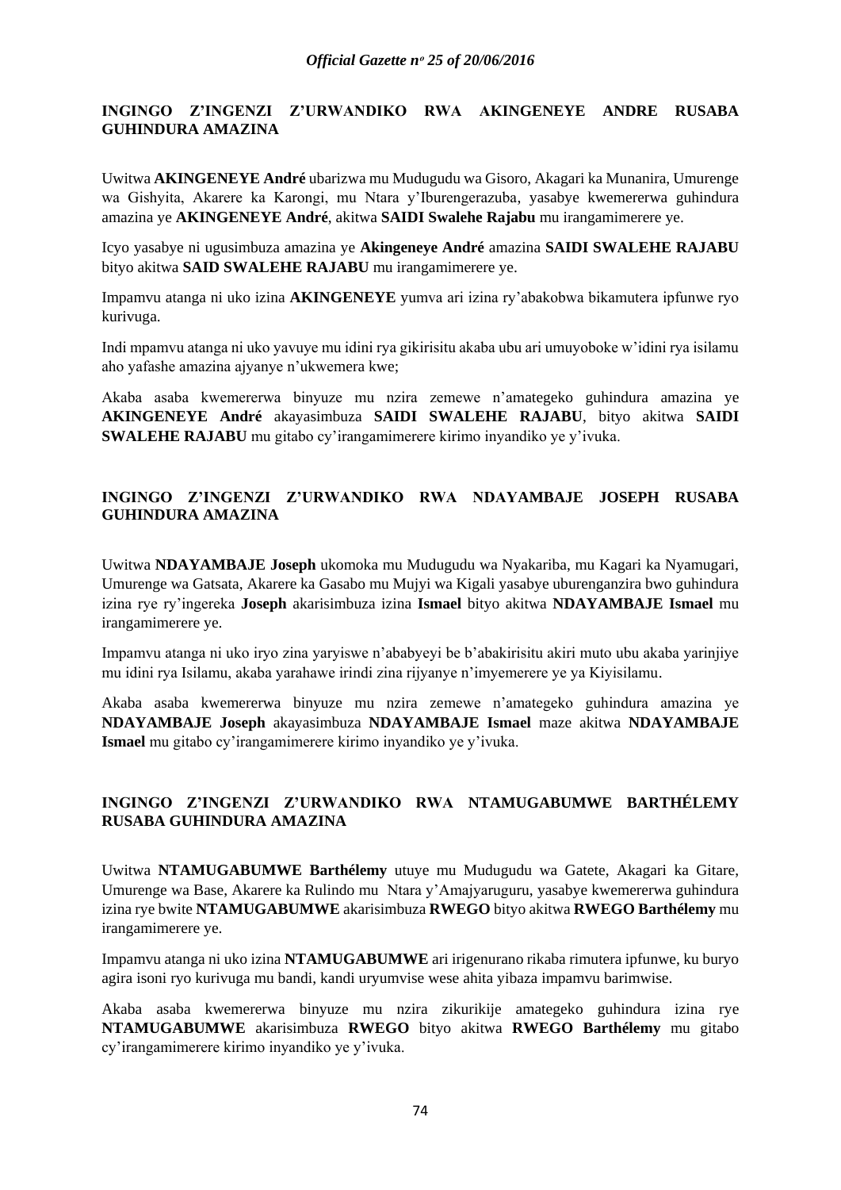## INGINGO Z'INGENZI Z'URWANDIKO RWA AKINGENEYE ANDRE RUSABA GUHINDURA AMAZINA

Uwitwa **AKINGENEYE André** ubarizwa mu Mudugudu wa Gisoro, Akagari ka Munanira, Umurenge wa Gishyita, Akarere ka Karongi, mu Ntara y'Iburengerazuba, yasabye kwemererwa guhindura amazina ye **AKINGENEYE André**, akitwa **SAIDI Swalehe Rajabu** mu irangamimerere ye.

Icyo yasabye ni ugusimbuza amazina ye **Akingeneye André** amazina **SAIDI SWALEHE RAJABU** bityo akitwa **SAID SWALEHE RAJABU** mu irangamimerere ye.

Impamvu atanga ni uko izina **AKINGENEYE** yumva ari izina ry'abakobwa bikamutera ipfunwe ryo kurivuga.

Indi mpamvu atanga ni uko yavuye mu idini rya gikirisitu akaba ubu ari umuyoboke w'idini rya isilamu aho yafashe amazina ajyanye n'ukwemera kwe;

Akaba asaba kwemererwa binyuze mu nzira zemewe n'amategeko guhindura amazina ye **AKINGENEYE André** akayasimbuza **SAIDI SWALEHE RAJABU**, bityo akitwa **SAIDI SWALEHE RAJABU** mu gitabo cy'irangamimerere kirimo inyandiko ye y'ivuka.

## INGINGO Z'INGENZI Z'URWANDIKO RWA NDAYAMBAJE JOSEPH RUSABA GUHINDURA AMAZINA

Uwitwa **NDAYAMBAJE Joseph** ukomoka mu Mudugudu wa Nyakariba, mu Kagari ka Nyamugari, Umurenge wa Gatsata, Akarere ka Gasabo mu Mujyi wa Kigali yasabye uburenganzira bwo guhindura izina rye ry'ingereka **Joseph** akarisimbuza izina **Ismael** bityo akitwa **NDAYAMBAJE Ismael** mu irangamimerere ye.

Impamvu atanga ni uko iryo zina yaryiswe n'ababyeyi be b'abakirisitu akiri muto ubu akaba yarinjiye mu idini rya Isilamu, akaba yarahawe irindi zina rijyanye n'imyemerere ye ya Kiyisilamu.

Akaba asaba kwemererwa binyuze mu nzira zemewe n'amategeko guhindura amazina ye **NDAYAMBAJE Joseph** akayasimbuza **NDAYAMBAJE Ismael** maze akitwa **NDAYAMBAJE Ismael** mu gitabo cy'irangamimerere kirimo inyandiko ye y'ivuka.

## INGINGO Z'INGENZI Z'URWANDIKO RWA NTAMUGABUMWE BARTHÉLEMY RUSABA GUHINDURA AMAZINA

Uwitwa **NTAMUGABUMWE Barthélemy** utuye mu Mudugudu wa Gatete, Akagari ka Gitare, Umurenge wa Base, Akarere ka Rulindo mu Ntara y'Amajyaruguru, yasabye kwemererwa guhindura izina rye bwite **NTAMUGABUMWE** akarisimbuza **RWEGO** bityo akitwa **RWEGO Barthélemy** mu irangamimerere ye.

Impamvu atanga ni uko izina **NTAMUGABUMWE** ari irigenurano rikaba rimutera ipfunwe, ku buryo agira isoni ryo kurivuga mu bandi, kandi uryumvise wese ahita yibaza impamvu barimwise.

Akaba asaba kwemererwa binyuze mu nzira zikurikije amategeko guhindura izina rye **NTAMUGABUMWE** akarisimbuza **RWEGO** bityo akitwa **RWEGO Barthélemy** mu gitabo cy'irangamimerere kirimo inyandiko ye y'ivuka.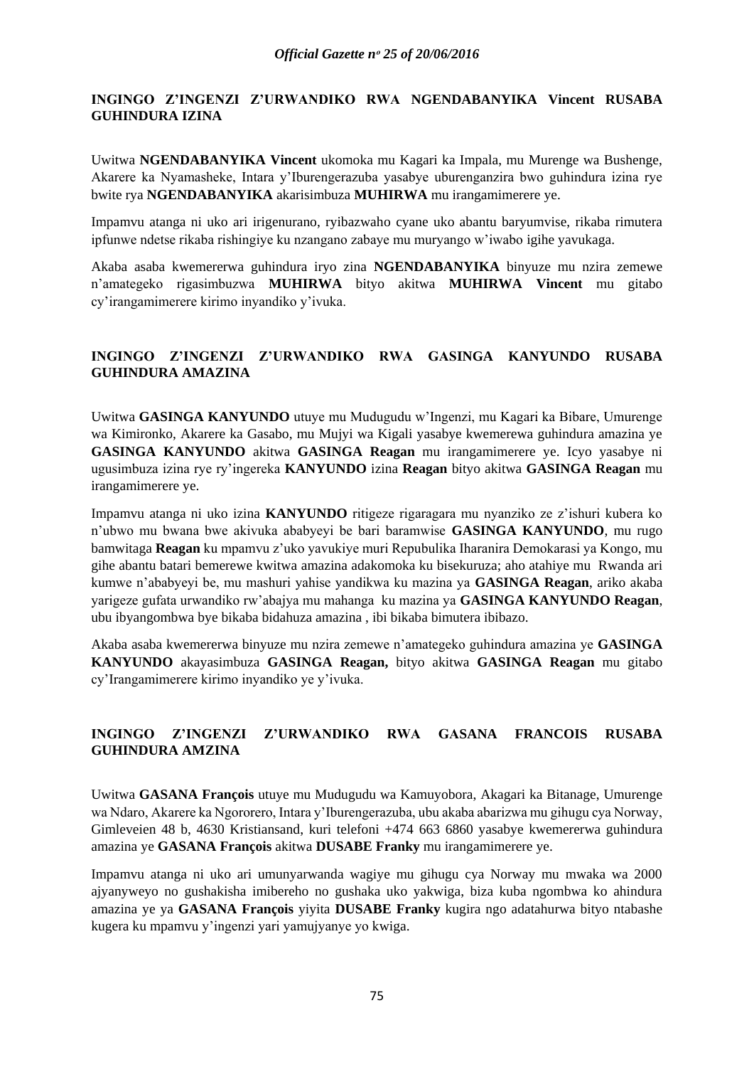**INGINGO Z'INGENZI Z'URWANDIKO RWA NGENDABANYIKA Vincent RUSABA GUHINDURA IZINA**

Uwitwa **NGENDABANYIKA Vincent** ukomoka mu Kagari ka Impala, mu Murenge wa Bushenge, Akarere ka Nyamasheke, Intara y'Iburengerazuba yasabye uburenganzira bwo guhindura izina rye bwite rya **NGENDABANYIKA** akarisimbuza **MUHIRWA** mu irangamimerere ye.

Impamvu atanga ni uko ari irigenurano, ryibazwaho cyane uko abantu baryumvise, rikaba rimutera ipfunwe ndetse rikaba rishingiye ku nzangano zabaye mu muryango w'iwabo igihe yavukaga.

Akaba asaba kwemererwa guhindura iryo zina **NGENDABANYIKA** binyuze mu nzira zemewe n'amategeko rigasimbuzwa **MUHIRWA** bityo akitwa **MUHIRWA Vincent** mu gitabo cy'irangamimerere kirimo inyandiko y'ivuka.

**INGINGO Z'INGENZI Z'URWANDIKO RWA GASINGA KANYUNDO RUSABA GUHINDURA AMAZINA**

Uwitwa **GASINGA KANYUNDO** utuye mu Mudugudu w'Ingenzi, mu Kagari ka Bibare, Umurenge wa Kimironko, Akarere ka Gasabo, mu Mujyi wa Kigali yasabye kwemerewa guhindura amazina ye **GASINGA KANYUNDO** akitwa **GASINGA Reagan** mu irangamimerere ye. Icyo yasabye ni ugusimbuza izina rye ry'ingereka **KANYUNDO** izina **Reagan** bityo akitwa **GASINGA Reagan** mu irangamimerere ye.

Impamvu atanga ni uko izina **KANYUNDO** ritigeze rigaragara mu nyanziko ze z'ishuri kubera ko n'ubwo mu bwana bwe akivuka ababyeyi be bari baramwise **GASINGA KANYUNDO**, mu rugo bamwitaga **Reagan** ku mpamvu z'uko yavukiye muri Repubulika Iharanira Demokarasi ya Kongo, mu gihe abantu batari bemerewe kwitwa amazina adakomoka ku bisekuruza; aho atahiye mu Rwanda ari kumwe n'ababyeyi be, mu mashuri yahise yandikwa ku mazina ya **GASINGA Reagan**, ariko akaba yarigeze gufata urwandiko rw'abajya mu mahanga ku mazina ya **GASINGA KANYUNDO Reagan**, ubu ibyangombwa bye bikaba bidahuza amazina , ibi bikaba bimutera ibibazo.

Akaba asaba kwemererwa binyuze mu nzira zemewe n'amategeko guhindura amazina ye **GASINGA KANYUNDO** akayasimbuza **GASINGA Reagan,** bityo akitwa **GASINGA Reagan** mu gitabo cy'Irangamimerere kirimo inyandiko ye y'ivuka.

**INGINGO Z'INGENZI Z'URWANDIKO RWA GASANA FRANCOIS RUSABA GUHINDURA AMZINA**

Uwitwa **GASANA François** utuye mu Mudugudu wa Kamuyobora, Akagari ka Bitanage, Umurenge wa Ndaro, Akarere ka Ngororero, Intara y'Iburengerazuba, ubu akaba abarizwa mu gihugu cya Norway, Gimleveien 48 b, 4630 Kristiansand, kuri telefoni +474 663 6860 yasabye kwemererwa guhindura amazina ye **GASANA François** akitwa **DUSABE Franky** mu irangamimerere ye.

Impamvu atanga ni uko ari umunyarwanda wagiye mu gihugu cya Norway mu mwaka wa 2000 ajyanyweyo no gushakisha imibereho no gushaka uko yakwiga, biza kuba ngombwa ko ahindura amazina ye ya **GASANA François** yiyita **DUSABE Franky** kugira ngo adatahurwa bityo ntabashe kugera ku mpamvu y'ingenzi yari yamujyanye yo kwiga.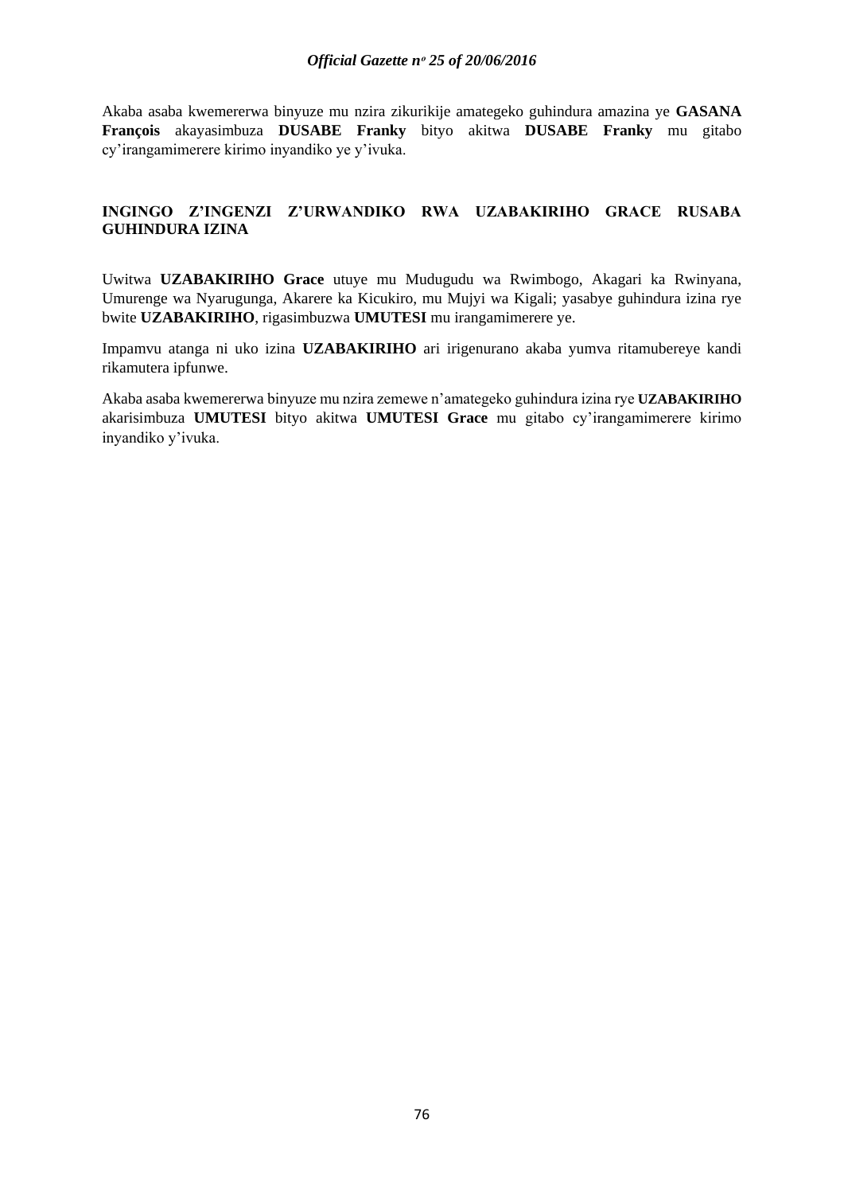Akaba asaba kwemererwa binyuze mu nzira zikurikije amategeko guhindura amazina ye **GASANA François** akayasimbuza **DUSABE Franky** bityo akitwa **DUSABE Franky** mu gitabo cy'irangamimerere kirimo inyandiko ye y'ivuka.

**INGINGO Z'INGENZI Z'URWANDIKO RWA UZABAKIRIHO GRACE RUSABA GUHINDURA IZINA**

Uwitwa **UZABAKIRIHO Grace** utuye mu Mudugudu wa Rwimbogo, Akagari ka Rwinyana, Umurenge wa Nyarugunga, Akarere ka Kicukiro, mu Mujyi wa Kigali; yasabye guhindura izina rye bwite **UZABAKIRIHO**, rigasimbuzwa **UMUTESI** mu irangamimerere ye.

Impamvu atanga ni uko izina **UZABAKIRIHO** ari irigenurano akaba yumva ritamubereye kandi rikamutera ipfunwe.

Akaba asaba kwemererwa binyuze mu nzira zemewe n'amategeko guhindura izina rye **UZABAKIRIHO** akarisimbuza **UMUTESI** bityo akitwa **UMUTESI Grace** mu gitabo cy'irangamimerere kirimo inyandiko y'ivuka.